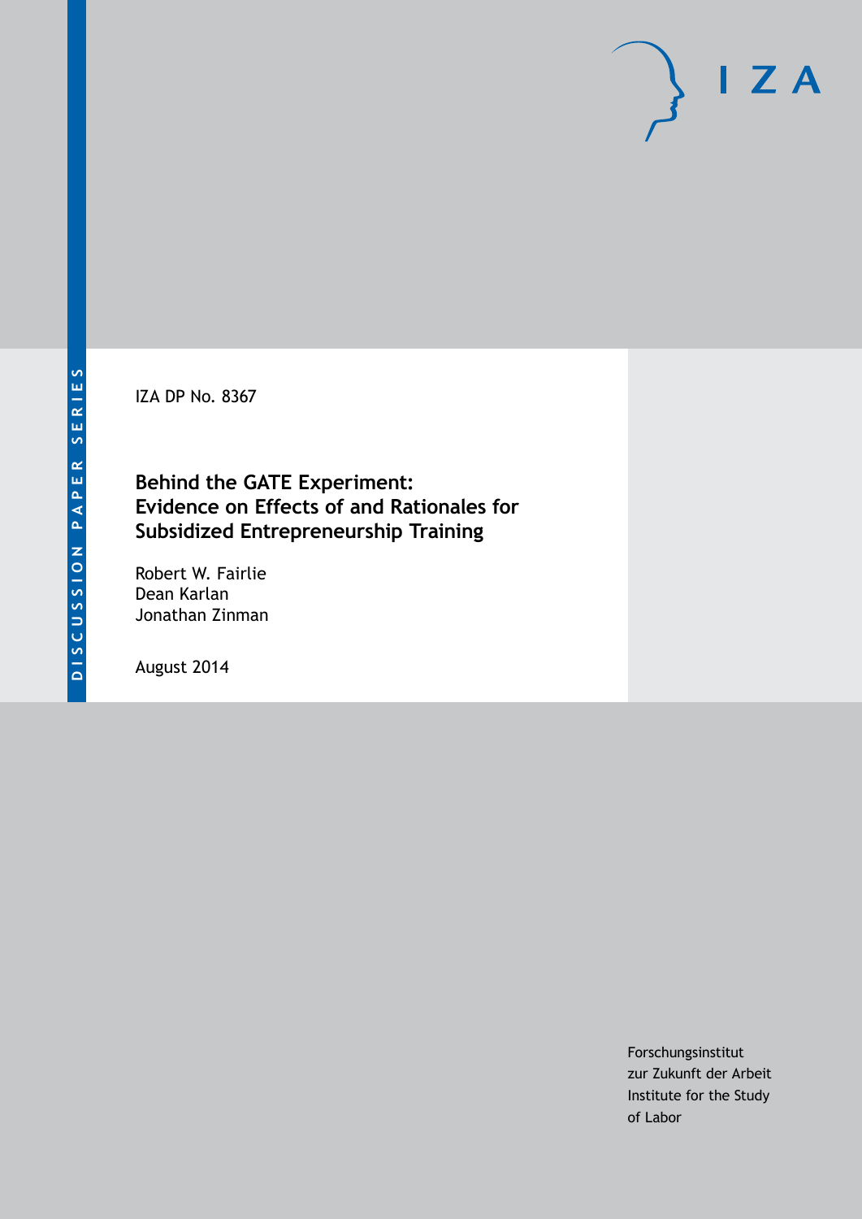DISCUSSION PAPER SERIES

IZA DP No. 8367

# Behind the GATE Experiment: Evidence on Effects of and Rationales for Subsidized Entrepreneurship Training

Robert W. Fairlie
Dean Karlan
Jonathan Zinman

August 2014

Forschungsinstitut
zur Zukunft der Arbeit
Institute for the Study
of Labor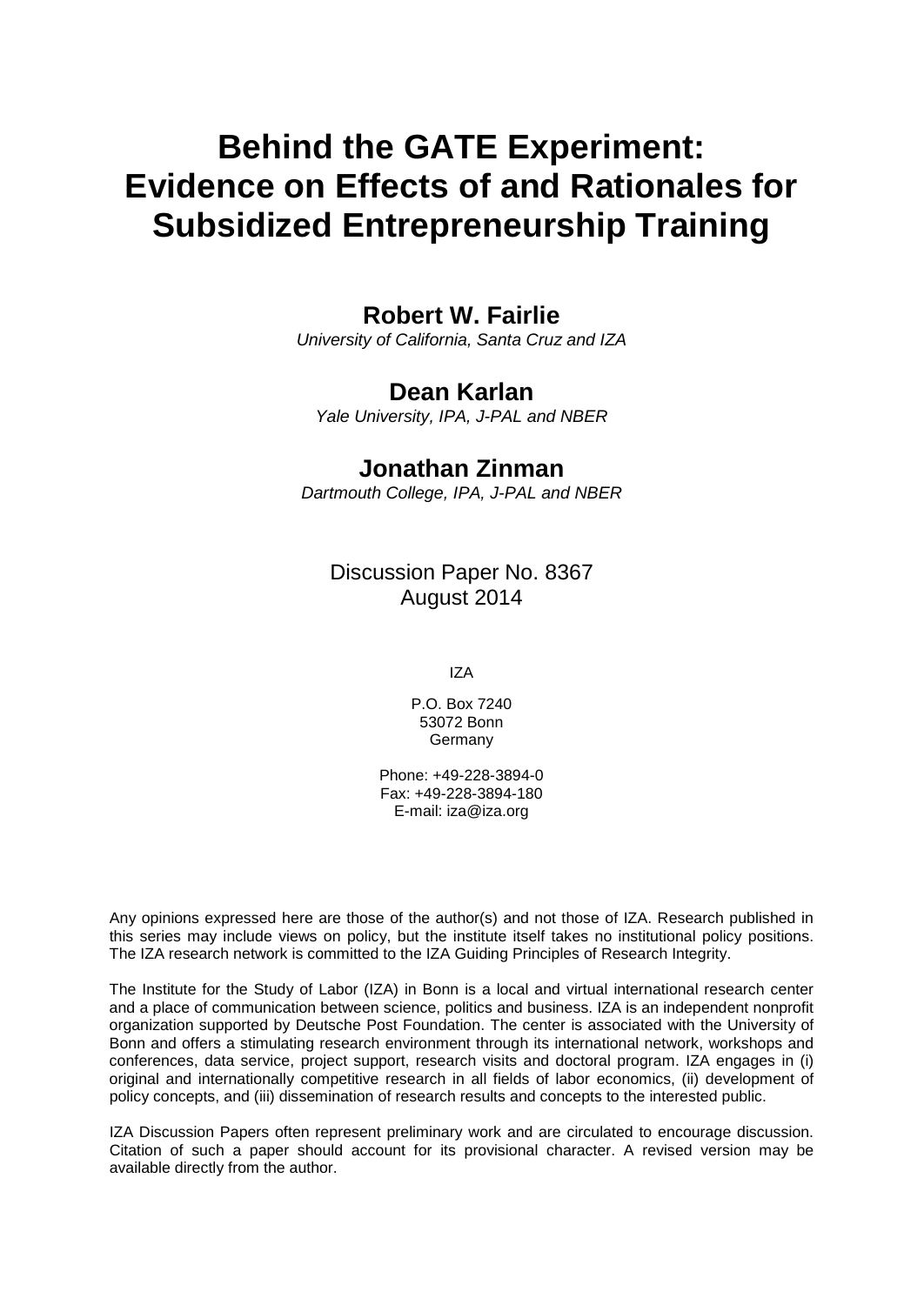# Behind the GATE Experiment: Evidence on Effects of and Rationales for Subsidized Entrepreneurship Training

**Robert W. Fairlie**

*University of California, Santa Cruz and IZA*

**Dean Karlan**

*Yale University, IPA, J-PAL and NBER*

**Jonathan Zinman**

*Dartmouth College, IPA, J-PAL and NBER*

Discussion Paper No. 8367
August 2014

IZA

P.O. Box 7240
53072 Bonn
Germany

Phone: +49-228-3894-0
Fax: +49-228-3894-180
E-mail: iza@iza.org

Any opinions expressed here are those of the author(s) and not those of IZA. Research published in this series may include views on policy, but the institute itself takes no institutional policy positions. The IZA research network is committed to the IZA Guiding Principles of Research Integrity.

The Institute for the Study of Labor (IZA) in Bonn is a local and virtual international research center and a place of communication between science, politics and business. IZA is an independent nonprofit organization supported by Deutsche Post Foundation. The center is associated with the University of Bonn and offers a stimulating research environment through its international network, workshops and conferences, data service, project support, research visits and doctoral program. IZA engages in (i) original and internationally competitive research in all fields of labor economics, (ii) development of policy concepts, and (iii) dissemination of research results and concepts to the interested public.

IZA Discussion Papers often represent preliminary work and are circulated to encourage discussion. Citation of such a paper should account for its provisional character. A revised version may be available directly from the author.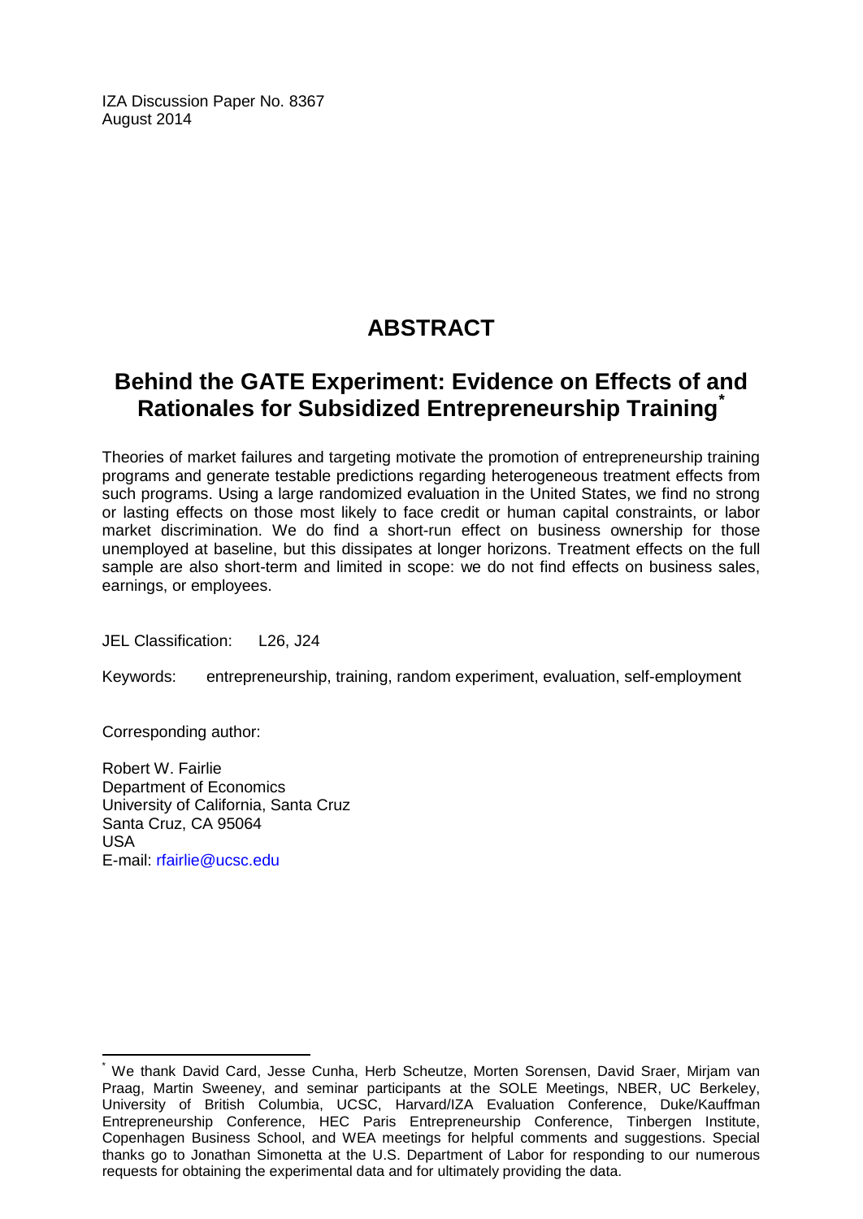IZA Discussion Paper No. 8367
August 2014

# ABSTRACT

## Behind the GATE Experiment: Evidence on Effects of and Rationales for Subsidized Entrepreneurship Training*

Theories of market failures and targeting motivate the promotion of entrepreneurship training programs and generate testable predictions regarding heterogeneous treatment effects from such programs. Using a large randomized evaluation in the United States, we find no strong or lasting effects on those most likely to face credit or human capital constraints, or labor market discrimination. We do find a short-run effect on business ownership for those unemployed at baseline, but this dissipates at longer horizons. Treatment effects on the full sample are also short-term and limited in scope: we do not find effects on business sales, earnings, or employees.

JEL Classification: L26, J24

Keywords: entrepreneurship, training, random experiment, evaluation, self-employment

Corresponding author:

Robert W. Fairlie
Department of Economics
University of California, Santa Cruz
Santa Cruz, CA 95064
USA
E-mail: rfairlie@ucsc.edu

---

* We thank David Card, Jesse Cunha, Herb Scheutze, Morten Sorensen, David Sraer, Mirjam van Praag, Martin Sweeney, and seminar participants at the SOLE Meetings, NBER, UC Berkeley, University of British Columbia, UCSC, Harvard/IZA Evaluation Conference, Duke/Kauffman Entrepreneurship Conference, HEC Paris Entrepreneurship Conference, Tinbergen Institute, Copenhagen Business School, and WEA meetings for helpful comments and suggestions. Special thanks go to Jonathan Simonetta at the U.S. Department of Labor for responding to our numerous requests for obtaining the experimental data and for ultimately providing the data.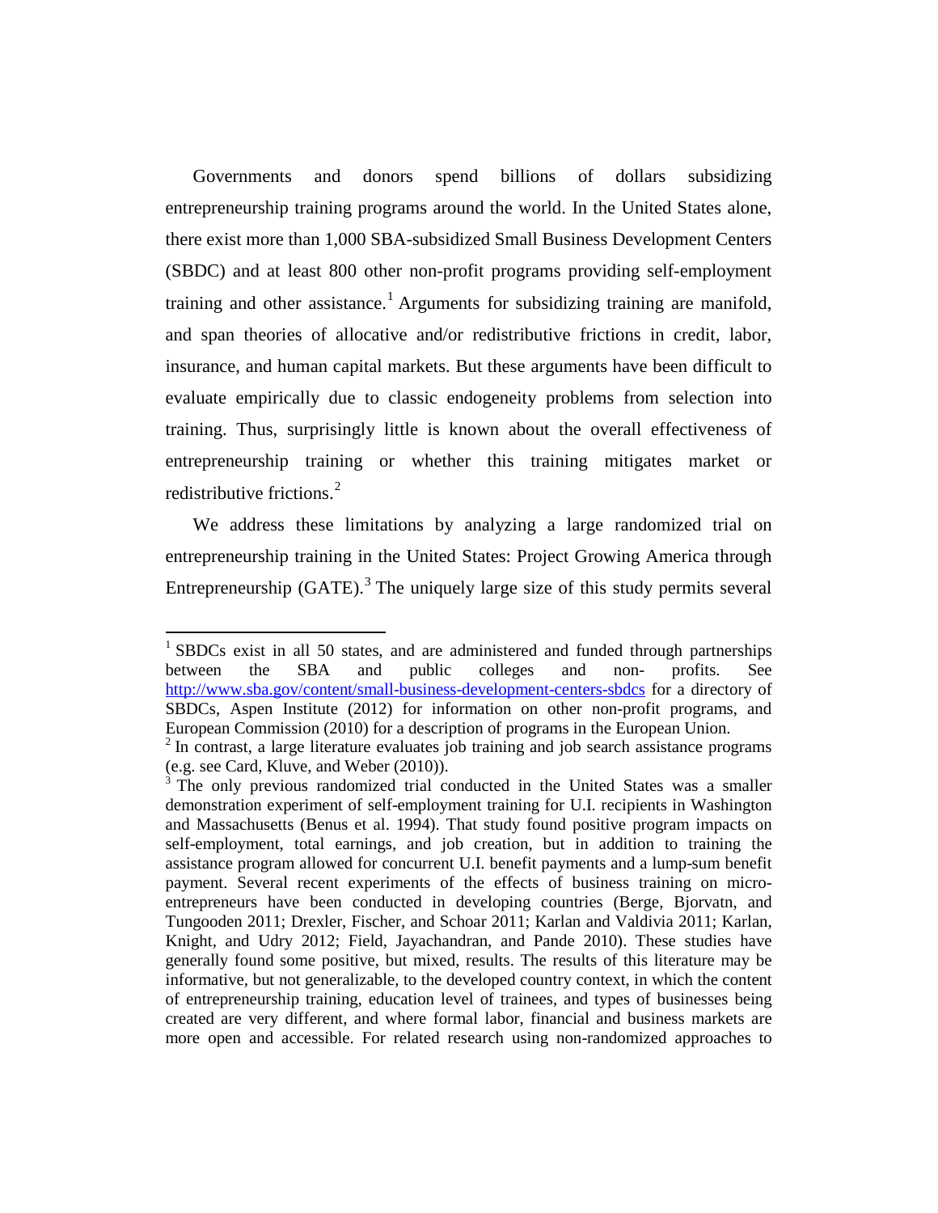Governments and donors spend billions of dollars subsidizing entrepreneurship training programs around the world. In the United States alone, there exist more than 1,000 SBA-subsidized Small Business Development Centers (SBDC) and at least 800 other non-profit programs providing self-employment training and other assistance.[1] Arguments for subsidizing training are manifold, and span theories of allocative and/or redistributive frictions in credit, labor, insurance, and human capital markets. But these arguments have been difficult to evaluate empirically due to classic endogeneity problems from selection into training. Thus, surprisingly little is known about the overall effectiveness of entrepreneurship training or whether this training mitigates market or redistributive frictions.[2]

We address these limitations by analyzing a large randomized trial on entrepreneurship training in the United States: Project Growing America through Entrepreneurship (GATE).[3] The uniquely large size of this study permits several

---

[1] SBDCs exist in all 50 states, and are administered and funded through partnerships between the SBA and public colleges and non- profits. See http://www.sba.gov/content/small-business-development-centers-sbdcs for a directory of SBDCs, Aspen Institute (2012) for information on other non-profit programs, and European Commission (2010) for a description of programs in the European Union.

[2] In contrast, a large literature evaluates job training and job search assistance programs (e.g. see Card, Kluve, and Weber (2010)).

[3] The only previous randomized trial conducted in the United States was a smaller demonstration experiment of self-employment training for U.I. recipients in Washington and Massachusetts (Benus et al. 1994). That study found positive program impacts on self-employment, total earnings, and job creation, but in addition to training the assistance program allowed for concurrent U.I. benefit payments and a lump-sum benefit payment. Several recent experiments of the effects of business training on micro-entrepreneurs have been conducted in developing countries (Berge, Bjorvatn, and Tungooden 2011; Drexler, Fischer, and Schoar 2011; Karlan and Valdivia 2011; Karlan, Knight, and Udry 2012; Field, Jayachandran, and Pande 2010). These studies have generally found some positive, but mixed, results. The results of this literature may be informative, but not generalizable, to the developed country context, in which the content of entrepreneurship training, education level of trainees, and types of businesses being created are very different, and where formal labor, financial and business markets are more open and accessible. For related research using non-randomized approaches to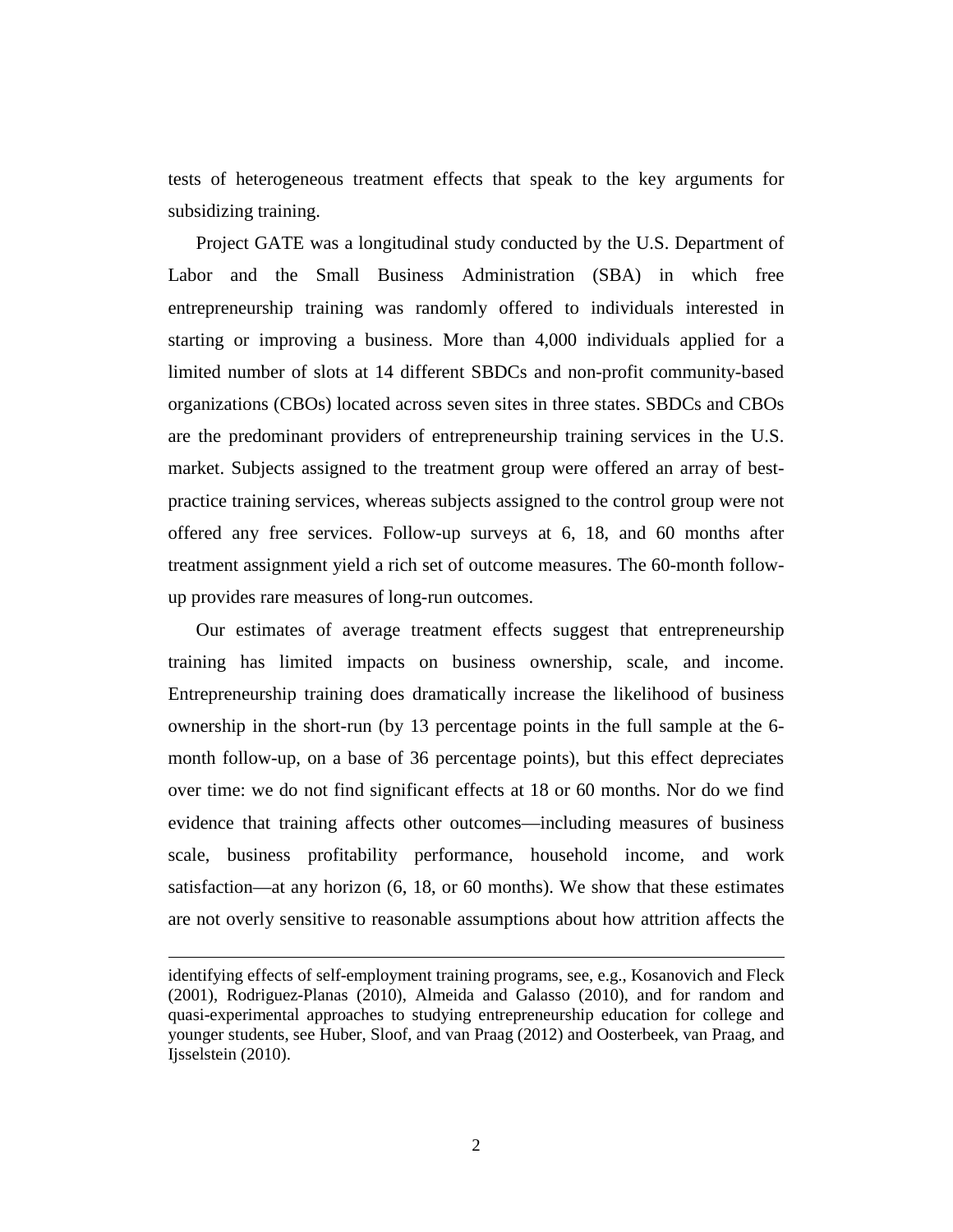tests of heterogeneous treatment effects that speak to the key arguments for subsidizing training.

Project GATE was a longitudinal study conducted by the U.S. Department of Labor and the Small Business Administration (SBA) in which free entrepreneurship training was randomly offered to individuals interested in starting or improving a business. More than 4,000 individuals applied for a limited number of slots at 14 different SBDCs and non-profit community-based organizations (CBOs) located across seven sites in three states. SBDCs and CBOs are the predominant providers of entrepreneurship training services in the U.S. market. Subjects assigned to the treatment group were offered an array of best-practice training services, whereas subjects assigned to the control group were not offered any free services. Follow-up surveys at 6, 18, and 60 months after treatment assignment yield a rich set of outcome measures. The 60-month follow-up provides rare measures of long-run outcomes.

Our estimates of average treatment effects suggest that entrepreneurship training has limited impacts on business ownership, scale, and income. Entrepreneurship training does dramatically increase the likelihood of business ownership in the short-run (by 13 percentage points in the full sample at the 6-month follow-up, on a base of 36 percentage points), but this effect depreciates over time: we do not find significant effects at 18 or 60 months. Nor do we find evidence that training affects other outcomes—including measures of business scale, business profitability performance, household income, and work satisfaction—at any horizon (6, 18, or 60 months). We show that these estimates are not overly sensitive to reasonable assumptions about how attrition affects the

---

identifying effects of self-employment training programs, see, e.g., Kosanovich and Fleck (2001), Rodriguez-Planas (2010), Almeida and Galasso (2010), and for random and quasi-experimental approaches to studying entrepreneurship education for college and younger students, see Huber, Sloof, and van Praag (2012) and Oosterbeek, van Praag, and Ijsselstein (2010).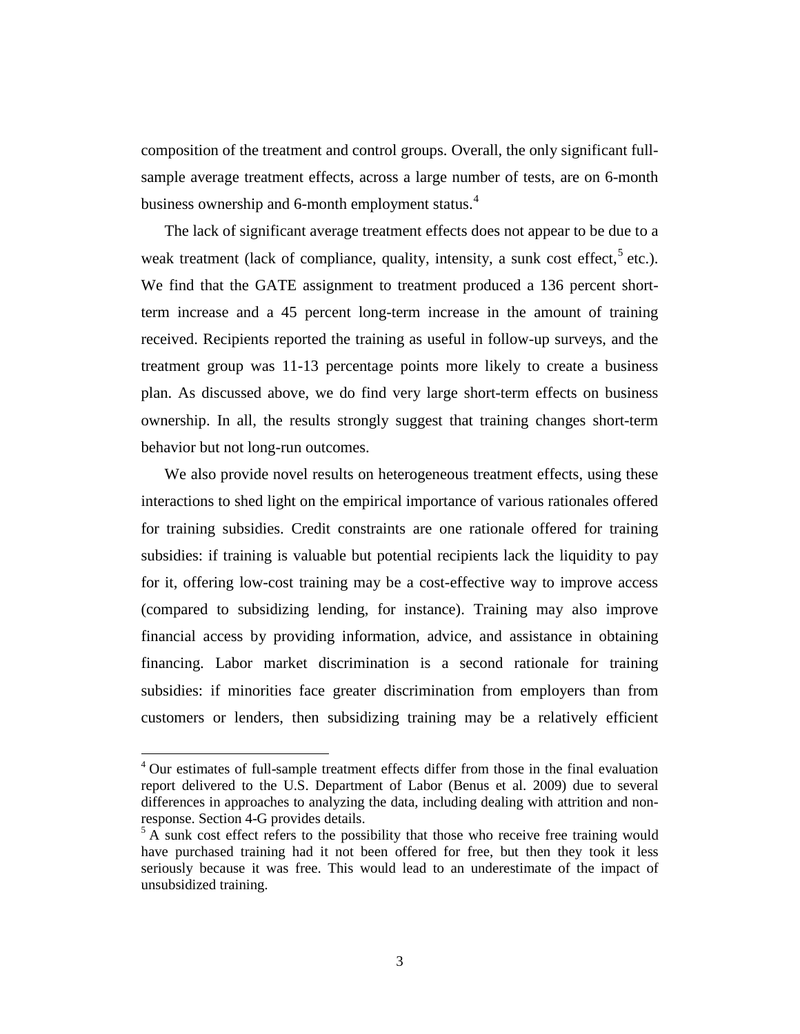composition of the treatment and control groups. Overall, the only significant full-sample average treatment effects, across a large number of tests, are on 6-month business ownership and 6-month employment status.[4]

The lack of significant average treatment effects does not appear to be due to a weak treatment (lack of compliance, quality, intensity, a sunk cost effect,[5] etc.). We find that the GATE assignment to treatment produced a 136 percent short-term increase and a 45 percent long-term increase in the amount of training received. Recipients reported the training as useful in follow-up surveys, and the treatment group was 11-13 percentage points more likely to create a business plan. As discussed above, we do find very large short-term effects on business ownership. In all, the results strongly suggest that training changes short-term behavior but not long-run outcomes.

We also provide novel results on heterogeneous treatment effects, using these interactions to shed light on the empirical importance of various rationales offered for training subsidies. Credit constraints are one rationale offered for training subsidies: if training is valuable but potential recipients lack the liquidity to pay for it, offering low-cost training may be a cost-effective way to improve access (compared to subsidizing lending, for instance). Training may also improve financial access by providing information, advice, and assistance in obtaining financing. Labor market discrimination is a second rationale for training subsidies: if minorities face greater discrimination from employers than from customers or lenders, then subsidizing training may be a relatively efficient

---

[4] Our estimates of full-sample treatment effects differ from those in the final evaluation report delivered to the U.S. Department of Labor (Benus et al. 2009) due to several differences in approaches to analyzing the data, including dealing with attrition and non-response. Section 4-G provides details.

[5] A sunk cost effect refers to the possibility that those who receive free training would have purchased training had it not been offered for free, but then they took it less seriously because it was free. This would lead to an underestimate of the impact of unsubsidized training.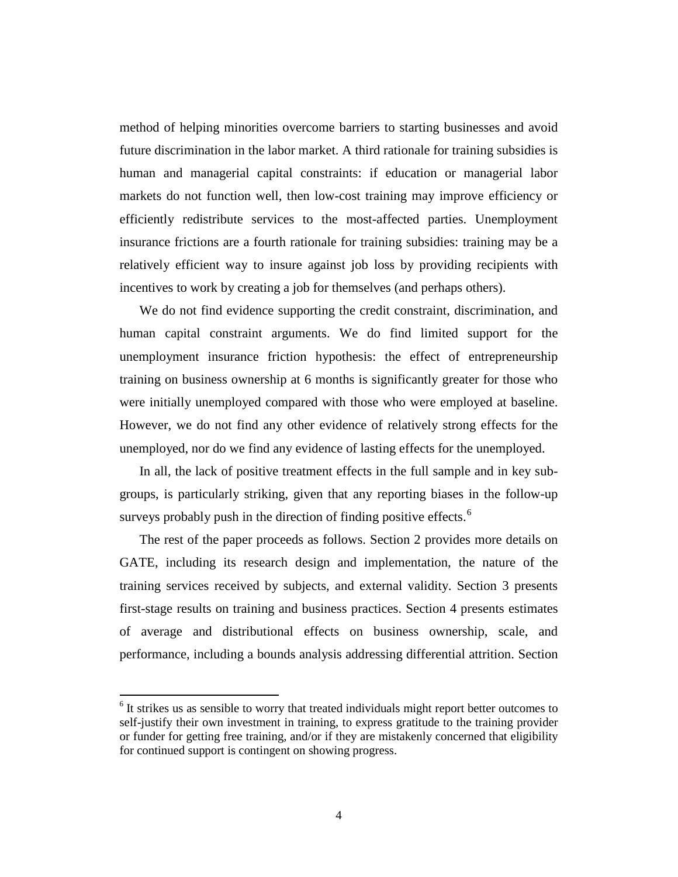method of helping minorities overcome barriers to starting businesses and avoid future discrimination in the labor market. A third rationale for training subsidies is human and managerial capital constraints: if education or managerial labor markets do not function well, then low-cost training may improve efficiency or efficiently redistribute services to the most-affected parties. Unemployment insurance frictions are a fourth rationale for training subsidies: training may be a relatively efficient way to insure against job loss by providing recipients with incentives to work by creating a job for themselves (and perhaps others).

We do not find evidence supporting the credit constraint, discrimination, and human capital constraint arguments. We do find limited support for the unemployment insurance friction hypothesis: the effect of entrepreneurship training on business ownership at 6 months is significantly greater for those who were initially unemployed compared with those who were employed at baseline. However, we do not find any other evidence of relatively strong effects for the unemployed, nor do we find any evidence of lasting effects for the unemployed.

In all, the lack of positive treatment effects in the full sample and in key sub-groups, is particularly striking, given that any reporting biases in the follow-up surveys probably push in the direction of finding positive effects.[6]

The rest of the paper proceeds as follows. Section 2 provides more details on GATE, including its research design and implementation, the nature of the training services received by subjects, and external validity. Section 3 presents first-stage results on training and business practices. Section 4 presents estimates of average and distributional effects on business ownership, scale, and performance, including a bounds analysis addressing differential attrition. Section

[6] It strikes us as sensible to worry that treated individuals might report better outcomes to self-justify their own investment in training, to express gratitude to the training provider or funder for getting free training, and/or if they are mistakenly concerned that eligibility for continued support is contingent on showing progress.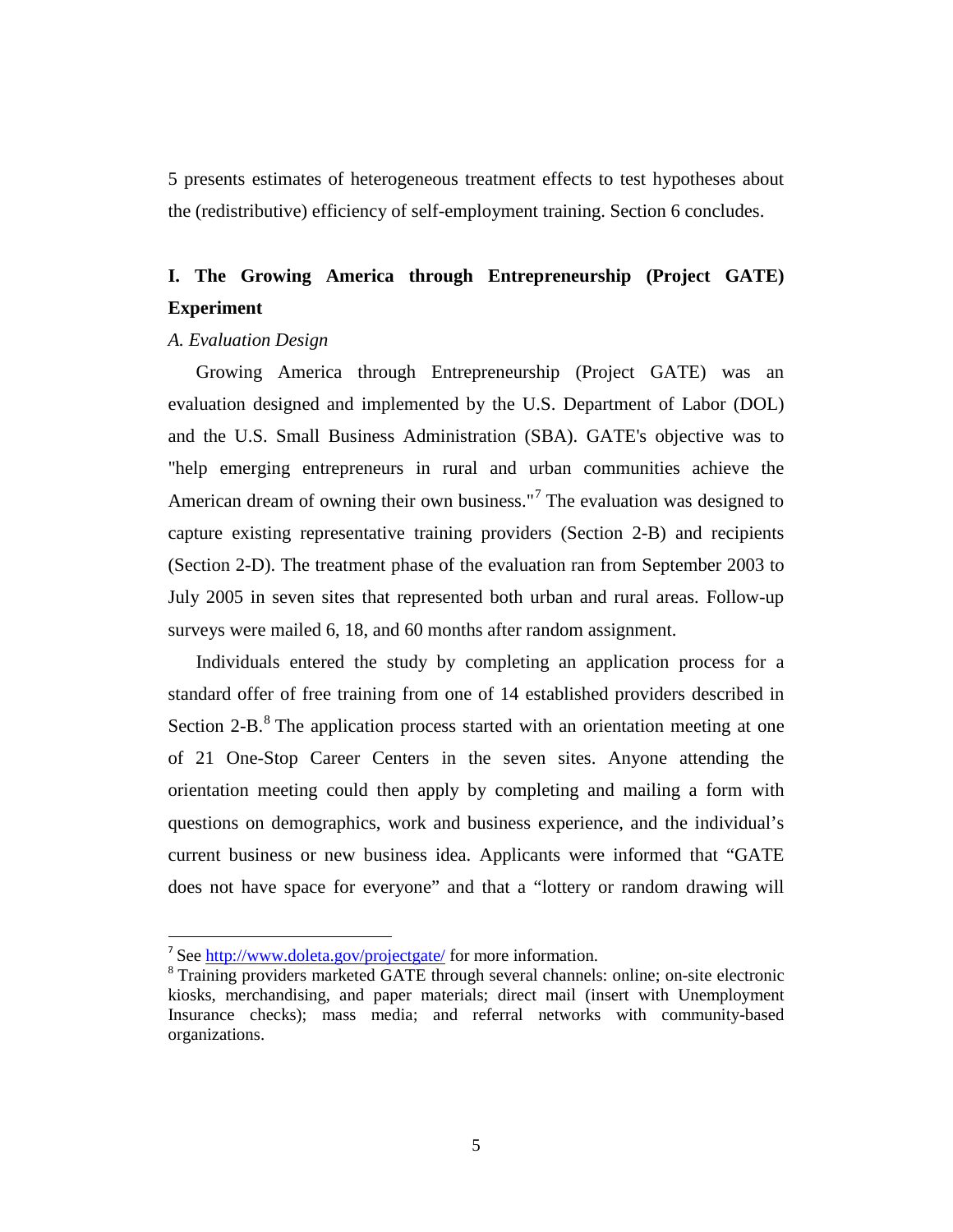5 presents estimates of heterogeneous treatment effects to test hypotheses about the (redistributive) efficiency of self-employment training. Section 6 concludes.

## I. The Growing America through Entrepreneurship (Project GATE) Experiment

### *A. Evaluation Design*

Growing America through Entrepreneurship (Project GATE) was an evaluation designed and implemented by the U.S. Department of Labor (DOL) and the U.S. Small Business Administration (SBA). GATE's objective was to "help emerging entrepreneurs in rural and urban communities achieve the American dream of owning their own business."[7] The evaluation was designed to capture existing representative training providers (Section 2-B) and recipients (Section 2-D). The treatment phase of the evaluation ran from September 2003 to July 2005 in seven sites that represented both urban and rural areas. Follow-up surveys were mailed 6, 18, and 60 months after random assignment.

Individuals entered the study by completing an application process for a standard offer of free training from one of 14 established providers described in Section 2-B.[8] The application process started with an orientation meeting at one of 21 One-Stop Career Centers in the seven sites. Anyone attending the orientation meeting could then apply by completing and mailing a form with questions on demographics, work and business experience, and the individual's current business or new business idea. Applicants were informed that "GATE does not have space for everyone" and that a "lottery or random drawing will

---

[7] See http://www.doleta.gov/projectgate/ for more information.

[8] Training providers marketed GATE through several channels: online; on-site electronic kiosks, merchandising, and paper materials; direct mail (insert with Unemployment Insurance checks); mass media; and referral networks with community-based organizations.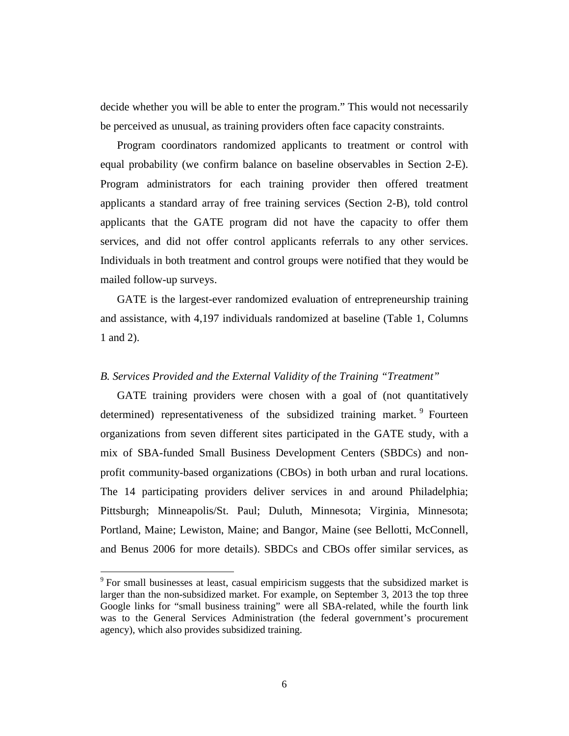decide whether you will be able to enter the program." This would not necessarily be perceived as unusual, as training providers often face capacity constraints.

Program coordinators randomized applicants to treatment or control with equal probability (we confirm balance on baseline observables in Section 2-E). Program administrators for each training provider then offered treatment applicants a standard array of free training services (Section 2-B), told control applicants that the GATE program did not have the capacity to offer them services, and did not offer control applicants referrals to any other services. Individuals in both treatment and control groups were notified that they would be mailed follow-up surveys.

GATE is the largest-ever randomized evaluation of entrepreneurship training and assistance, with 4,197 individuals randomized at baseline (Table 1, Columns 1 and 2).

### *B. Services Provided and the External Validity of the Training "Treatment"*

GATE training providers were chosen with a goal of (not quantitatively determined) representativeness of the subsidized training market.[9] Fourteen organizations from seven different sites participated in the GATE study, with a mix of SBA-funded Small Business Development Centers (SBDCs) and non-profit community-based organizations (CBOs) in both urban and rural locations. The 14 participating providers deliver services in and around Philadelphia; Pittsburgh; Minneapolis/St. Paul; Duluth, Minnesota; Virginia, Minnesota; Portland, Maine; Lewiston, Maine; and Bangor, Maine (see Bellotti, McConnell, and Benus 2006 for more details). SBDCs and CBOs offer similar services, as

[9] For small businesses at least, casual empiricism suggests that the subsidized market is larger than the non-subsidized market. For example, on September 3, 2013 the top three Google links for "small business training" were all SBA-related, while the fourth link was to the General Services Administration (the federal government's procurement agency), which also provides subsidized training.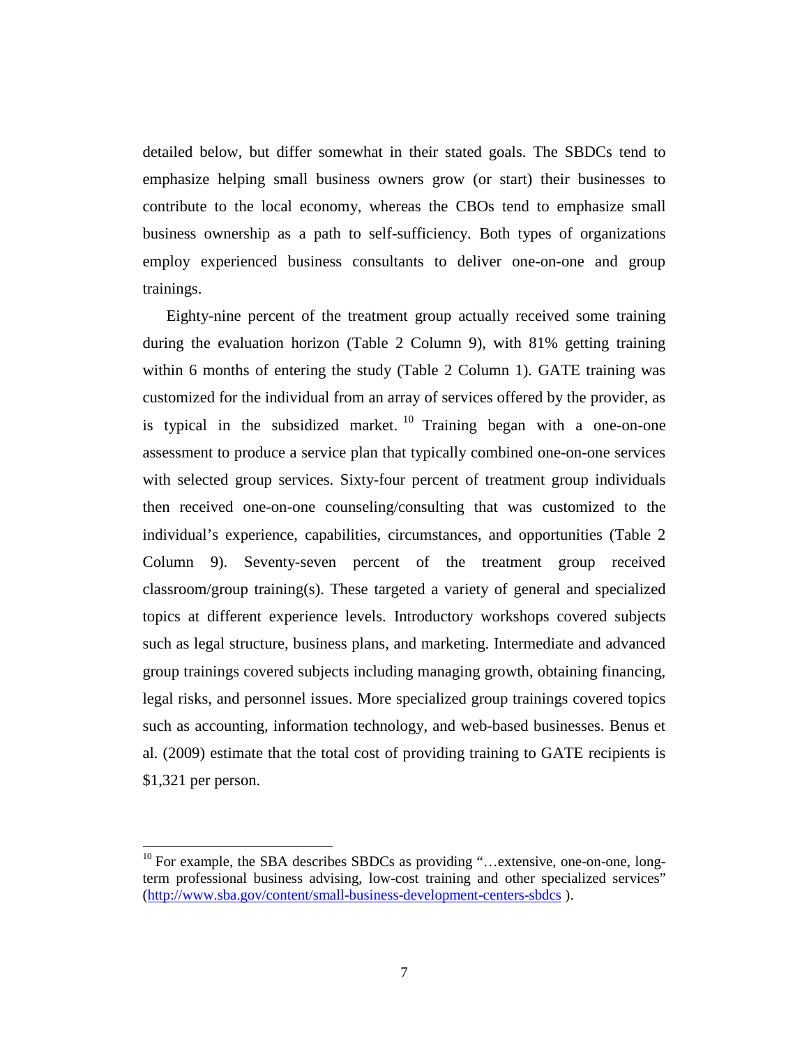detailed below, but differ somewhat in their stated goals. The SBDCs tend to emphasize helping small business owners grow (or start) their businesses to contribute to the local economy, whereas the CBOs tend to emphasize small business ownership as a path to self-sufficiency. Both types of organizations employ experienced business consultants to deliver one-on-one and group trainings.

Eighty-nine percent of the treatment group actually received some training during the evaluation horizon (Table 2 Column 9), with 81% getting training within 6 months of entering the study (Table 2 Column 1). GATE training was customized for the individual from an array of services offered by the provider, as is typical in the subsidized market.[10] Training began with a one-on-one assessment to produce a service plan that typically combined one-on-one services with selected group services. Sixty-four percent of treatment group individuals then received one-on-one counseling/consulting that was customized to the individual's experience, capabilities, circumstances, and opportunities (Table 2 Column 9). Seventy-seven percent of the treatment group received classroom/group training(s). These targeted a variety of general and specialized topics at different experience levels. Introductory workshops covered subjects such as legal structure, business plans, and marketing. Intermediate and advanced group trainings covered subjects including managing growth, obtaining financing, legal risks, and personnel issues. More specialized group trainings covered topics such as accounting, information technology, and web-based businesses. Benus et al. (2009) estimate that the total cost of providing training to GATE recipients is $1,321 per person.

[10] For example, the SBA describes SBDCs as providing "…extensive, one-on-one, long-term professional business advising, low-cost training and other specialized services" (http://www.sba.gov/content/small-business-development-centers-sbdcs ).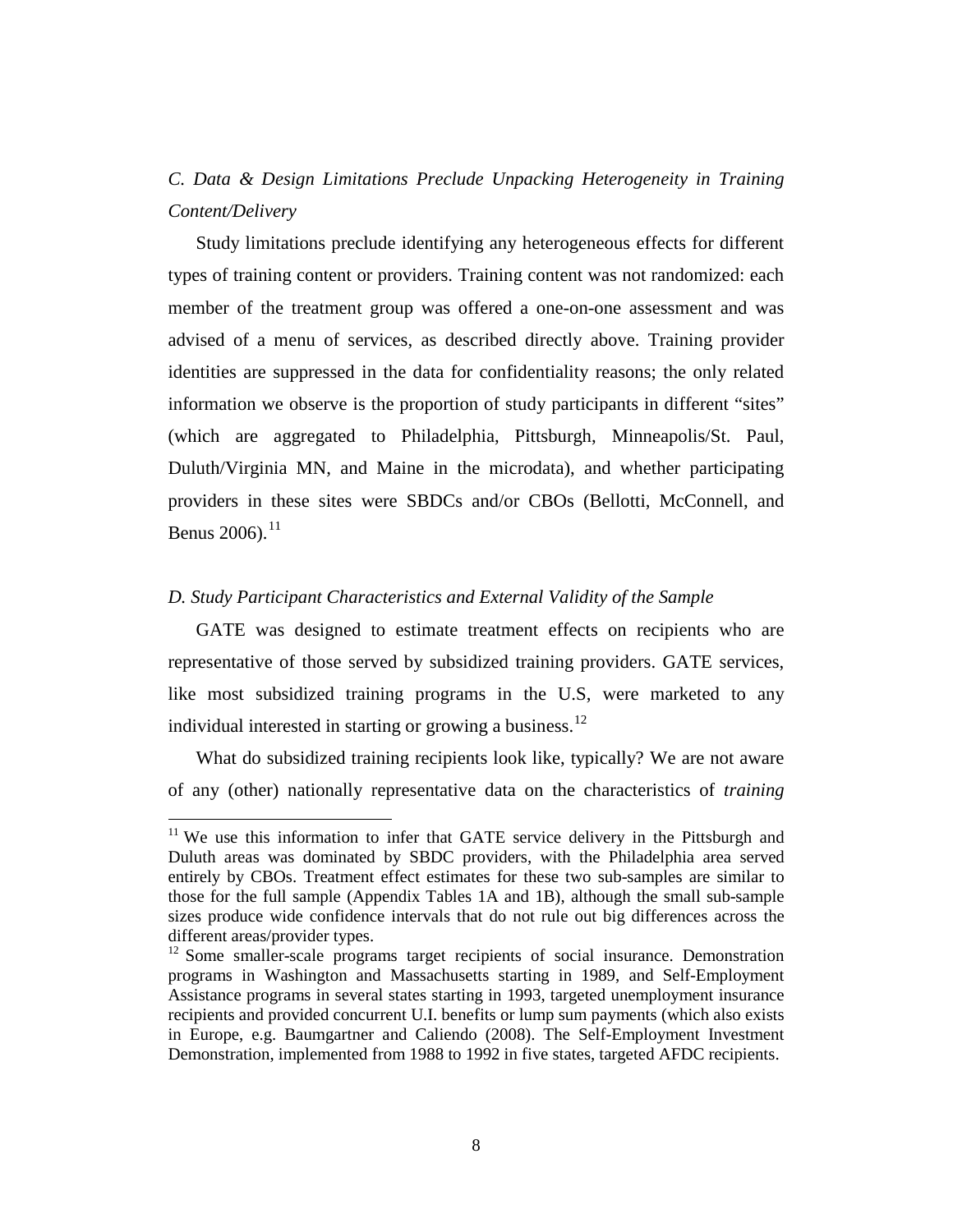### *C. Data & Design Limitations Preclude Unpacking Heterogeneity in Training Content/Delivery*

Study limitations preclude identifying any heterogeneous effects for different types of training content or providers. Training content was not randomized: each member of the treatment group was offered a one-on-one assessment and was advised of a menu of services, as described directly above. Training provider identities are suppressed in the data for confidentiality reasons; the only related information we observe is the proportion of study participants in different "sites" (which are aggregated to Philadelphia, Pittsburgh, Minneapolis/St. Paul, Duluth/Virginia MN, and Maine in the microdata), and whether participating providers in these sites were SBDCs and/or CBOs (Bellotti, McConnell, and Benus 2006).[11]

### *D. Study Participant Characteristics and External Validity of the Sample*

GATE was designed to estimate treatment effects on recipients who are representative of those served by subsidized training providers. GATE services, like most subsidized training programs in the U.S, were marketed to any individual interested in starting or growing a business.[12]

What do subsidized training recipients look like, typically? We are not aware of any (other) nationally representative data on the characteristics of *training*

---

[11] We use this information to infer that GATE service delivery in the Pittsburgh and Duluth areas was dominated by SBDC providers, with the Philadelphia area served entirely by CBOs. Treatment effect estimates for these two sub-samples are similar to those for the full sample (Appendix Tables 1A and 1B), although the small sub-sample sizes produce wide confidence intervals that do not rule out big differences across the different areas/provider types.

[12] Some smaller-scale programs target recipients of social insurance. Demonstration programs in Washington and Massachusetts starting in 1989, and Self-Employment Assistance programs in several states starting in 1993, targeted unemployment insurance recipients and provided concurrent U.I. benefits or lump sum payments (which also exists in Europe, e.g. Baumgartner and Caliendo (2008). The Self-Employment Investment Demonstration, implemented from 1988 to 1992 in five states, targeted AFDC recipients.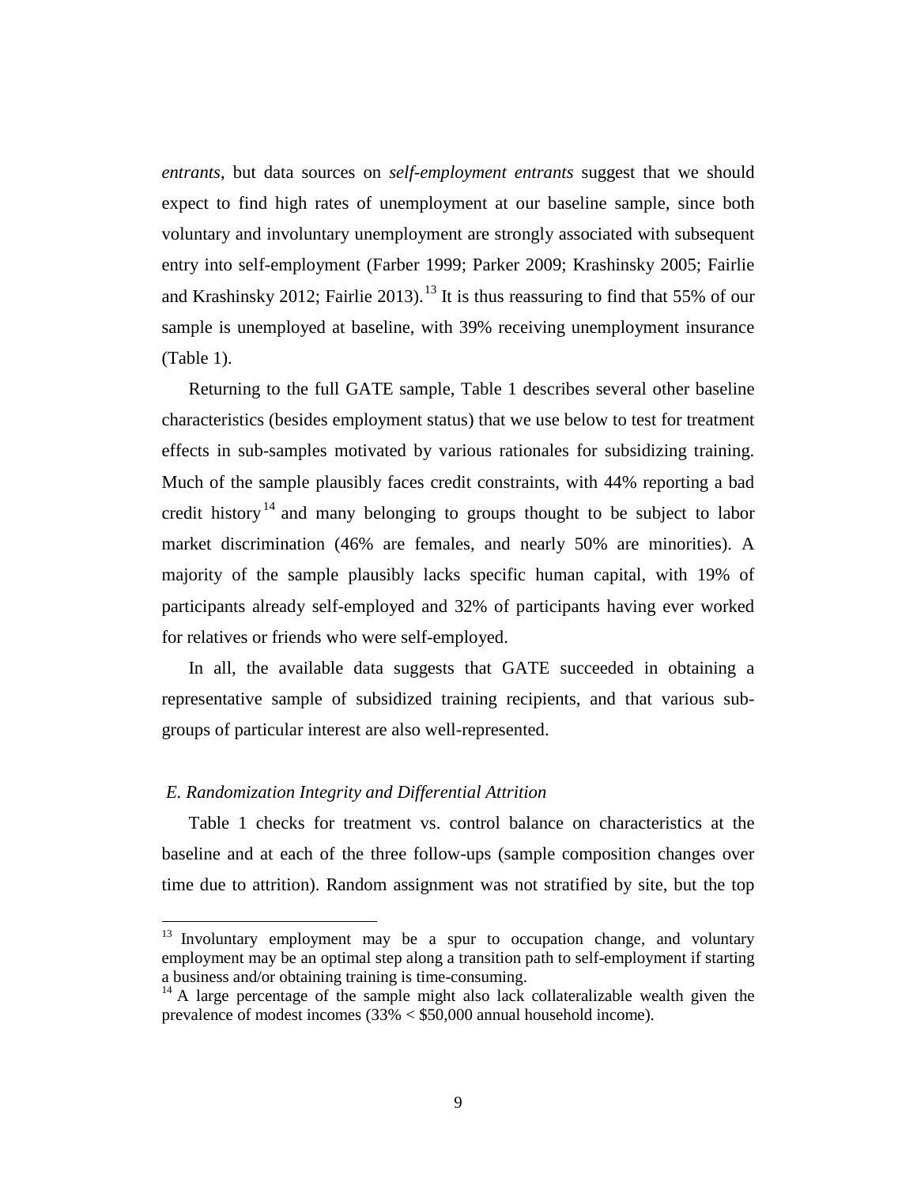*entrants*, but data sources on *self-employment entrants* suggest that we should expect to find high rates of unemployment at our baseline sample, since both voluntary and involuntary unemployment are strongly associated with subsequent entry into self-employment (Farber 1999; Parker 2009; Krashinsky 2005; Fairlie and Krashinsky 2012; Fairlie 2013).[13] It is thus reassuring to find that 55% of our sample is unemployed at baseline, with 39% receiving unemployment insurance (Table 1).

Returning to the full GATE sample, Table 1 describes several other baseline characteristics (besides employment status) that we use below to test for treatment effects in sub-samples motivated by various rationales for subsidizing training. Much of the sample plausibly faces credit constraints, with 44% reporting a bad credit history[14] and many belonging to groups thought to be subject to labor market discrimination (46% are females, and nearly 50% are minorities). A majority of the sample plausibly lacks specific human capital, with 19% of participants already self-employed and 32% of participants having ever worked for relatives or friends who were self-employed.

In all, the available data suggests that GATE succeeded in obtaining a representative sample of subsidized training recipients, and that various sub-groups of particular interest are also well-represented.

### *E. Randomization Integrity and Differential Attrition*

Table 1 checks for treatment vs. control balance on characteristics at the baseline and at each of the three follow-ups (sample composition changes over time due to attrition). Random assignment was not stratified by site, but the top

[13] Involuntary employment may be a spur to occupation change, and voluntary employment may be an optimal step along a transition path to self-employment if starting a business and/or obtaining training is time-consuming.

[14] A large percentage of the sample might also lack collateralizable wealth given the prevalence of modest incomes (33% < $50,000 annual household income).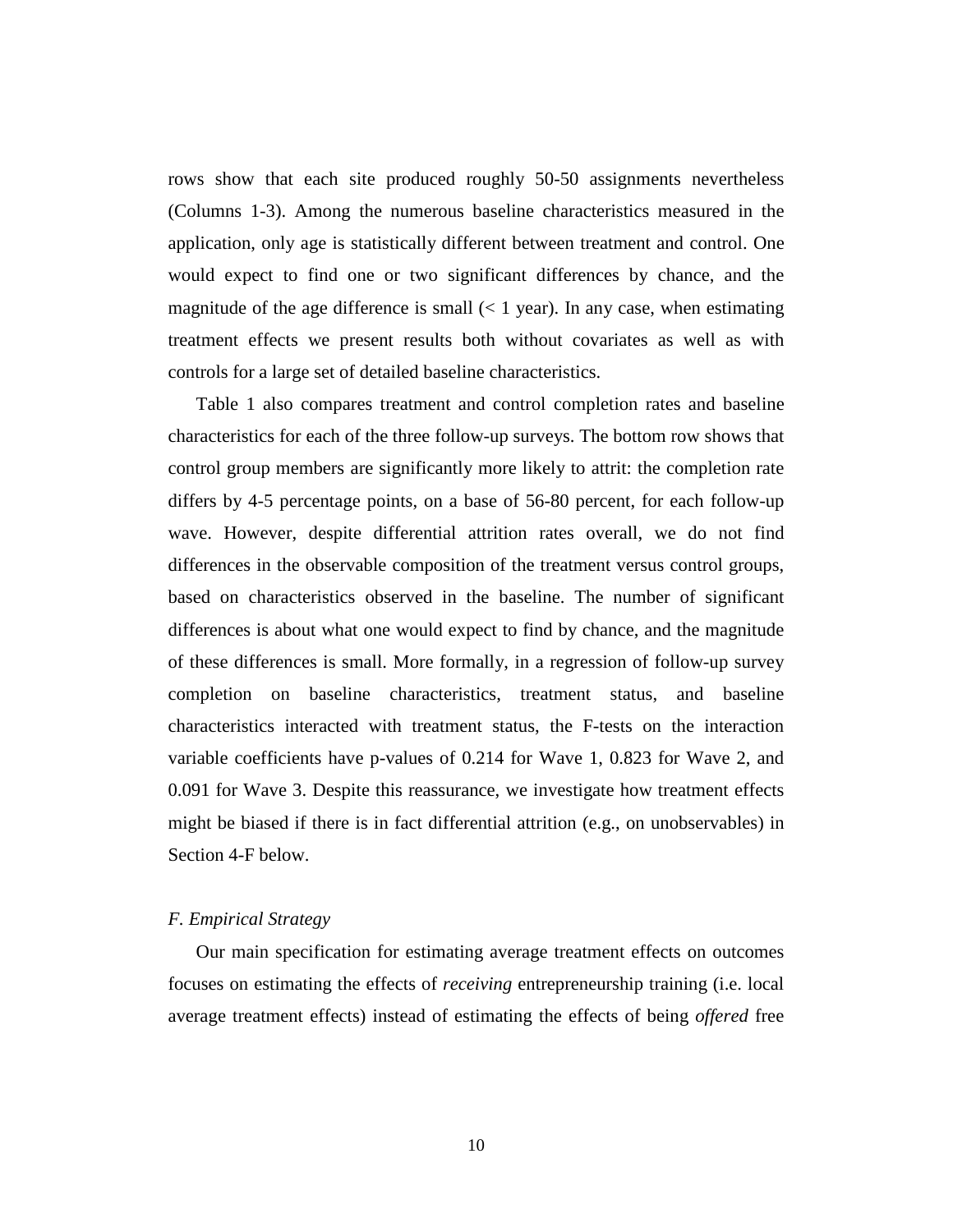rows show that each site produced roughly 50-50 assignments nevertheless (Columns 1-3). Among the numerous baseline characteristics measured in the application, only age is statistically different between treatment and control. One would expect to find one or two significant differences by chance, and the magnitude of the age difference is small (< 1 year). In any case, when estimating treatment effects we present results both without covariates as well as with controls for a large set of detailed baseline characteristics.

Table 1 also compares treatment and control completion rates and baseline characteristics for each of the three follow-up surveys. The bottom row shows that control group members are significantly more likely to attrit: the completion rate differs by 4-5 percentage points, on a base of 56-80 percent, for each follow-up wave. However, despite differential attrition rates overall, we do not find differences in the observable composition of the treatment versus control groups, based on characteristics observed in the baseline. The number of significant differences is about what one would expect to find by chance, and the magnitude of these differences is small. More formally, in a regression of follow-up survey completion on baseline characteristics, treatment status, and baseline characteristics interacted with treatment status, the F-tests on the interaction variable coefficients have p-values of 0.214 for Wave 1, 0.823 for Wave 2, and 0.091 for Wave 3. Despite this reassurance, we investigate how treatment effects might be biased if there is in fact differential attrition (e.g., on unobservables) in Section 4-F below.

### *F. Empirical Strategy*

Our main specification for estimating average treatment effects on outcomes focuses on estimating the effects of *receiving* entrepreneurship training (i.e. local average treatment effects) instead of estimating the effects of being *offered* free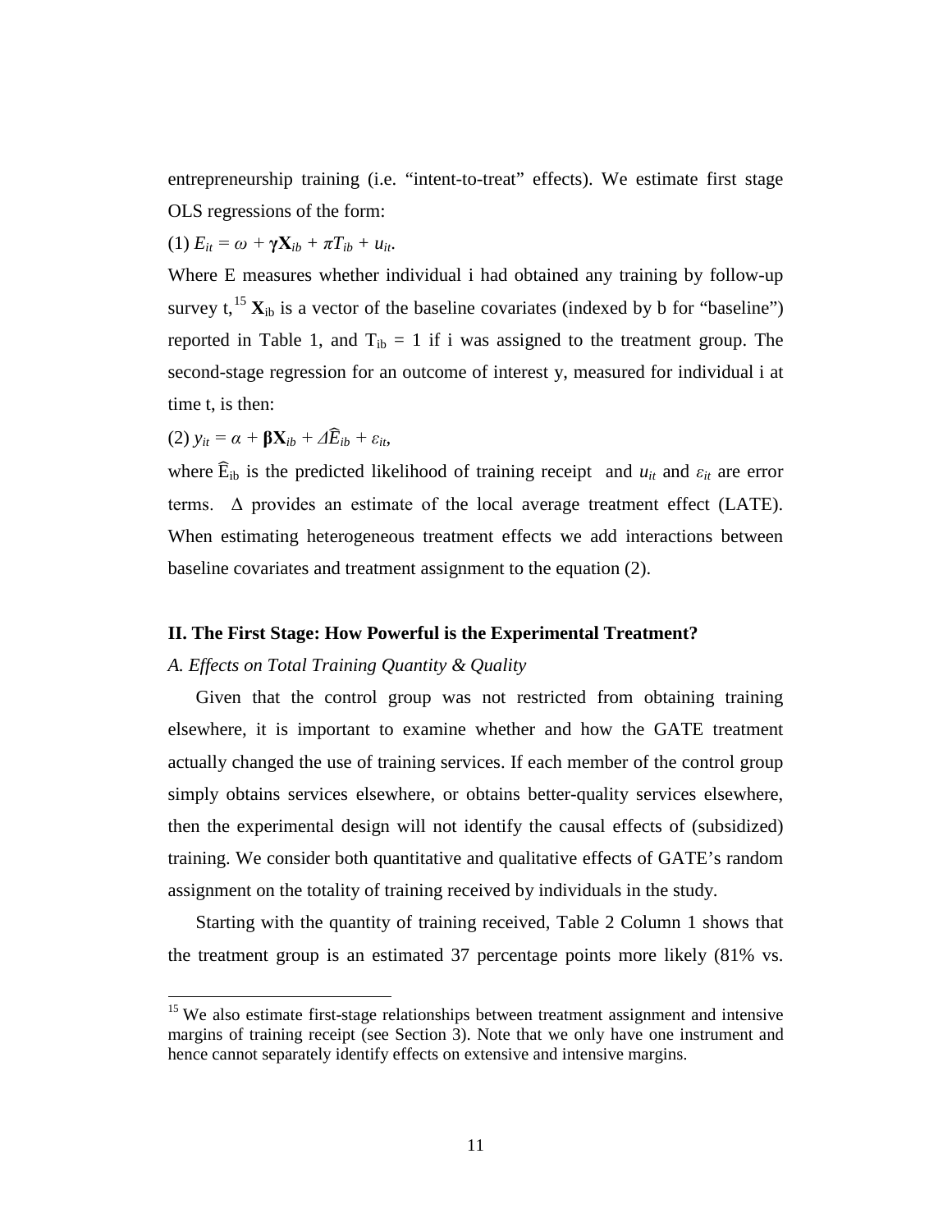entrepreneurship training (i.e. "intent-to-treat" effects). We estimate first stage OLS regressions of the form:

(1) $E_{it} = \omega + \boldsymbol{\gamma}\mathbf{X}_{ib} + \pi T_{ib} + u_{it}$.

Where E measures whether individual i had obtained any training by follow-up survey t,[15] $\mathbf{X}_{ib}$ is a vector of the baseline covariates (indexed by b for "baseline") reported in Table 1, and $T_{ib} = 1$ if i was assigned to the treatment group. The second-stage regression for an outcome of interest y, measured for individual i at time t, is then:

(2) $y_{it} = \alpha + \boldsymbol{\beta}\mathbf{X}_{ib} + \Delta\widehat{E}_{ib} + \varepsilon_{it}$,

where $\widehat{E}_{ib}$ is the predicted likelihood of training receipt and $u_{it}$ and $\varepsilon_{it}$ are error terms. $\Delta$ provides an estimate of the local average treatment effect (LATE). When estimating heterogeneous treatment effects we add interactions between baseline covariates and treatment assignment to the equation (2).

## II. The First Stage: How Powerful is the Experimental Treatment?

### *A. Effects on Total Training Quantity & Quality*

Given that the control group was not restricted from obtaining training elsewhere, it is important to examine whether and how the GATE treatment actually changed the use of training services. If each member of the control group simply obtains services elsewhere, or obtains better-quality services elsewhere, then the experimental design will not identify the causal effects of (subsidized) training. We consider both quantitative and qualitative effects of GATE's random assignment on the totality of training received by individuals in the study.

Starting with the quantity of training received, Table 2 Column 1 shows that the treatment group is an estimated 37 percentage points more likely (81% vs.

---

[15] We also estimate first-stage relationships between treatment assignment and intensive margins of training receipt (see Section 3). Note that we only have one instrument and hence cannot separately identify effects on extensive and intensive margins.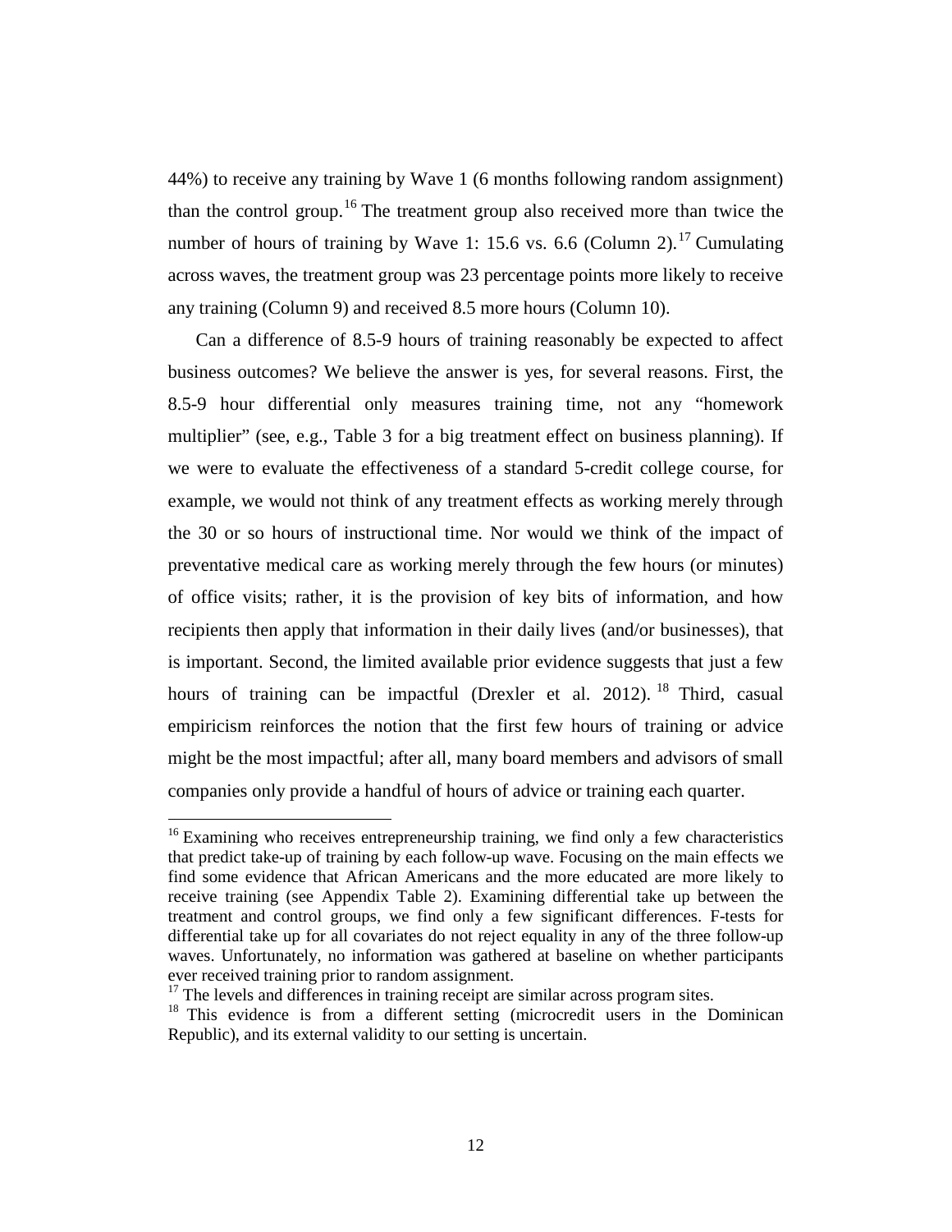44%) to receive any training by Wave 1 (6 months following random assignment) than the control group.[16] The treatment group also received more than twice the number of hours of training by Wave 1: 15.6 vs. 6.6 (Column 2).[17] Cumulating across waves, the treatment group was 23 percentage points more likely to receive any training (Column 9) and received 8.5 more hours (Column 10).

Can a difference of 8.5-9 hours of training reasonably be expected to affect business outcomes? We believe the answer is yes, for several reasons. First, the 8.5-9 hour differential only measures training time, not any "homework multiplier" (see, e.g., Table 3 for a big treatment effect on business planning). If we were to evaluate the effectiveness of a standard 5-credit college course, for example, we would not think of any treatment effects as working merely through the 30 or so hours of instructional time. Nor would we think of the impact of preventative medical care as working merely through the few hours (or minutes) of office visits; rather, it is the provision of key bits of information, and how recipients then apply that information in their daily lives (and/or businesses), that is important. Second, the limited available prior evidence suggests that just a few hours of training can be impactful (Drexler et al. 2012).[18] Third, casual empiricism reinforces the notion that the first few hours of training or advice might be the most impactful; after all, many board members and advisors of small companies only provide a handful of hours of advice or training each quarter.

---

[16] Examining who receives entrepreneurship training, we find only a few characteristics that predict take-up of training by each follow-up wave. Focusing on the main effects we find some evidence that African Americans and the more educated are more likely to receive training (see Appendix Table 2). Examining differential take up between the treatment and control groups, we find only a few significant differences. F-tests for differential take up for all covariates do not reject equality in any of the three follow-up waves. Unfortunately, no information was gathered at baseline on whether participants ever received training prior to random assignment.

[17] The levels and differences in training receipt are similar across program sites.

[18] This evidence is from a different setting (microcredit users in the Dominican Republic), and its external validity to our setting is uncertain.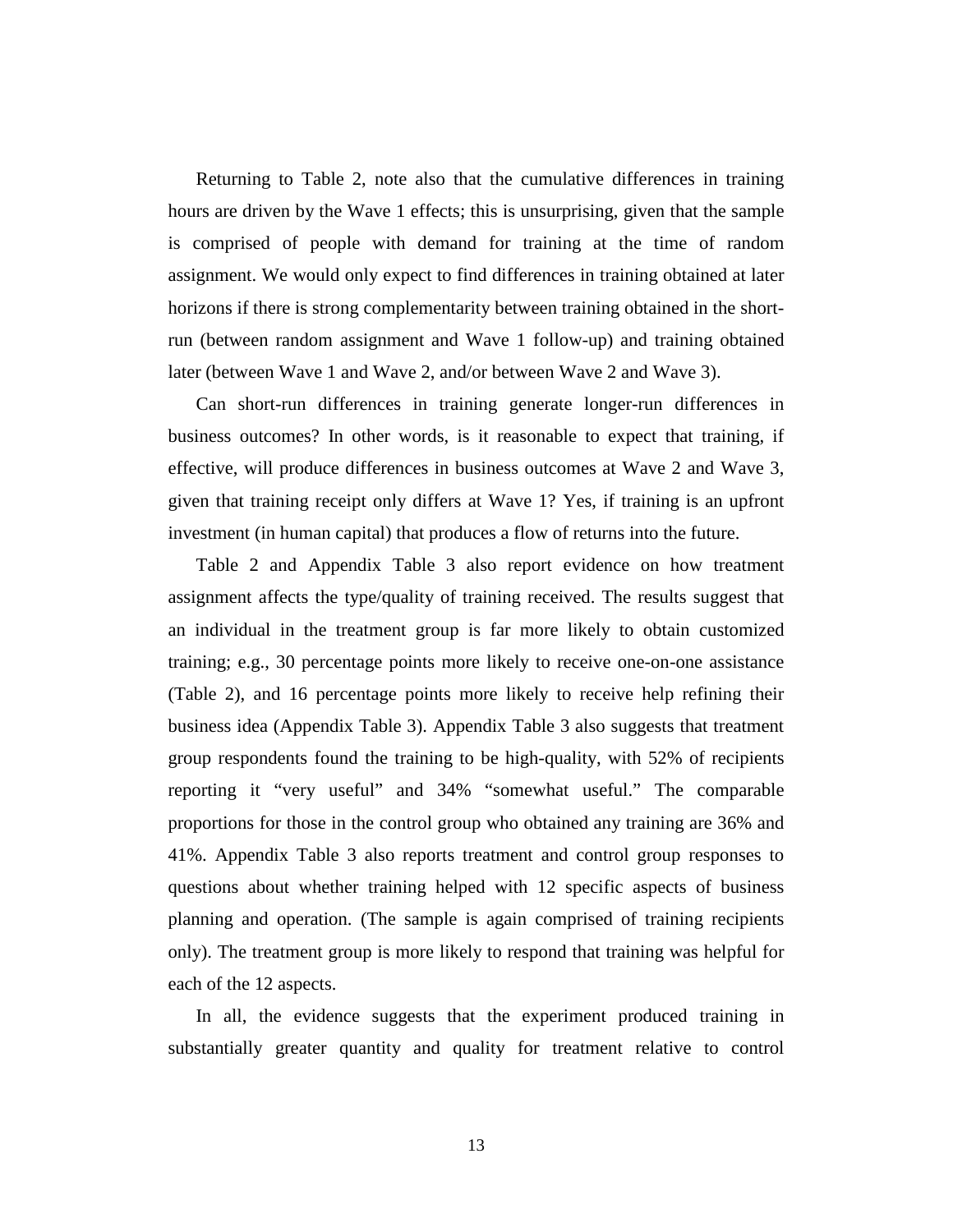Returning to Table 2, note also that the cumulative differences in training hours are driven by the Wave 1 effects; this is unsurprising, given that the sample is comprised of people with demand for training at the time of random assignment. We would only expect to find differences in training obtained at later horizons if there is strong complementarity between training obtained in the short-run (between random assignment and Wave 1 follow-up) and training obtained later (between Wave 1 and Wave 2, and/or between Wave 2 and Wave 3).

Can short-run differences in training generate longer-run differences in business outcomes? In other words, is it reasonable to expect that training, if effective, will produce differences in business outcomes at Wave 2 and Wave 3, given that training receipt only differs at Wave 1? Yes, if training is an upfront investment (in human capital) that produces a flow of returns into the future.

Table 2 and Appendix Table 3 also report evidence on how treatment assignment affects the type/quality of training received. The results suggest that an individual in the treatment group is far more likely to obtain customized training; e.g., 30 percentage points more likely to receive one-on-one assistance (Table 2), and 16 percentage points more likely to receive help refining their business idea (Appendix Table 3). Appendix Table 3 also suggests that treatment group respondents found the training to be high-quality, with 52% of recipients reporting it "very useful" and 34% "somewhat useful." The comparable proportions for those in the control group who obtained any training are 36% and 41%. Appendix Table 3 also reports treatment and control group responses to questions about whether training helped with 12 specific aspects of business planning and operation. (The sample is again comprised of training recipients only). The treatment group is more likely to respond that training was helpful for each of the 12 aspects.

In all, the evidence suggests that the experiment produced training in substantially greater quantity and quality for treatment relative to control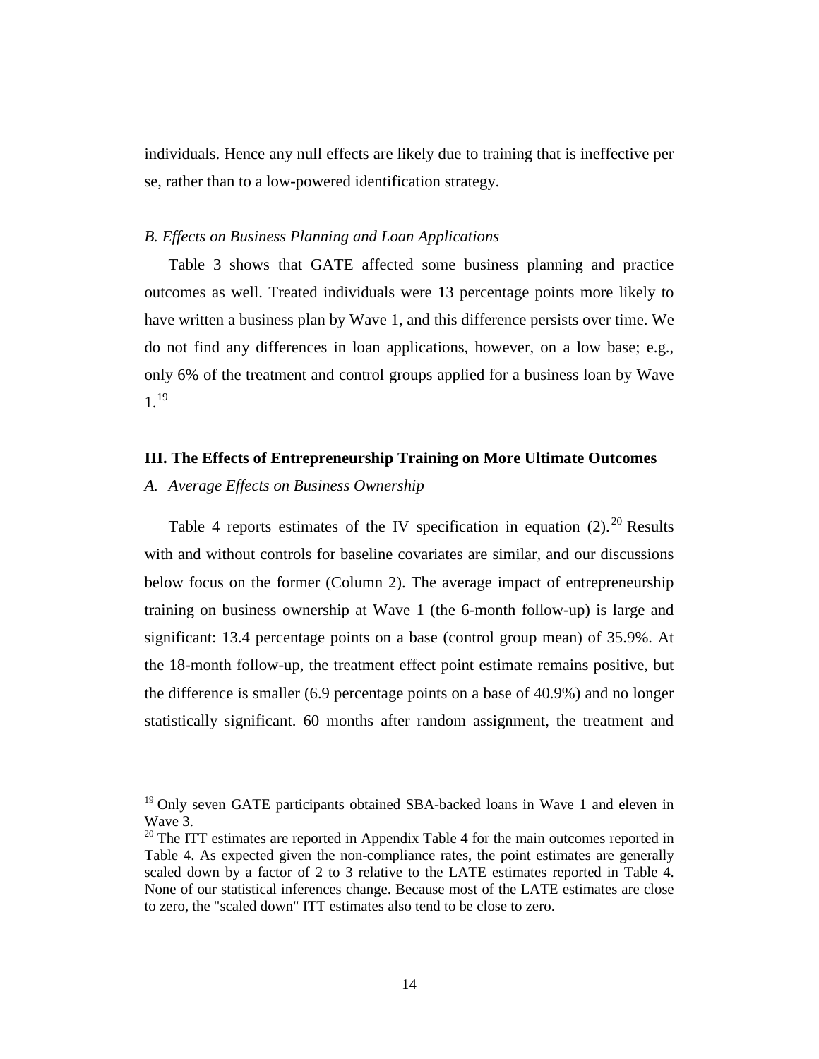individuals. Hence any null effects are likely due to training that is ineffective per se, rather than to a low-powered identification strategy.

### *B. Effects on Business Planning and Loan Applications*

Table 3 shows that GATE affected some business planning and practice outcomes as well. Treated individuals were 13 percentage points more likely to have written a business plan by Wave 1, and this difference persists over time. We do not find any differences in loan applications, however, on a low base; e.g., only 6% of the treatment and control groups applied for a business loan by Wave 1.[19]

## III. The Effects of Entrepreneurship Training on More Ultimate Outcomes

### *A. Average Effects on Business Ownership*

Table 4 reports estimates of the IV specification in equation (2).[20] Results with and without controls for baseline covariates are similar, and our discussions below focus on the former (Column 2). The average impact of entrepreneurship training on business ownership at Wave 1 (the 6-month follow-up) is large and significant: 13.4 percentage points on a base (control group mean) of 35.9%. At the 18-month follow-up, the treatment effect point estimate remains positive, but the difference is smaller (6.9 percentage points on a base of 40.9%) and no longer statistically significant. 60 months after random assignment, the treatment and

---

[19] Only seven GATE participants obtained SBA-backed loans in Wave 1 and eleven in Wave 3.

[20] The ITT estimates are reported in Appendix Table 4 for the main outcomes reported in Table 4. As expected given the non-compliance rates, the point estimates are generally scaled down by a factor of 2 to 3 relative to the LATE estimates reported in Table 4. None of our statistical inferences change. Because most of the LATE estimates are close to zero, the "scaled down" ITT estimates also tend to be close to zero.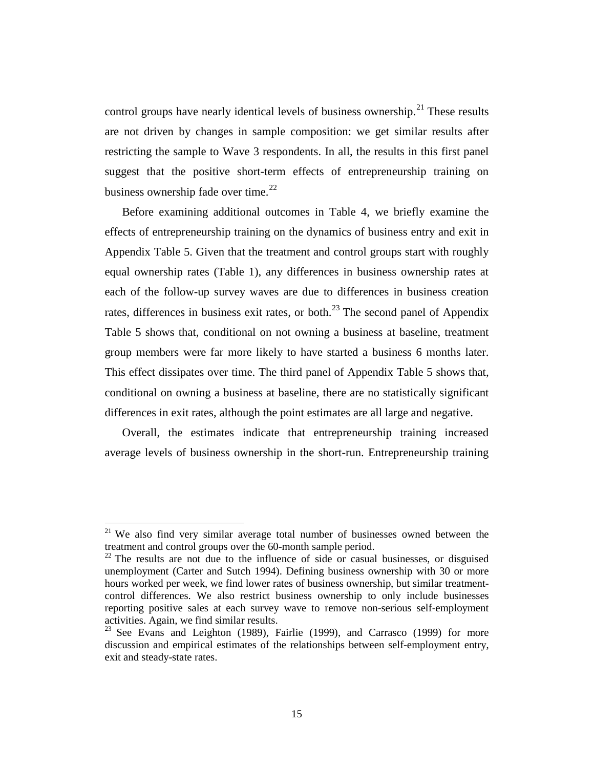control groups have nearly identical levels of business ownership.[21] These results are not driven by changes in sample composition: we get similar results after restricting the sample to Wave 3 respondents. In all, the results in this first panel suggest that the positive short-term effects of entrepreneurship training on business ownership fade over time.[22]

Before examining additional outcomes in Table 4, we briefly examine the effects of entrepreneurship training on the dynamics of business entry and exit in Appendix Table 5. Given that the treatment and control groups start with roughly equal ownership rates (Table 1), any differences in business ownership rates at each of the follow-up survey waves are due to differences in business creation rates, differences in business exit rates, or both.[23] The second panel of Appendix Table 5 shows that, conditional on not owning a business at baseline, treatment group members were far more likely to have started a business 6 months later. This effect dissipates over time. The third panel of Appendix Table 5 shows that, conditional on owning a business at baseline, there are no statistically significant differences in exit rates, although the point estimates are all large and negative.

Overall, the estimates indicate that entrepreneurship training increased average levels of business ownership in the short-run. Entrepreneurship training

---

[21] We also find very similar average total number of businesses owned between the treatment and control groups over the 60-month sample period.

[22] The results are not due to the influence of side or casual businesses, or disguised unemployment (Carter and Sutch 1994). Defining business ownership with 30 or more hours worked per week, we find lower rates of business ownership, but similar treatment-control differences. We also restrict business ownership to only include businesses reporting positive sales at each survey wave to remove non-serious self-employment activities. Again, we find similar results.

[23] See Evans and Leighton (1989), Fairlie (1999), and Carrasco (1999) for more discussion and empirical estimates of the relationships between self-employment entry, exit and steady-state rates.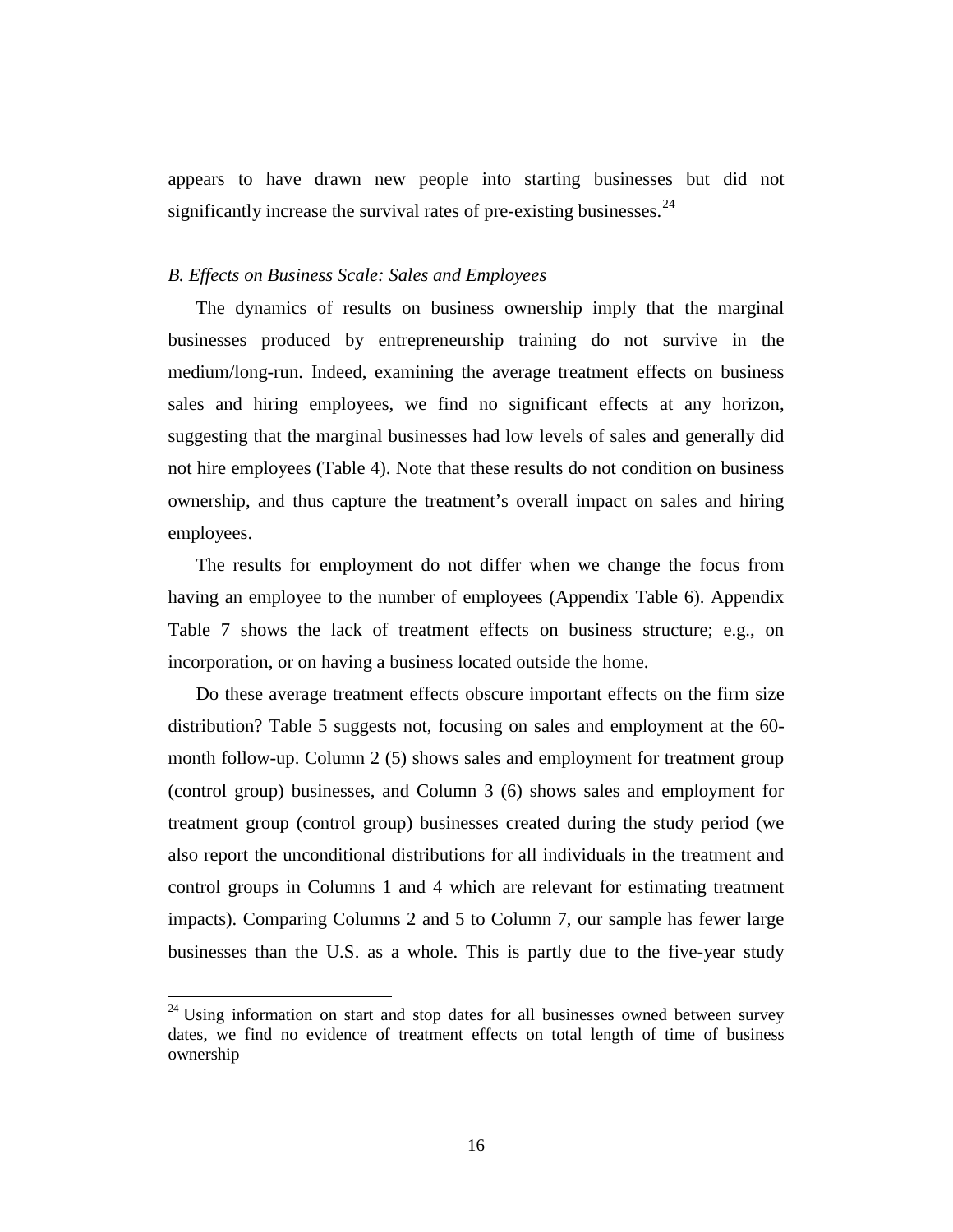appears to have drawn new people into starting businesses but did not significantly increase the survival rates of pre-existing businesses.[24]

### *B. Effects on Business Scale: Sales and Employees*

The dynamics of results on business ownership imply that the marginal businesses produced by entrepreneurship training do not survive in the medium/long-run. Indeed, examining the average treatment effects on business sales and hiring employees, we find no significant effects at any horizon, suggesting that the marginal businesses had low levels of sales and generally did not hire employees (Table 4). Note that these results do not condition on business ownership, and thus capture the treatment's overall impact on sales and hiring employees.

The results for employment do not differ when we change the focus from having an employee to the number of employees (Appendix Table 6). Appendix Table 7 shows the lack of treatment effects on business structure; e.g., on incorporation, or on having a business located outside the home.

Do these average treatment effects obscure important effects on the firm size distribution? Table 5 suggests not, focusing on sales and employment at the 60-month follow-up. Column 2 (5) shows sales and employment for treatment group (control group) businesses, and Column 3 (6) shows sales and employment for treatment group (control group) businesses created during the study period (we also report the unconditional distributions for all individuals in the treatment and control groups in Columns 1 and 4 which are relevant for estimating treatment impacts). Comparing Columns 2 and 5 to Column 7, our sample has fewer large businesses than the U.S. as a whole. This is partly due to the five-year study

[24] Using information on start and stop dates for all businesses owned between survey dates, we find no evidence of treatment effects on total length of time of business ownership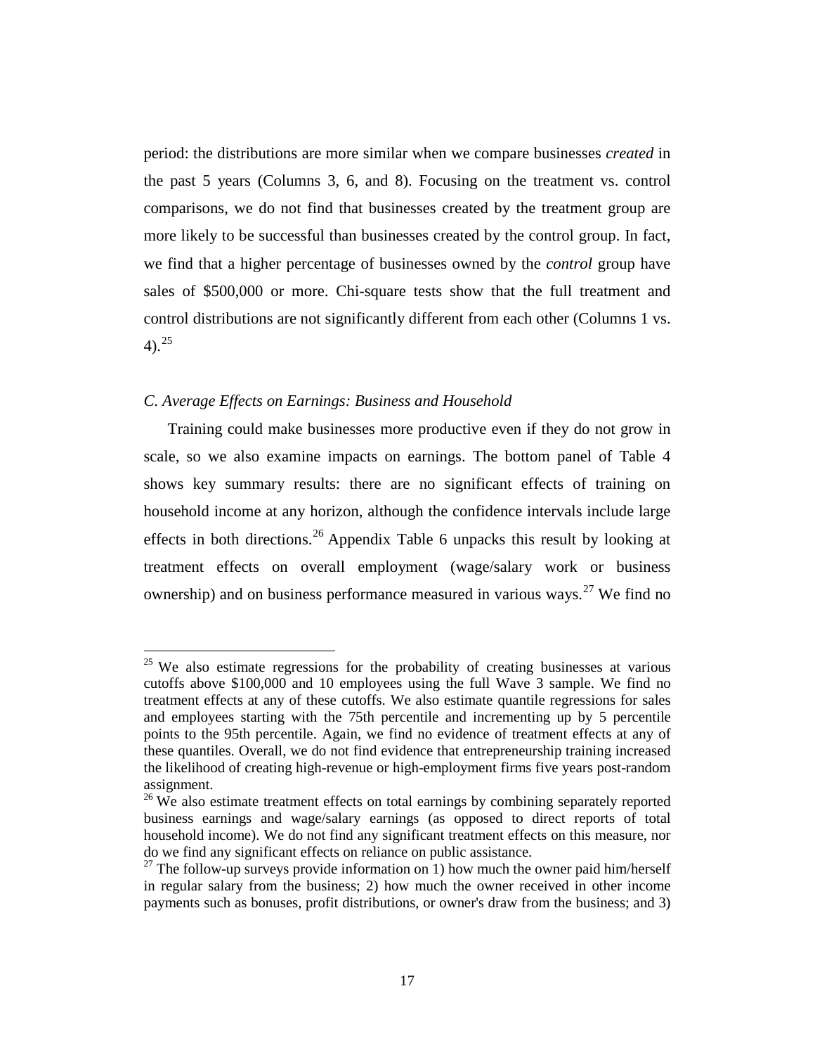period: the distributions are more similar when we compare businesses *created* in the past 5 years (Columns 3, 6, and 8). Focusing on the treatment vs. control comparisons, we do not find that businesses created by the treatment group are more likely to be successful than businesses created by the control group. In fact, we find that a higher percentage of businesses owned by the *control* group have sales of $500,000 or more. Chi-square tests show that the full treatment and control distributions are not significantly different from each other (Columns 1 vs. 4).[25]

*C. Average Effects on Earnings: Business and Household*

Training could make businesses more productive even if they do not grow in scale, so we also examine impacts on earnings. The bottom panel of Table 4 shows key summary results: there are no significant effects of training on household income at any horizon, although the confidence intervals include large effects in both directions.[26] Appendix Table 6 unpacks this result by looking at treatment effects on overall employment (wage/salary work or business ownership) and on business performance measured in various ways.[27] We find no

---

[25] We also estimate regressions for the probability of creating businesses at various cutoffs above $100,000 and 10 employees using the full Wave 3 sample. We find no treatment effects at any of these cutoffs. We also estimate quantile regressions for sales and employees starting with the 75th percentile and incrementing up by 5 percentile points to the 95th percentile. Again, we find no evidence of treatment effects at any of these quantiles. Overall, we do not find evidence that entrepreneurship training increased the likelihood of creating high-revenue or high-employment firms five years post-random assignment.

[26] We also estimate treatment effects on total earnings by combining separately reported business earnings and wage/salary earnings (as opposed to direct reports of total household income). We do not find any significant treatment effects on this measure, nor do we find any significant effects on reliance on public assistance.

[27] The follow-up surveys provide information on 1) how much the owner paid him/herself in regular salary from the business; 2) how much the owner received in other income payments such as bonuses, profit distributions, or owner's draw from the business; and 3)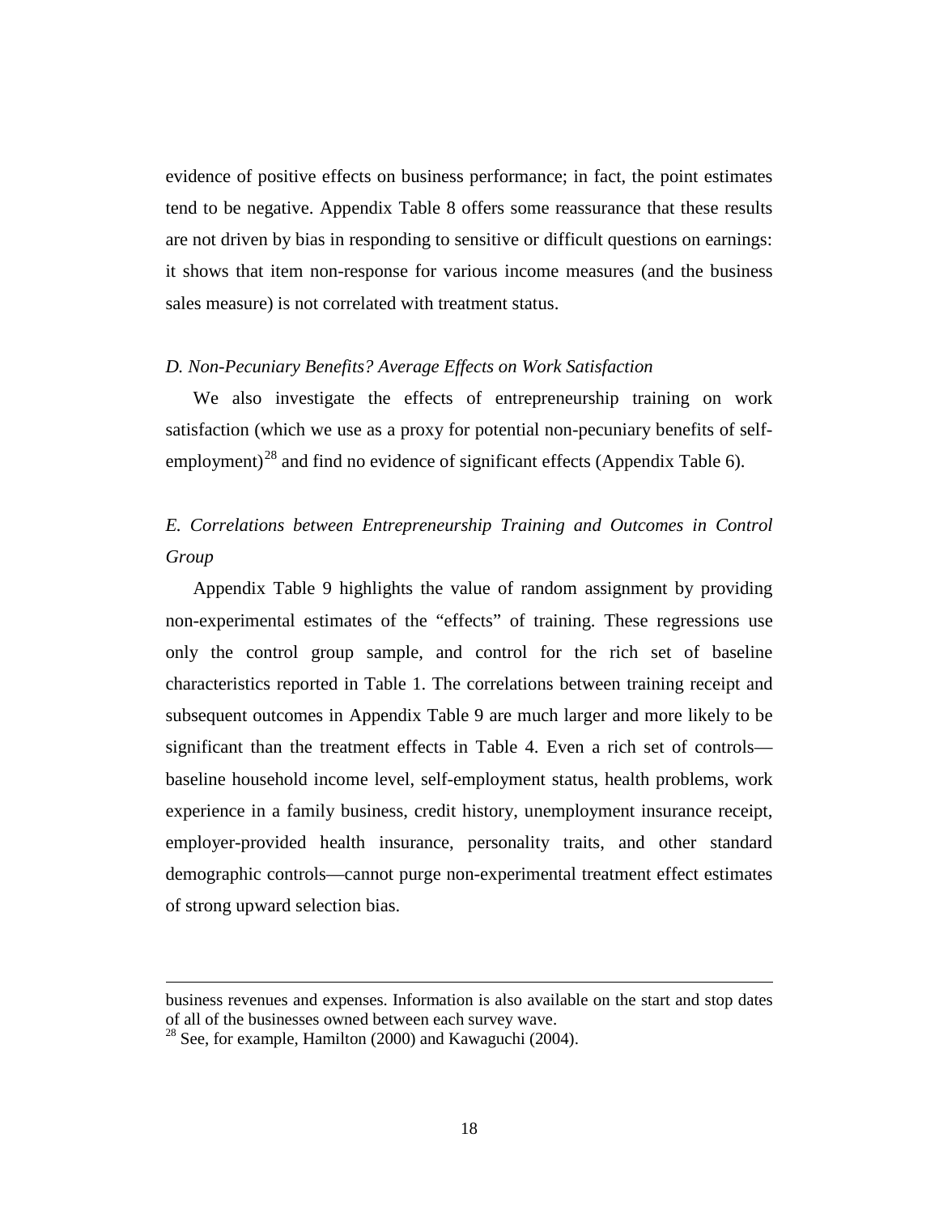evidence of positive effects on business performance; in fact, the point estimates tend to be negative. Appendix Table 8 offers some reassurance that these results are not driven by bias in responding to sensitive or difficult questions on earnings: it shows that item non-response for various income measures (and the business sales measure) is not correlated with treatment status.

### *D. Non-Pecuniary Benefits? Average Effects on Work Satisfaction*

We also investigate the effects of entrepreneurship training on work satisfaction (which we use as a proxy for potential non-pecuniary benefits of self-employment)[28] and find no evidence of significant effects (Appendix Table 6).

### *E. Correlations between Entrepreneurship Training and Outcomes in Control Group*

Appendix Table 9 highlights the value of random assignment by providing non-experimental estimates of the "effects" of training. These regressions use only the control group sample, and control for the rich set of baseline characteristics reported in Table 1. The correlations between training receipt and subsequent outcomes in Appendix Table 9 are much larger and more likely to be significant than the treatment effects in Table 4. Even a rich set of controls—baseline household income level, self-employment status, health problems, work experience in a family business, credit history, unemployment insurance receipt, employer-provided health insurance, personality traits, and other standard demographic controls—cannot purge non-experimental treatment effect estimates of strong upward selection bias.

---

business revenues and expenses. Information is also available on the start and stop dates of all of the businesses owned between each survey wave.

[28] See, for example, Hamilton (2000) and Kawaguchi (2004).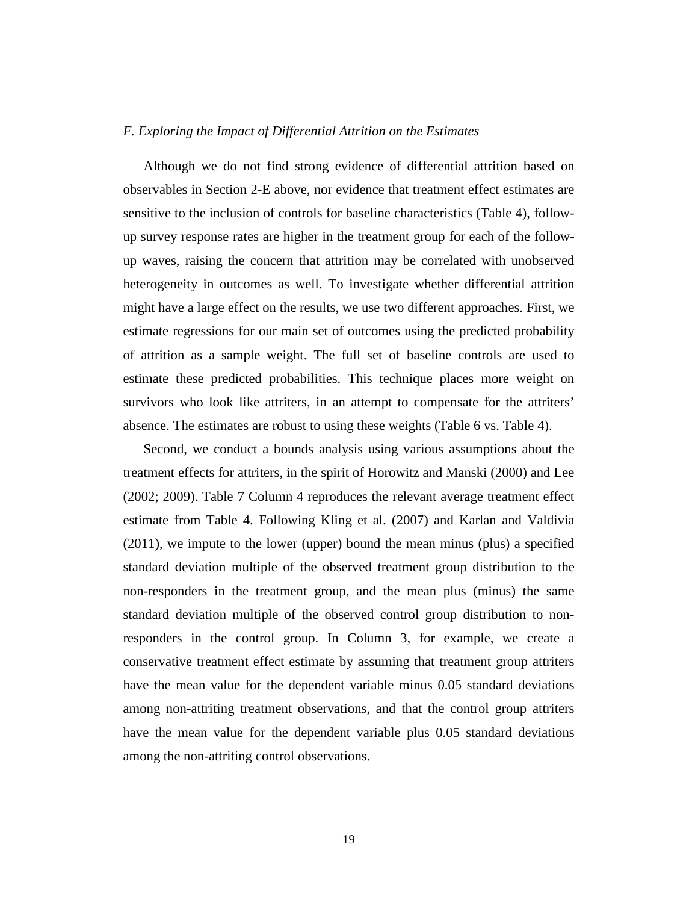*F. Exploring the Impact of Differential Attrition on the Estimates*

Although we do not find strong evidence of differential attrition based on observables in Section 2-E above, nor evidence that treatment effect estimates are sensitive to the inclusion of controls for baseline characteristics (Table 4), follow-up survey response rates are higher in the treatment group for each of the follow-up waves, raising the concern that attrition may be correlated with unobserved heterogeneity in outcomes as well. To investigate whether differential attrition might have a large effect on the results, we use two different approaches. First, we estimate regressions for our main set of outcomes using the predicted probability of attrition as a sample weight. The full set of baseline controls are used to estimate these predicted probabilities. This technique places more weight on survivors who look like attriters, in an attempt to compensate for the attriters' absence. The estimates are robust to using these weights (Table 6 vs. Table 4).

Second, we conduct a bounds analysis using various assumptions about the treatment effects for attriters, in the spirit of Horowitz and Manski (2000) and Lee (2002; 2009). Table 7 Column 4 reproduces the relevant average treatment effect estimate from Table 4. Following Kling et al. (2007) and Karlan and Valdivia (2011), we impute to the lower (upper) bound the mean minus (plus) a specified standard deviation multiple of the observed treatment group distribution to the non-responders in the treatment group, and the mean plus (minus) the same standard deviation multiple of the observed control group distribution to non-responders in the control group. In Column 3, for example, we create a conservative treatment effect estimate by assuming that treatment group attriters have the mean value for the dependent variable minus 0.05 standard deviations among non-attriting treatment observations, and that the control group attriters have the mean value for the dependent variable plus 0.05 standard deviations among the non-attriting control observations.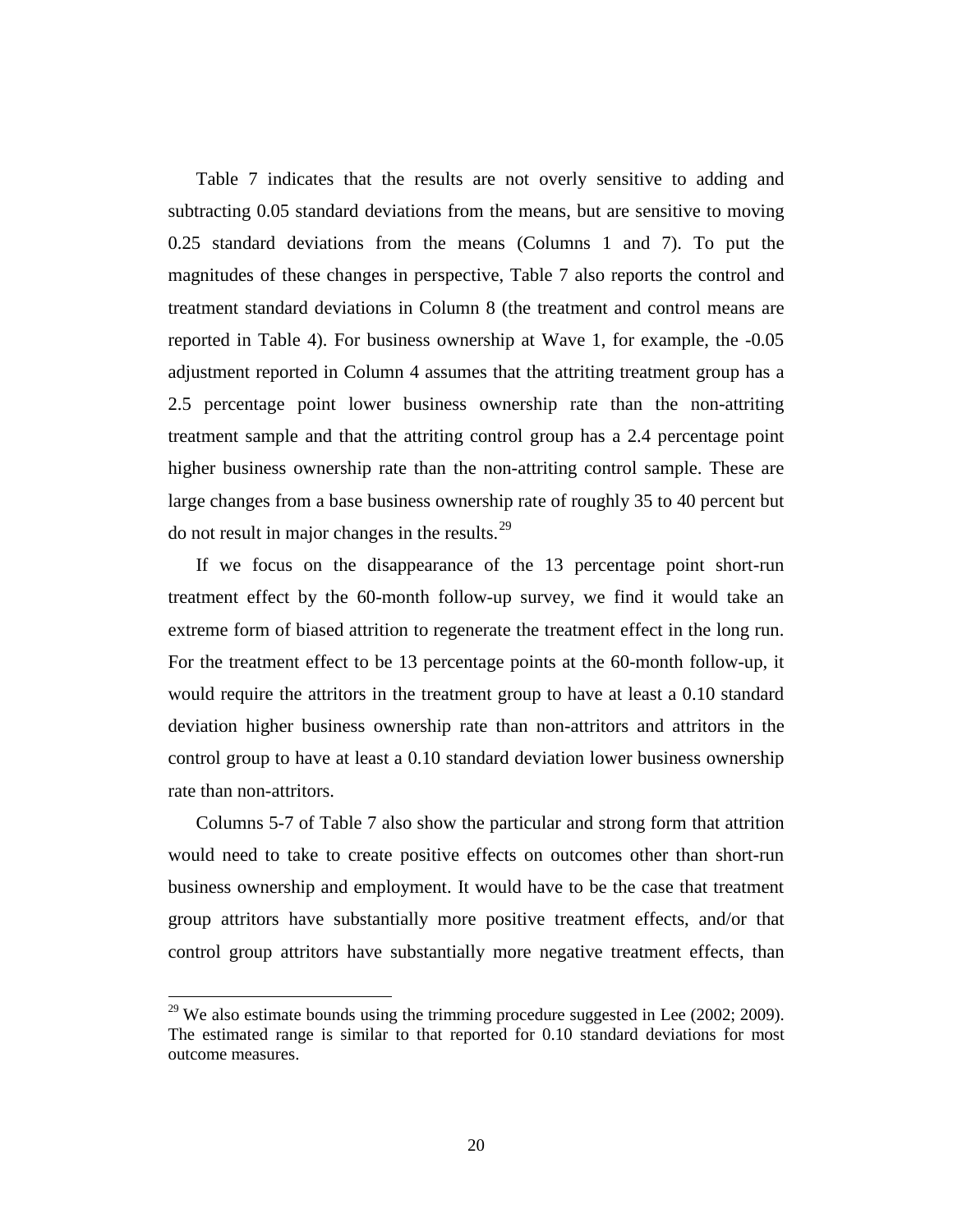Table 7 indicates that the results are not overly sensitive to adding and subtracting 0.05 standard deviations from the means, but are sensitive to moving 0.25 standard deviations from the means (Columns 1 and 7). To put the magnitudes of these changes in perspective, Table 7 also reports the control and treatment standard deviations in Column 8 (the treatment and control means are reported in Table 4). For business ownership at Wave 1, for example, the -0.05 adjustment reported in Column 4 assumes that the attriting treatment group has a 2.5 percentage point lower business ownership rate than the non-attriting treatment sample and that the attriting control group has a 2.4 percentage point higher business ownership rate than the non-attriting control sample. These are large changes from a base business ownership rate of roughly 35 to 40 percent but do not result in major changes in the results.[29]

If we focus on the disappearance of the 13 percentage point short-run treatment effect by the 60-month follow-up survey, we find it would take an extreme form of biased attrition to regenerate the treatment effect in the long run. For the treatment effect to be 13 percentage points at the 60-month follow-up, it would require the attritors in the treatment group to have at least a 0.10 standard deviation higher business ownership rate than non-attritors and attritors in the control group to have at least a 0.10 standard deviation lower business ownership rate than non-attritors.

Columns 5-7 of Table 7 also show the particular and strong form that attrition would need to take to create positive effects on outcomes other than short-run business ownership and employment. It would have to be the case that treatment group attritors have substantially more positive treatment effects, and/or that control group attritors have substantially more negative treatment effects, than

[29] We also estimate bounds using the trimming procedure suggested in Lee (2002; 2009). The estimated range is similar to that reported for 0.10 standard deviations for most outcome measures.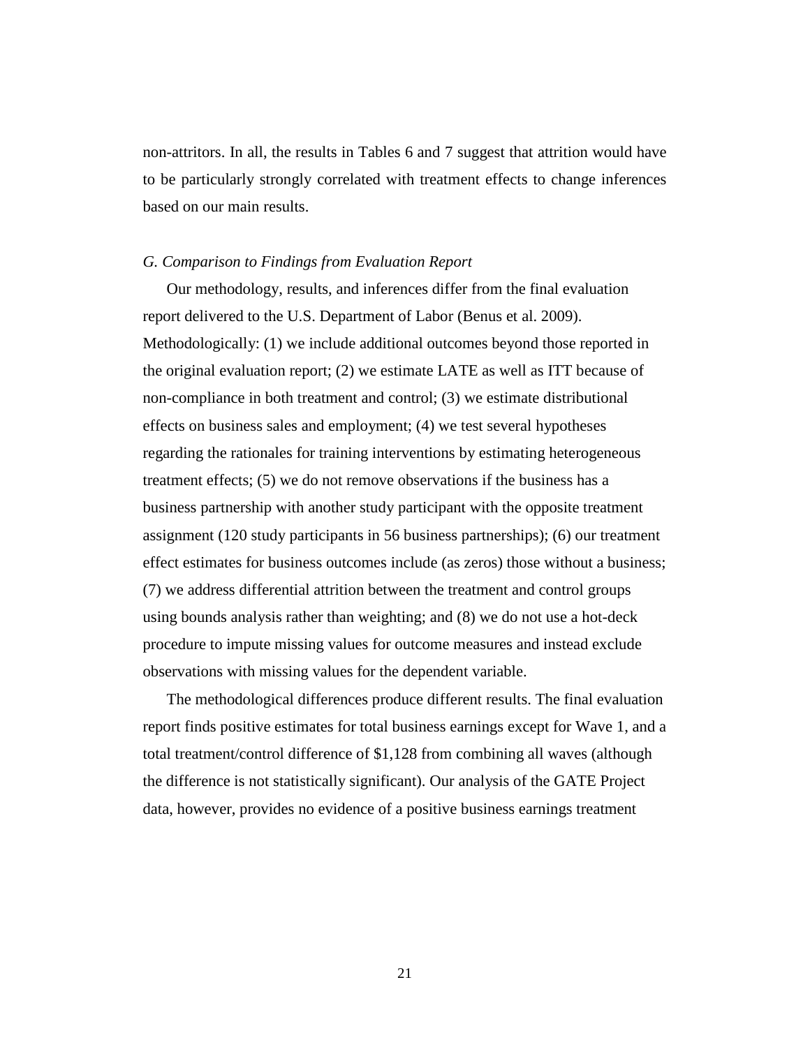non-attritors. In all, the results in Tables 6 and 7 suggest that attrition would have to be particularly strongly correlated with treatment effects to change inferences based on our main results.

### *G. Comparison to Findings from Evaluation Report*

Our methodology, results, and inferences differ from the final evaluation report delivered to the U.S. Department of Labor (Benus et al. 2009). Methodologically: (1) we include additional outcomes beyond those reported in the original evaluation report; (2) we estimate LATE as well as ITT because of non-compliance in both treatment and control; (3) we estimate distributional effects on business sales and employment; (4) we test several hypotheses regarding the rationales for training interventions by estimating heterogeneous treatment effects; (5) we do not remove observations if the business has a business partnership with another study participant with the opposite treatment assignment (120 study participants in 56 business partnerships); (6) our treatment effect estimates for business outcomes include (as zeros) those without a business; (7) we address differential attrition between the treatment and control groups using bounds analysis rather than weighting; and (8) we do not use a hot-deck procedure to impute missing values for outcome measures and instead exclude observations with missing values for the dependent variable.

The methodological differences produce different results. The final evaluation report finds positive estimates for total business earnings except for Wave 1, and a total treatment/control difference of $1,128 from combining all waves (although the difference is not statistically significant). Our analysis of the GATE Project data, however, provides no evidence of a positive business earnings treatment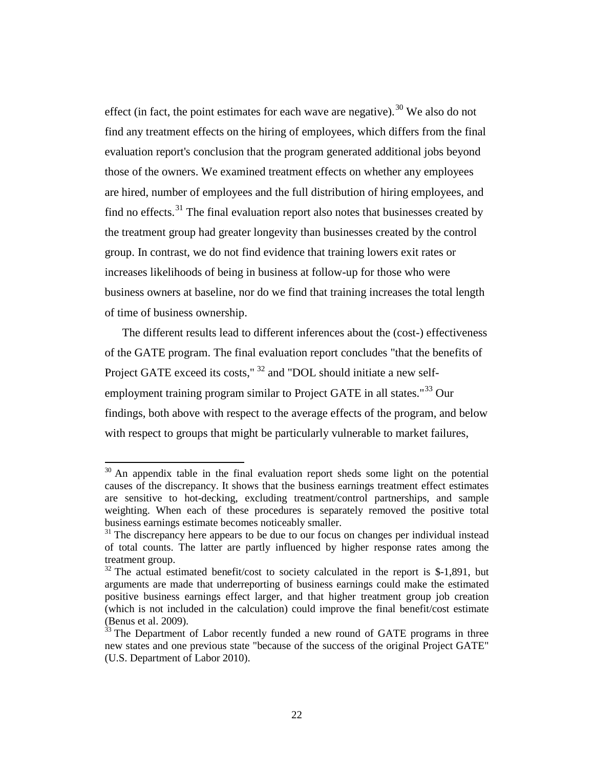effect (in fact, the point estimates for each wave are negative).[30] We also do not find any treatment effects on the hiring of employees, which differs from the final evaluation report's conclusion that the program generated additional jobs beyond those of the owners. We examined treatment effects on whether any employees are hired, number of employees and the full distribution of hiring employees, and find no effects.[31] The final evaluation report also notes that businesses created by the treatment group had greater longevity than businesses created by the control group. In contrast, we do not find evidence that training lowers exit rates or increases likelihoods of being in business at follow-up for those who were business owners at baseline, nor do we find that training increases the total length of time of business ownership.

The different results lead to different inferences about the (cost-) effectiveness of the GATE program. The final evaluation report concludes "that the benefits of Project GATE exceed its costs," [32] and "DOL should initiate a new self-employment training program similar to Project GATE in all states."[33] Our findings, both above with respect to the average effects of the program, and below with respect to groups that might be particularly vulnerable to market failures,

---

[30] An appendix table in the final evaluation report sheds some light on the potential causes of the discrepancy. It shows that the business earnings treatment effect estimates are sensitive to hot-decking, excluding treatment/control partnerships, and sample weighting. When each of these procedures is separately removed the positive total business earnings estimate becomes noticeably smaller.

[31] The discrepancy here appears to be due to our focus on changes per individual instead of total counts. The latter are partly influenced by higher response rates among the treatment group.

[32] The actual estimated benefit/cost to society calculated in the report is $-1,891, but arguments are made that underreporting of business earnings could make the estimated positive business earnings effect larger, and that higher treatment group job creation (which is not included in the calculation) could improve the final benefit/cost estimate (Benus et al. 2009).

[33] The Department of Labor recently funded a new round of GATE programs in three new states and one previous state "because of the success of the original Project GATE" (U.S. Department of Labor 2010).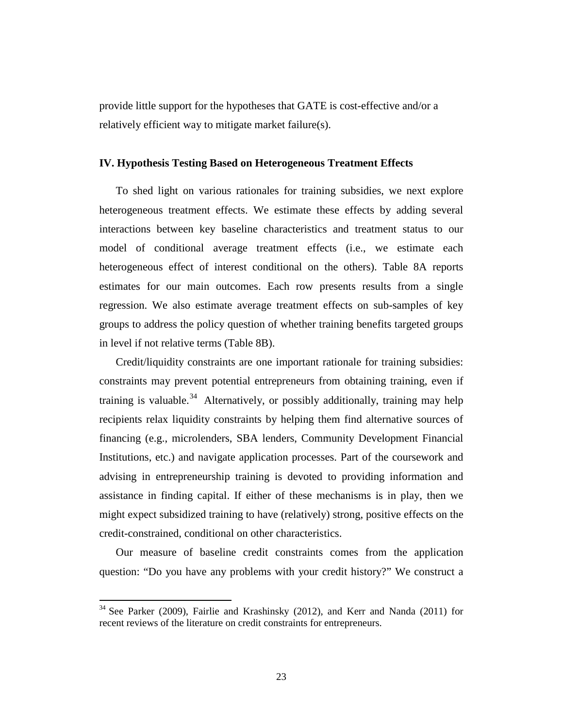provide little support for the hypotheses that GATE is cost-effective and/or a relatively efficient way to mitigate market failure(s).

## IV. Hypothesis Testing Based on Heterogeneous Treatment Effects

To shed light on various rationales for training subsidies, we next explore heterogeneous treatment effects. We estimate these effects by adding several interactions between key baseline characteristics and treatment status to our model of conditional average treatment effects (i.e., we estimate each heterogeneous effect of interest conditional on the others). Table 8A reports estimates for our main outcomes. Each row presents results from a single regression. We also estimate average treatment effects on sub-samples of key groups to address the policy question of whether training benefits targeted groups in level if not relative terms (Table 8B).

Credit/liquidity constraints are one important rationale for training subsidies: constraints may prevent potential entrepreneurs from obtaining training, even if training is valuable.[34] Alternatively, or possibly additionally, training may help recipients relax liquidity constraints by helping them find alternative sources of financing (e.g., microlenders, SBA lenders, Community Development Financial Institutions, etc.) and navigate application processes. Part of the coursework and advising in entrepreneurship training is devoted to providing information and assistance in finding capital. If either of these mechanisms is in play, then we might expect subsidized training to have (relatively) strong, positive effects on the credit-constrained, conditional on other characteristics.

Our measure of baseline credit constraints comes from the application question: "Do you have any problems with your credit history?" We construct a

[34] See Parker (2009), Fairlie and Krashinsky (2012), and Kerr and Nanda (2011) for recent reviews of the literature on credit constraints for entrepreneurs.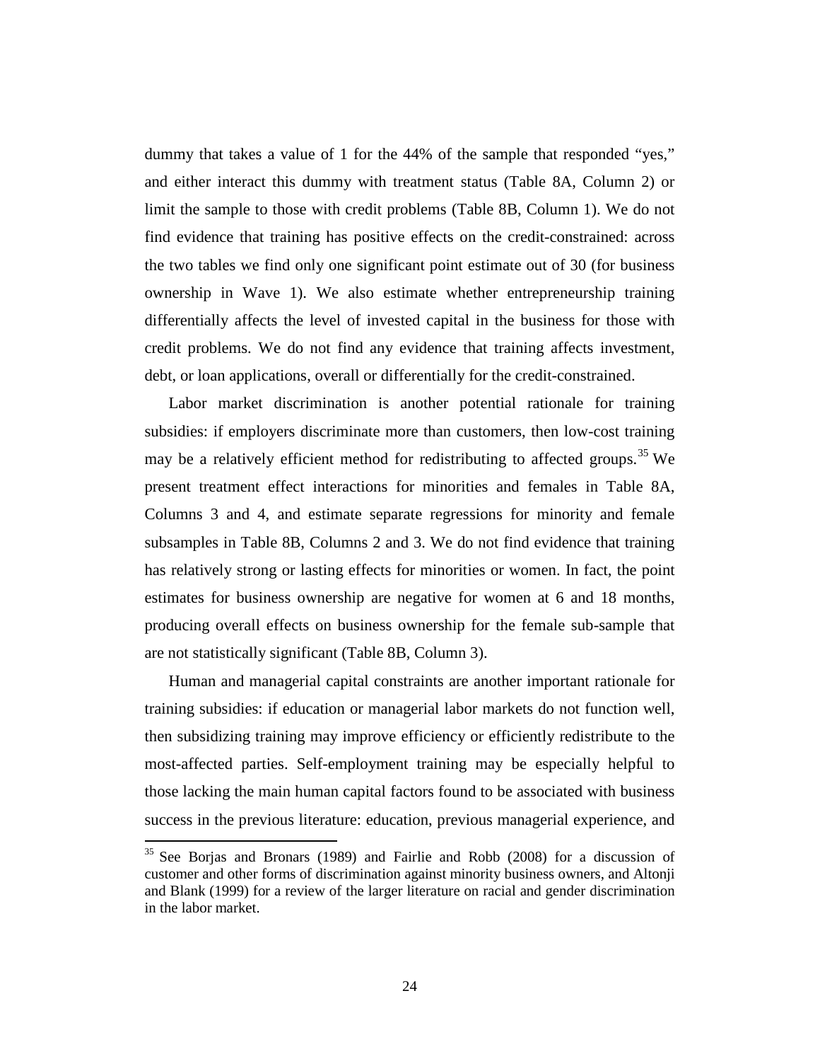dummy that takes a value of 1 for the 44% of the sample that responded "yes," and either interact this dummy with treatment status (Table 8A, Column 2) or limit the sample to those with credit problems (Table 8B, Column 1). We do not find evidence that training has positive effects on the credit-constrained: across the two tables we find only one significant point estimate out of 30 (for business ownership in Wave 1). We also estimate whether entrepreneurship training differentially affects the level of invested capital in the business for those with credit problems. We do not find any evidence that training affects investment, debt, or loan applications, overall or differentially for the credit-constrained.

Labor market discrimination is another potential rationale for training subsidies: if employers discriminate more than customers, then low-cost training may be a relatively efficient method for redistributing to affected groups.[35] We present treatment effect interactions for minorities and females in Table 8A, Columns 3 and 4, and estimate separate regressions for minority and female subsamples in Table 8B, Columns 2 and 3. We do not find evidence that training has relatively strong or lasting effects for minorities or women. In fact, the point estimates for business ownership are negative for women at 6 and 18 months, producing overall effects on business ownership for the female sub-sample that are not statistically significant (Table 8B, Column 3).

Human and managerial capital constraints are another important rationale for training subsidies: if education or managerial labor markets do not function well, then subsidizing training may improve efficiency or efficiently redistribute to the most-affected parties. Self-employment training may be especially helpful to those lacking the main human capital factors found to be associated with business success in the previous literature: education, previous managerial experience, and

[35] See Borjas and Bronars (1989) and Fairlie and Robb (2008) for a discussion of customer and other forms of discrimination against minority business owners, and Altonji and Blank (1999) for a review of the larger literature on racial and gender discrimination in the labor market.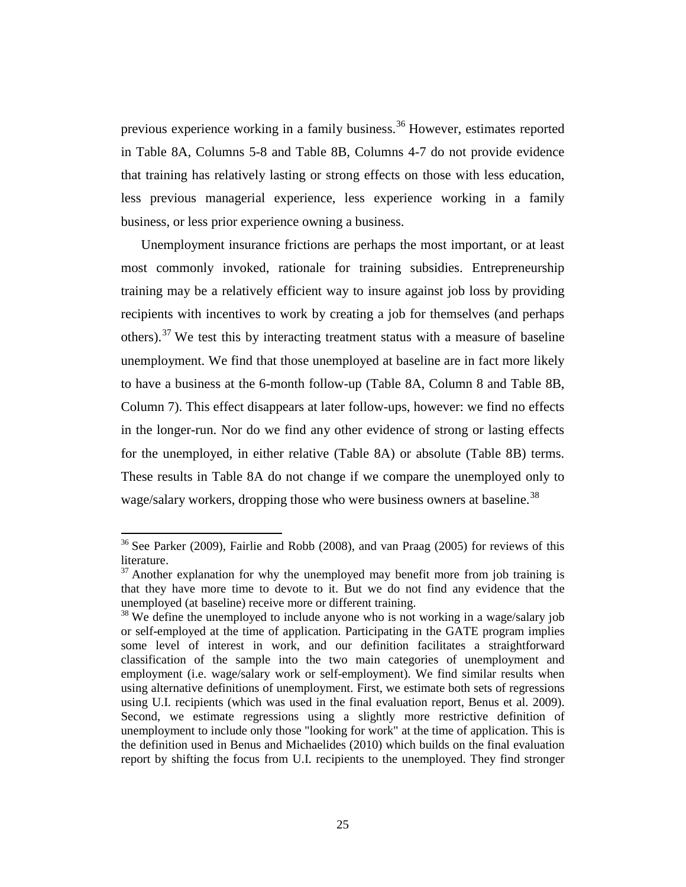previous experience working in a family business.[36] However, estimates reported in Table 8A, Columns 5-8 and Table 8B, Columns 4-7 do not provide evidence that training has relatively lasting or strong effects on those with less education, less previous managerial experience, less experience working in a family business, or less prior experience owning a business.

Unemployment insurance frictions are perhaps the most important, or at least most commonly invoked, rationale for training subsidies. Entrepreneurship training may be a relatively efficient way to insure against job loss by providing recipients with incentives to work by creating a job for themselves (and perhaps others).[37] We test this by interacting treatment status with a measure of baseline unemployment. We find that those unemployed at baseline are in fact more likely to have a business at the 6-month follow-up (Table 8A, Column 8 and Table 8B, Column 7). This effect disappears at later follow-ups, however: we find no effects in the longer-run. Nor do we find any other evidence of strong or lasting effects for the unemployed, in either relative (Table 8A) or absolute (Table 8B) terms. These results in Table 8A do not change if we compare the unemployed only to wage/salary workers, dropping those who were business owners at baseline.[38]

---

[36] See Parker (2009), Fairlie and Robb (2008), and van Praag (2005) for reviews of this literature.

[37] Another explanation for why the unemployed may benefit more from job training is that they have more time to devote to it. But we do not find any evidence that the unemployed (at baseline) receive more or different training.

[38] We define the unemployed to include anyone who is not working in a wage/salary job or self-employed at the time of application. Participating in the GATE program implies some level of interest in work, and our definition facilitates a straightforward classification of the sample into the two main categories of unemployment and employment (i.e. wage/salary work or self-employment). We find similar results when using alternative definitions of unemployment. First, we estimate both sets of regressions using U.I. recipients (which was used in the final evaluation report, Benus et al. 2009). Second, we estimate regressions using a slightly more restrictive definition of unemployment to include only those "looking for work" at the time of application. This is the definition used in Benus and Michaelides (2010) which builds on the final evaluation report by shifting the focus from U.I. recipients to the unemployed. They find stronger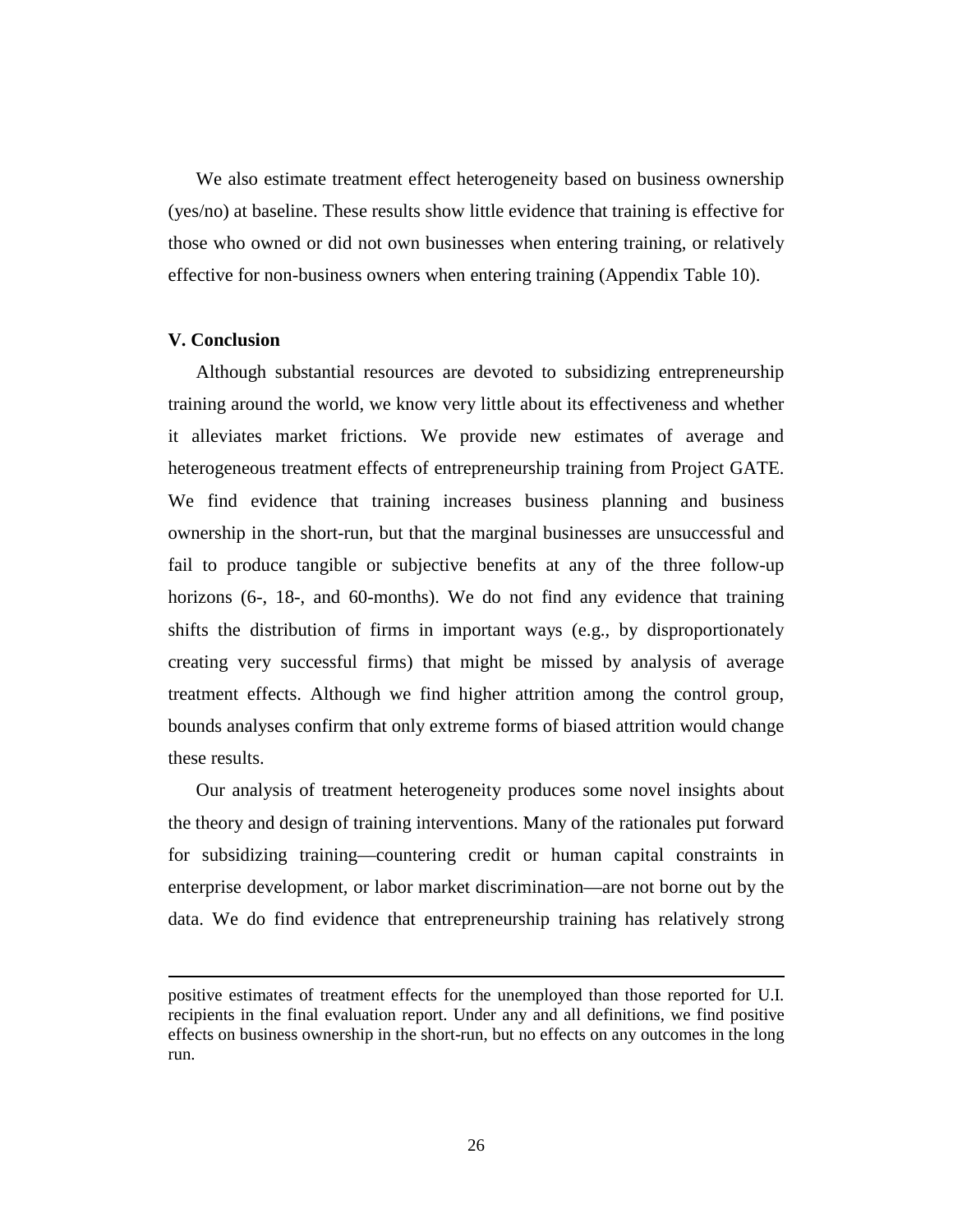We also estimate treatment effect heterogeneity based on business ownership (yes/no) at baseline. These results show little evidence that training is effective for those who owned or did not own businesses when entering training, or relatively effective for non-business owners when entering training (Appendix Table 10).

## V. Conclusion

Although substantial resources are devoted to subsidizing entrepreneurship training around the world, we know very little about its effectiveness and whether it alleviates market frictions. We provide new estimates of average and heterogeneous treatment effects of entrepreneurship training from Project GATE. We find evidence that training increases business planning and business ownership in the short-run, but that the marginal businesses are unsuccessful and fail to produce tangible or subjective benefits at any of the three follow-up horizons (6-, 18-, and 60-months). We do not find any evidence that training shifts the distribution of firms in important ways (e.g., by disproportionately creating very successful firms) that might be missed by analysis of average treatment effects. Although we find higher attrition among the control group, bounds analyses confirm that only extreme forms of biased attrition would change these results.

Our analysis of treatment heterogeneity produces some novel insights about the theory and design of training interventions. Many of the rationales put forward for subsidizing training—countering credit or human capital constraints in enterprise development, or labor market discrimination—are not borne out by the data. We do find evidence that entrepreneurship training has relatively strong

---

positive estimates of treatment effects for the unemployed than those reported for U.I. recipients in the final evaluation report. Under any and all definitions, we find positive effects on business ownership in the short-run, but no effects on any outcomes in the long run.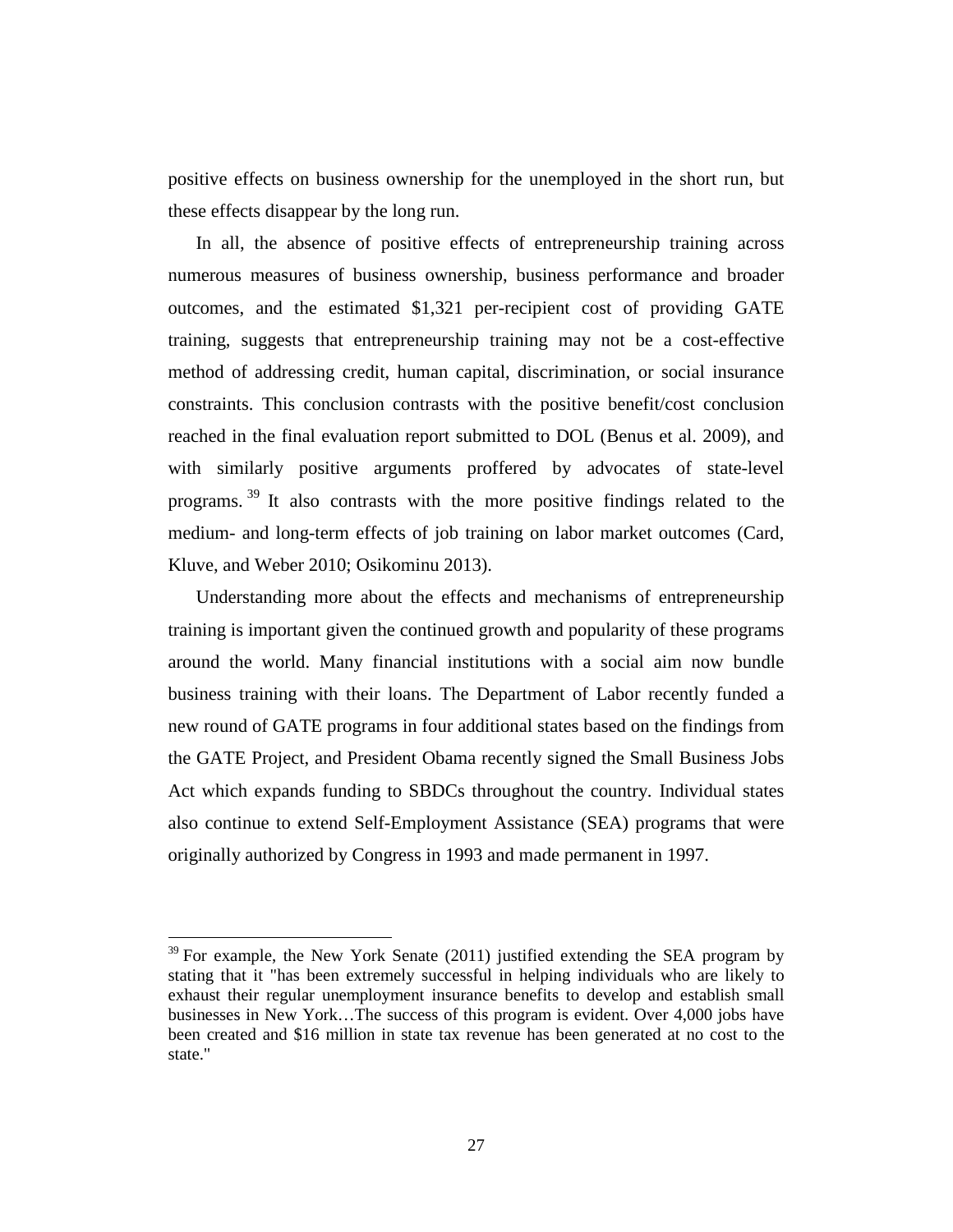positive effects on business ownership for the unemployed in the short run, but these effects disappear by the long run.

In all, the absence of positive effects of entrepreneurship training across numerous measures of business ownership, business performance and broader outcomes, and the estimated $1,321 per-recipient cost of providing GATE training, suggests that entrepreneurship training may not be a cost-effective method of addressing credit, human capital, discrimination, or social insurance constraints. This conclusion contrasts with the positive benefit/cost conclusion reached in the final evaluation report submitted to DOL (Benus et al. 2009), and with similarly positive arguments proffered by advocates of state-level programs.[39] It also contrasts with the more positive findings related to the medium- and long-term effects of job training on labor market outcomes (Card, Kluve, and Weber 2010; Osikominu 2013).

Understanding more about the effects and mechanisms of entrepreneurship training is important given the continued growth and popularity of these programs around the world. Many financial institutions with a social aim now bundle business training with their loans. The Department of Labor recently funded a new round of GATE programs in four additional states based on the findings from the GATE Project, and President Obama recently signed the Small Business Jobs Act which expands funding to SBDCs throughout the country. Individual states also continue to extend Self-Employment Assistance (SEA) programs that were originally authorized by Congress in 1993 and made permanent in 1997.

---

[39] For example, the New York Senate (2011) justified extending the SEA program by stating that it "has been extremely successful in helping individuals who are likely to exhaust their regular unemployment insurance benefits to develop and establish small businesses in New York…The success of this program is evident. Over 4,000 jobs have been created and $16 million in state tax revenue has been generated at no cost to the state."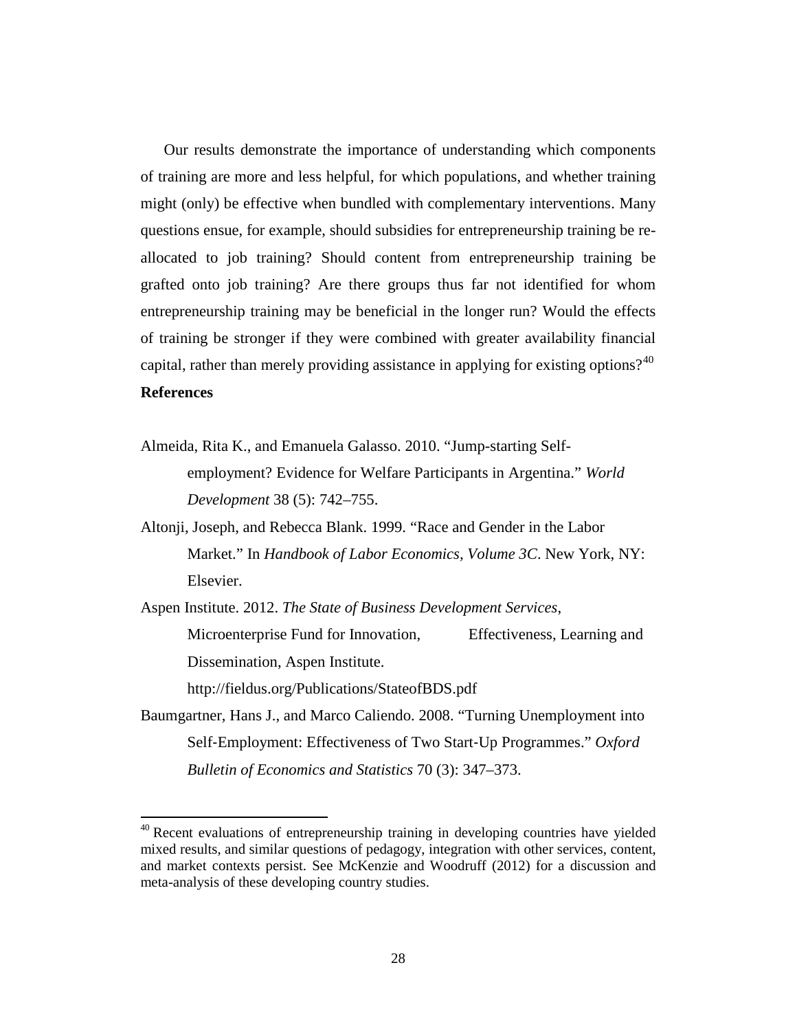Our results demonstrate the importance of understanding which components of training are more and less helpful, for which populations, and whether training might (only) be effective when bundled with complementary interventions. Many questions ensue, for example, should subsidies for entrepreneurship training be re-allocated to job training? Should content from entrepreneurship training be grafted onto job training? Are there groups thus far not identified for whom entrepreneurship training may be beneficial in the longer run? Would the effects of training be stronger if they were combined with greater availability financial capital, rather than merely providing assistance in applying for existing options?[40]

**References**

Almeida, Rita K., and Emanuela Galasso. 2010. "Jump-starting Self-employment? Evidence for Welfare Participants in Argentina." *World Development* 38 (5): 742–755.

Altonji, Joseph, and Rebecca Blank. 1999. "Race and Gender in the Labor Market." In *Handbook of Labor Economics, Volume 3C*. New York, NY: Elsevier.

Aspen Institute. 2012. *The State of Business Development Services*, Microenterprise Fund for Innovation, Effectiveness, Learning and Dissemination, Aspen Institute. http://fieldus.org/Publications/StateofBDS.pdf

Baumgartner, Hans J., and Marco Caliendo. 2008. "Turning Unemployment into Self-Employment: Effectiveness of Two Start-Up Programmes." *Oxford Bulletin of Economics and Statistics* 70 (3): 347–373.

[40] Recent evaluations of entrepreneurship training in developing countries have yielded mixed results, and similar questions of pedagogy, integration with other services, content, and market contexts persist. See McKenzie and Woodruff (2012) for a discussion and meta-analysis of these developing country studies.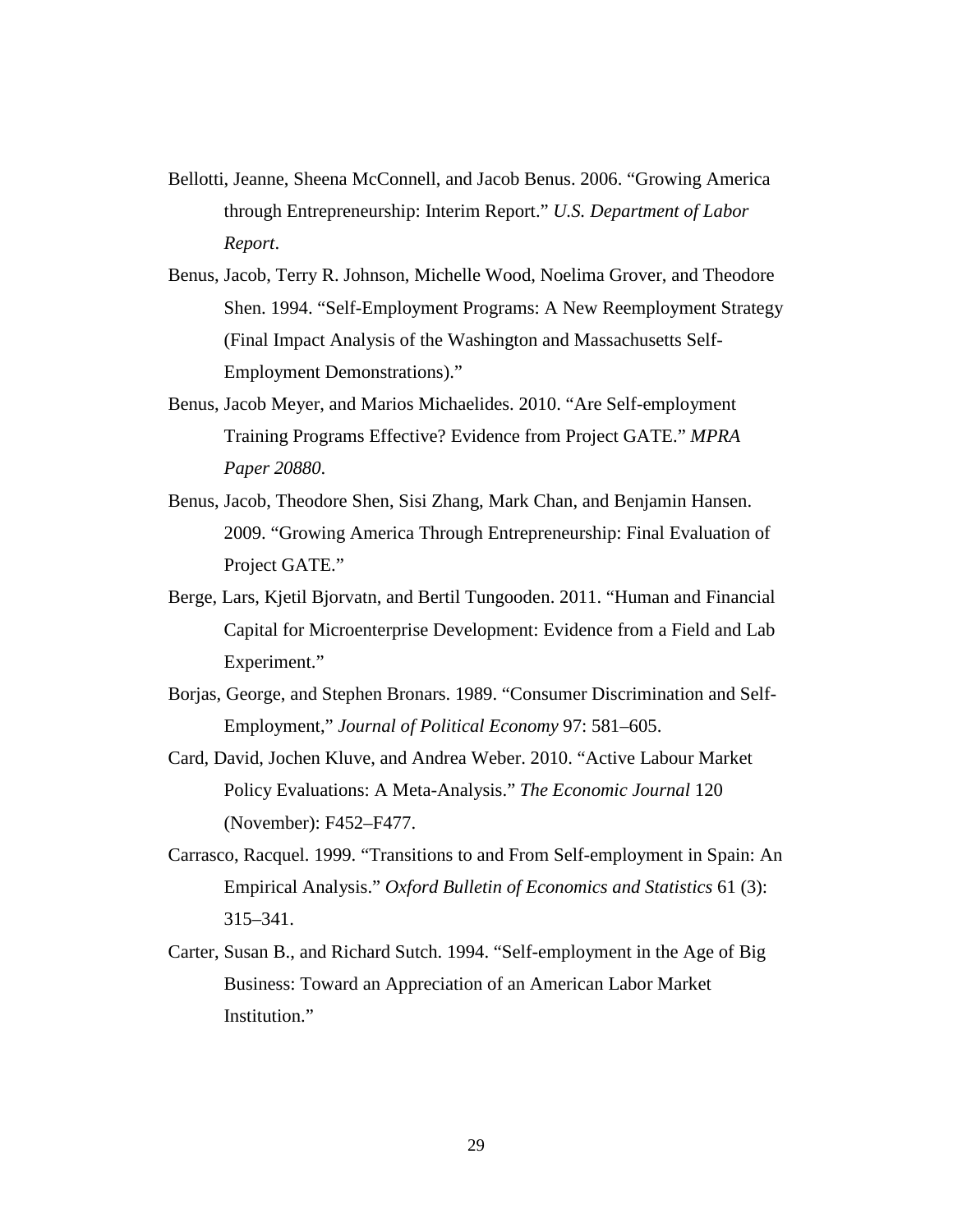Bellotti, Jeanne, Sheena McConnell, and Jacob Benus. 2006. "Growing America through Entrepreneurship: Interim Report." *U.S. Department of Labor Report*.

Benus, Jacob, Terry R. Johnson, Michelle Wood, Noelima Grover, and Theodore Shen. 1994. "Self-Employment Programs: A New Reemployment Strategy (Final Impact Analysis of the Washington and Massachusetts Self-Employment Demonstrations)."

Benus, Jacob Meyer, and Marios Michaelides. 2010. "Are Self-employment Training Programs Effective? Evidence from Project GATE." *MPRA Paper 20880*.

Benus, Jacob, Theodore Shen, Sisi Zhang, Mark Chan, and Benjamin Hansen. 2009. "Growing America Through Entrepreneurship: Final Evaluation of Project GATE."

Berge, Lars, Kjetil Bjorvatn, and Bertil Tungooden. 2011. "Human and Financial Capital for Microenterprise Development: Evidence from a Field and Lab Experiment."

Borjas, George, and Stephen Bronars. 1989. "Consumer Discrimination and Self-Employment," *Journal of Political Economy* 97: 581–605.

Card, David, Jochen Kluve, and Andrea Weber. 2010. "Active Labour Market Policy Evaluations: A Meta-Analysis." *The Economic Journal* 120 (November): F452–F477.

Carrasco, Racquel. 1999. "Transitions to and From Self-employment in Spain: An Empirical Analysis." *Oxford Bulletin of Economics and Statistics* 61 (3): 315–341.

Carter, Susan B., and Richard Sutch. 1994. "Self-employment in the Age of Big Business: Toward an Appreciation of an American Labor Market Institution."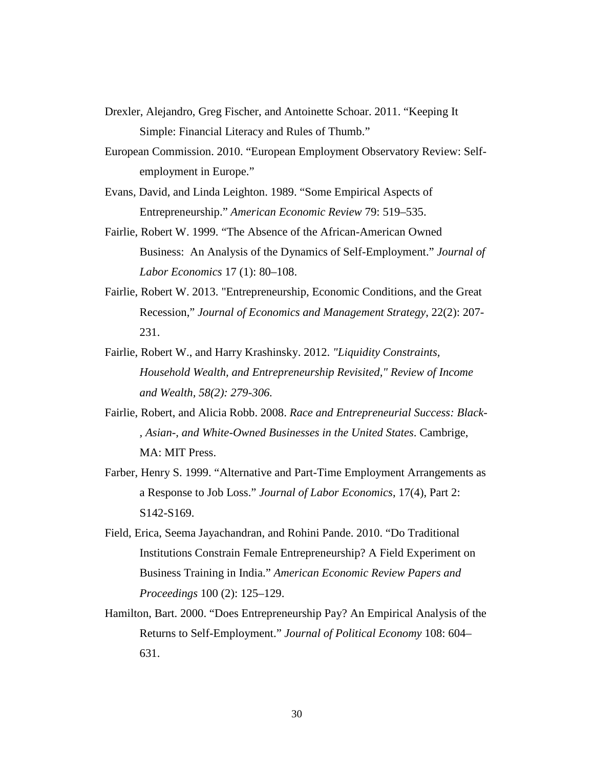Drexler, Alejandro, Greg Fischer, and Antoinette Schoar. 2011. "Keeping It Simple: Financial Literacy and Rules of Thumb."

European Commission. 2010. "European Employment Observatory Review: Self-employment in Europe."

Evans, David, and Linda Leighton. 1989. "Some Empirical Aspects of Entrepreneurship." *American Economic Review* 79: 519–535.

Fairlie, Robert W. 1999. "The Absence of the African-American Owned Business: An Analysis of the Dynamics of Self-Employment." *Journal of Labor Economics* 17 (1): 80–108.

Fairlie, Robert W. 2013. "Entrepreneurship, Economic Conditions, and the Great Recession," *Journal of Economics and Management Strategy*, 22(2): 207-231.

Fairlie, Robert W., and Harry Krashinsky. 2012. *"Liquidity Constraints, Household Wealth, and Entrepreneurship Revisited," Review of Income and Wealth, 58(2): 279-306.*

Fairlie, Robert, and Alicia Robb. 2008. *Race and Entrepreneurial Success: Black-, Asian-, and White-Owned Businesses in the United States*. Cambrige, MA: MIT Press.

Farber, Henry S. 1999. "Alternative and Part-Time Employment Arrangements as a Response to Job Loss." *Journal of Labor Economics*, 17(4), Part 2: S142-S169.

Field, Erica, Seema Jayachandran, and Rohini Pande. 2010. "Do Traditional Institutions Constrain Female Entrepreneurship? A Field Experiment on Business Training in India." *American Economic Review Papers and Proceedings* 100 (2): 125–129.

Hamilton, Bart. 2000. "Does Entrepreneurship Pay? An Empirical Analysis of the Returns to Self-Employment." *Journal of Political Economy* 108: 604–631.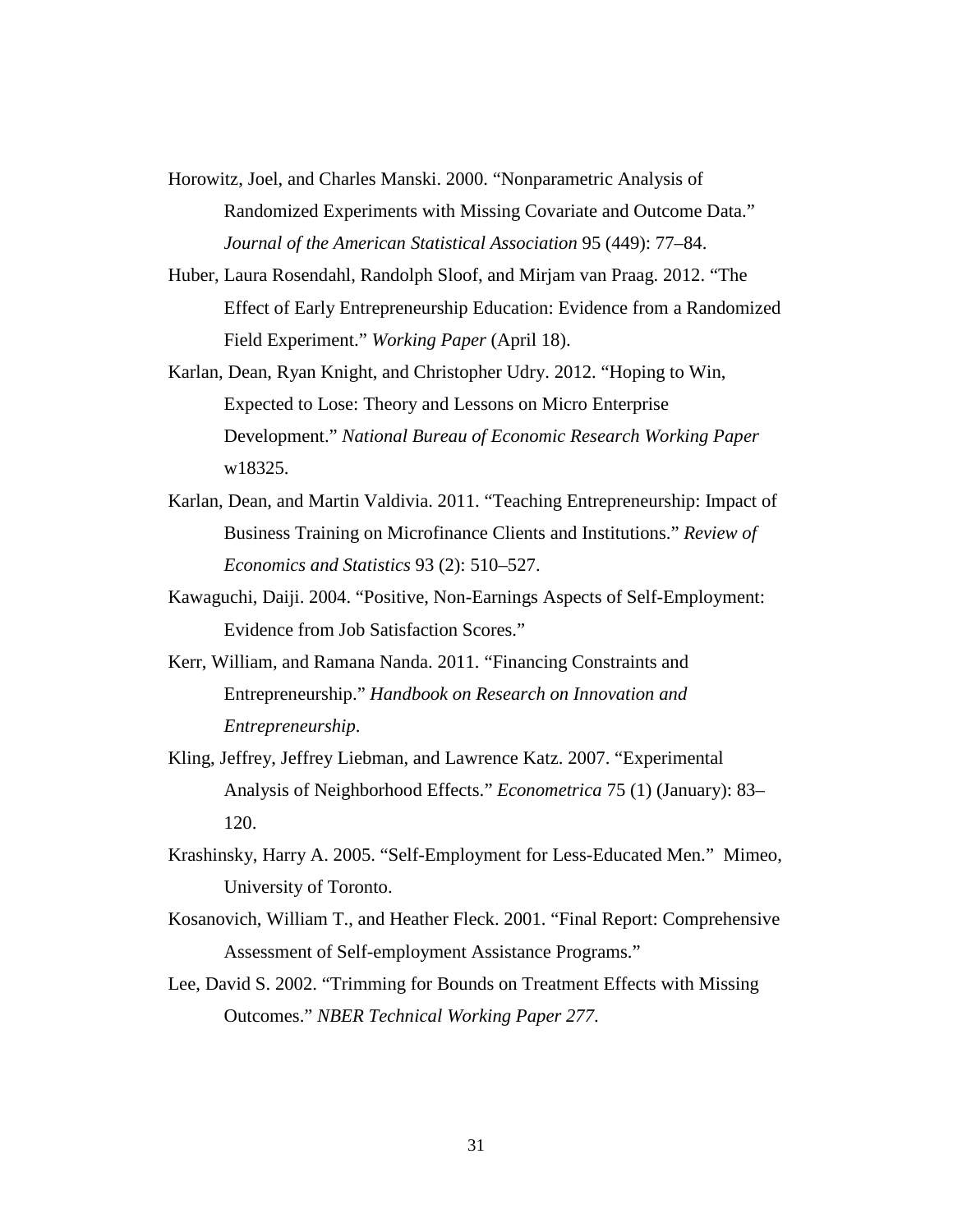Horowitz, Joel, and Charles Manski. 2000. "Nonparametric Analysis of Randomized Experiments with Missing Covariate and Outcome Data." *Journal of the American Statistical Association* 95 (449): 77–84.

Huber, Laura Rosendahl, Randolph Sloof, and Mirjam van Praag. 2012. "The Effect of Early Entrepreneurship Education: Evidence from a Randomized Field Experiment." *Working Paper* (April 18).

Karlan, Dean, Ryan Knight, and Christopher Udry. 2012. "Hoping to Win, Expected to Lose: Theory and Lessons on Micro Enterprise Development." *National Bureau of Economic Research Working Paper* w18325.

Karlan, Dean, and Martin Valdivia. 2011. "Teaching Entrepreneurship: Impact of Business Training on Microfinance Clients and Institutions." *Review of Economics and Statistics* 93 (2): 510–527.

Kawaguchi, Daiji. 2004. "Positive, Non-Earnings Aspects of Self-Employment: Evidence from Job Satisfaction Scores."

Kerr, William, and Ramana Nanda. 2011. "Financing Constraints and Entrepreneurship." *Handbook on Research on Innovation and Entrepreneurship*.

Kling, Jeffrey, Jeffrey Liebman, and Lawrence Katz. 2007. "Experimental Analysis of Neighborhood Effects." *Econometrica* 75 (1) (January): 83–120.

Krashinsky, Harry A. 2005. "Self-Employment for Less-Educated Men." Mimeo, University of Toronto.

Kosanovich, William T., and Heather Fleck. 2001. "Final Report: Comprehensive Assessment of Self-employment Assistance Programs."

Lee, David S. 2002. "Trimming for Bounds on Treatment Effects with Missing Outcomes." *NBER Technical Working Paper 277*.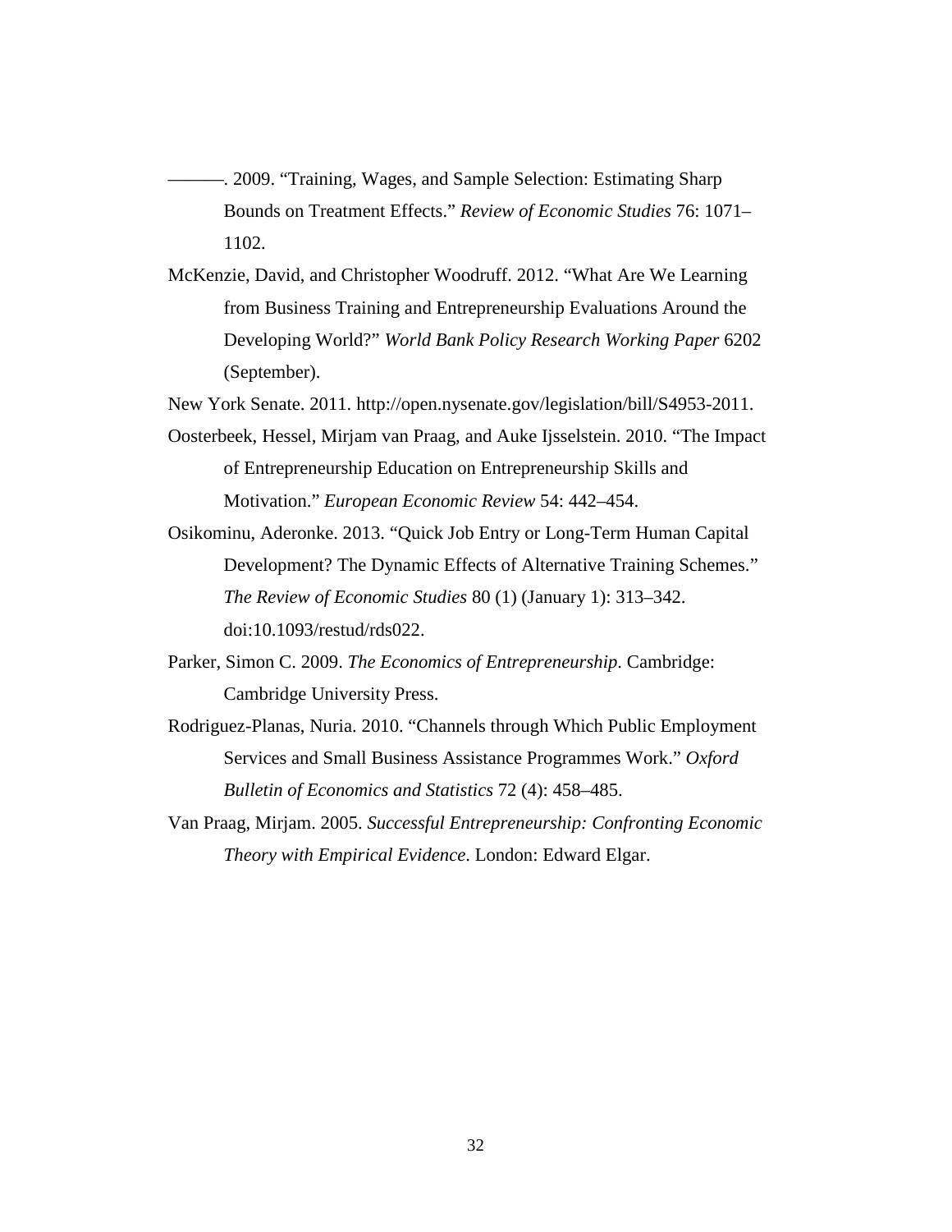———. 2009. "Training, Wages, and Sample Selection: Estimating Sharp Bounds on Treatment Effects." *Review of Economic Studies* 76: 1071–1102.

McKenzie, David, and Christopher Woodruff. 2012. "What Are We Learning from Business Training and Entrepreneurship Evaluations Around the Developing World?" *World Bank Policy Research Working Paper* 6202 (September).

New York Senate. 2011. http://open.nysenate.gov/legislation/bill/S4953-2011.

Oosterbeek, Hessel, Mirjam van Praag, and Auke Ijsselstein. 2010. "The Impact of Entrepreneurship Education on Entrepreneurship Skills and Motivation." *European Economic Review* 54: 442–454.

Osikominu, Aderonke. 2013. "Quick Job Entry or Long-Term Human Capital Development? The Dynamic Effects of Alternative Training Schemes." *The Review of Economic Studies* 80 (1) (January 1): 313–342. doi:10.1093/restud/rds022.

Parker, Simon C. 2009. *The Economics of Entrepreneurship*. Cambridge: Cambridge University Press.

Rodriguez-Planas, Nuria. 2010. "Channels through Which Public Employment Services and Small Business Assistance Programmes Work." *Oxford Bulletin of Economics and Statistics* 72 (4): 458–485.

Van Praag, Mirjam. 2005. *Successful Entrepreneurship: Confronting Economic Theory with Empirical Evidence*. London: Edward Elgar.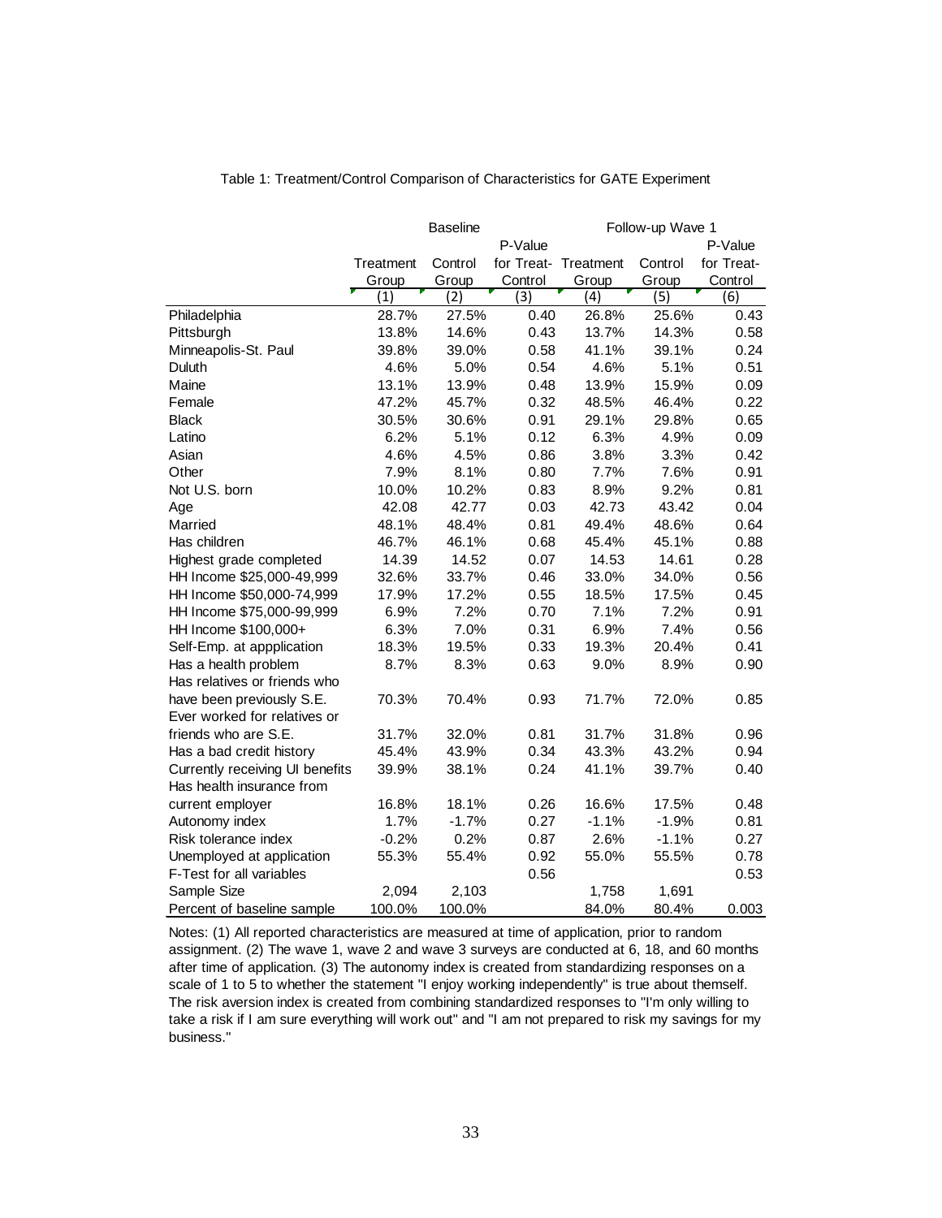Table 1: Treatment/Control Comparison of Characteristics for GATE Experiment

| | Baseline | | | Follow-up Wave 1 | | |
|---|---|---|---|---|---|---|
| | Treatment Group | Control Group | P-Value for Treat-Control | Treatment Group | Control Group | P-Value for Treat-Control |
| | (1) | (2) | (3) | (4) | (5) | (6) |
| Philadelphia | 28.7% | 27.5% | 0.40 | 26.8% | 25.6% | 0.43 |
| Pittsburgh | 13.8% | 14.6% | 0.43 | 13.7% | 14.3% | 0.58 |
| Minneapolis-St. Paul | 39.8% | 39.0% | 0.58 | 41.1% | 39.1% | 0.24 |
| Duluth | 4.6% | 5.0% | 0.54 | 4.6% | 5.1% | 0.51 |
| Maine | 13.1% | 13.9% | 0.48 | 13.9% | 15.9% | 0.09 |
| Female | 47.2% | 45.7% | 0.32 | 48.5% | 46.4% | 0.22 |
| Black | 30.5% | 30.6% | 0.91 | 29.1% | 29.8% | 0.65 |
| Latino | 6.2% | 5.1% | 0.12 | 6.3% | 4.9% | 0.09 |
| Asian | 4.6% | 4.5% | 0.86 | 3.8% | 3.3% | 0.42 |
| Other | 7.9% | 8.1% | 0.80 | 7.7% | 7.6% | 0.91 |
| Not U.S. born | 10.0% | 10.2% | 0.83 | 8.9% | 9.2% | 0.81 |
| Age | 42.08 | 42.77 | 0.03 | 42.73 | 43.42 | 0.04 |
| Married | 48.1% | 48.4% | 0.81 | 49.4% | 48.6% | 0.64 |
| Has children | 46.7% | 46.1% | 0.68 | 45.4% | 45.1% | 0.88 |
| Highest grade completed | 14.39 | 14.52 | 0.07 | 14.53 | 14.61 | 0.28 |
| HH Income $25,000-49,999 | 32.6% | 33.7% | 0.46 | 33.0% | 34.0% | 0.56 |
| HH Income $50,000-74,999 | 17.9% | 17.2% | 0.55 | 18.5% | 17.5% | 0.45 |
| HH Income $75,000-99,999 | 6.9% | 7.2% | 0.70 | 7.1% | 7.2% | 0.91 |
| HH Income $100,000+ | 6.3% | 7.0% | 0.31 | 6.9% | 7.4% | 0.56 |
| Self-Emp. at appplication | 18.3% | 19.5% | 0.33 | 19.3% | 20.4% | 0.41 |
| Has a health problem | 8.7% | 8.3% | 0.63 | 9.0% | 8.9% | 0.90 |
| Has relatives or friends who have been previously S.E. | 70.3% | 70.4% | 0.93 | 71.7% | 72.0% | 0.85 |
| Ever worked for relatives or friends who are S.E. | 31.7% | 32.0% | 0.81 | 31.7% | 31.8% | 0.96 |
| Has a bad credit history | 45.4% | 43.9% | 0.34 | 43.3% | 43.2% | 0.94 |
| Currently receiving UI benefits | 39.9% | 38.1% | 0.24 | 41.1% | 39.7% | 0.40 |
| Has health insurance from current employer | 16.8% | 18.1% | 0.26 | 16.6% | 17.5% | 0.48 |
| Autonomy index | 1.7% | -1.7% | 0.27 | -1.1% | -1.9% | 0.81 |
| Risk tolerance index | -0.2% | 0.2% | 0.87 | 2.6% | -1.1% | 0.27 |
| Unemployed at application | 55.3% | 55.4% | 0.92 | 55.0% | 55.5% | 0.78 |
| F-Test for all variables | | | 0.56 | | | 0.53 |
| Sample Size | 2,094 | 2,103 | | 1,758 | 1,691 | |
| Percent of baseline sample | 100.0% | 100.0% | | 84.0% | 80.4% | 0.003 |

Notes: (1) All reported characteristics are measured at time of application, prior to random assignment. (2) The wave 1, wave 2 and wave 3 surveys are conducted at 6, 18, and 60 months after time of application. (3) The autonomy index is created from standardizing responses on a scale of 1 to 5 to whether the statement "I enjoy working independently" is true about themself. The risk aversion index is created from combining standardized responses to "I'm only willing to take a risk if I am sure everything will work out" and "I am not prepared to risk my savings for my business."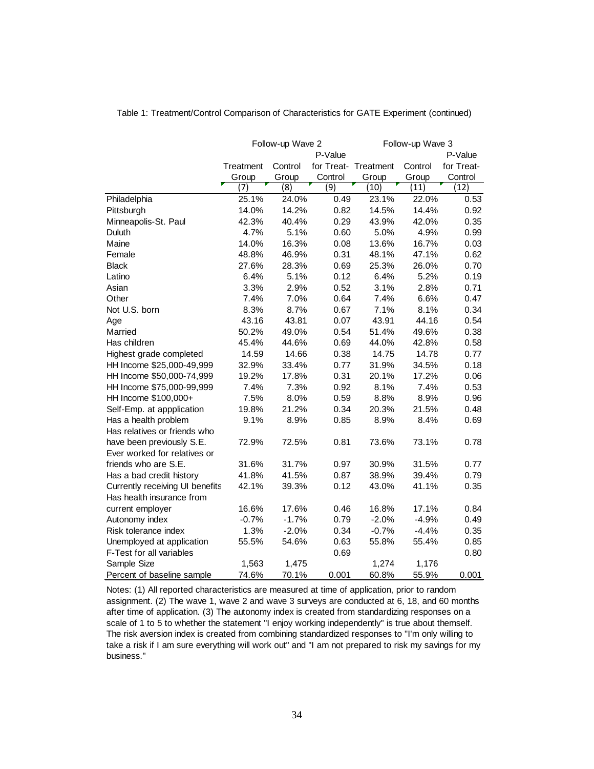Table 1: Treatment/Control Comparison of Characteristics for GATE Experiment (continued)

| | Follow-up Wave 2 | | | Follow-up Wave 3 | | |
|---|---|---|---|---|---|---|
| | Treatment Group | Control Group | P-Value for Treat-Control | Treatment Group | Control Group | P-Value for Treat-Control |
| | (7) | (8) | (9) | (10) | (11) | (12) |
| Philadelphia | 25.1% | 24.0% | 0.49 | 23.1% | 22.0% | 0.53 |
| Pittsburgh | 14.0% | 14.2% | 0.82 | 14.5% | 14.4% | 0.92 |
| Minneapolis-St. Paul | 42.3% | 40.4% | 0.29 | 43.9% | 42.0% | 0.35 |
| Duluth | 4.7% | 5.1% | 0.60 | 5.0% | 4.9% | 0.99 |
| Maine | 14.0% | 16.3% | 0.08 | 13.6% | 16.7% | 0.03 |
| Female | 48.8% | 46.9% | 0.31 | 48.1% | 47.1% | 0.62 |
| Black | 27.6% | 28.3% | 0.69 | 25.3% | 26.0% | 0.70 |
| Latino | 6.4% | 5.1% | 0.12 | 6.4% | 5.2% | 0.19 |
| Asian | 3.3% | 2.9% | 0.52 | 3.1% | 2.8% | 0.71 |
| Other | 7.4% | 7.0% | 0.64 | 7.4% | 6.6% | 0.47 |
| Not U.S. born | 8.3% | 8.7% | 0.67 | 7.1% | 8.1% | 0.34 |
| Age | 43.16 | 43.81 | 0.07 | 43.91 | 44.16 | 0.54 |
| Married | 50.2% | 49.0% | 0.54 | 51.4% | 49.6% | 0.38 |
| Has children | 45.4% | 44.6% | 0.69 | 44.0% | 42.8% | 0.58 |
| Highest grade completed | 14.59 | 14.66 | 0.38 | 14.75 | 14.78 | 0.77 |
| HH Income $25,000-49,999 | 32.9% | 33.4% | 0.77 | 31.9% | 34.5% | 0.18 |
| HH Income $50,000-74,999 | 19.2% | 17.8% | 0.31 | 20.1% | 17.2% | 0.06 |
| HH Income $75,000-99,999 | 7.4% | 7.3% | 0.92 | 8.1% | 7.4% | 0.53 |
| HH Income $100,000+ | 7.5% | 8.0% | 0.59 | 8.8% | 8.9% | 0.96 |
| Self-Emp. at appplication | 19.8% | 21.2% | 0.34 | 20.3% | 21.5% | 0.48 |
| Has a health problem | 9.1% | 8.9% | 0.85 | 8.9% | 8.4% | 0.69 |
| Has relatives or friends who have been previously S.E. | 72.9% | 72.5% | 0.81 | 73.6% | 73.1% | 0.78 |
| Ever worked for relatives or friends who are S.E. | 31.6% | 31.7% | 0.97 | 30.9% | 31.5% | 0.77 |
| Has a bad credit history | 41.8% | 41.5% | 0.87 | 38.9% | 39.4% | 0.79 |
| Currently receiving UI benefits | 42.1% | 39.3% | 0.12 | 43.0% | 41.1% | 0.35 |
| Has health insurance from current employer | 16.6% | 17.6% | 0.46 | 16.8% | 17.1% | 0.84 |
| Autonomy index | -0.7% | -1.7% | 0.79 | -2.0% | -4.9% | 0.49 |
| Risk tolerance index | 1.3% | -2.0% | 0.34 | -0.7% | -4.4% | 0.35 |
| Unemployed at application | 55.5% | 54.6% | 0.63 | 55.8% | 55.4% | 0.85 |
| F-Test for all variables | | | 0.69 | | | 0.80 |
| Sample Size | 1,563 | 1,475 | | 1,274 | 1,176 | |
| Percent of baseline sample | 74.6% | 70.1% | 0.001 | 60.8% | 55.9% | 0.001 |

Notes: (1) All reported characteristics are measured at time of application, prior to random assignment. (2) The wave 1, wave 2 and wave 3 surveys are conducted at 6, 18, and 60 months after time of application. (3) The autonomy index is created from standardizing responses on a scale of 1 to 5 to whether the statement "I enjoy working independently" is true about themself. The risk aversion index is created from combining standardized responses to "I'm only willing to take a risk if I am sure everything will work out" and "I am not prepared to risk my savings for my business."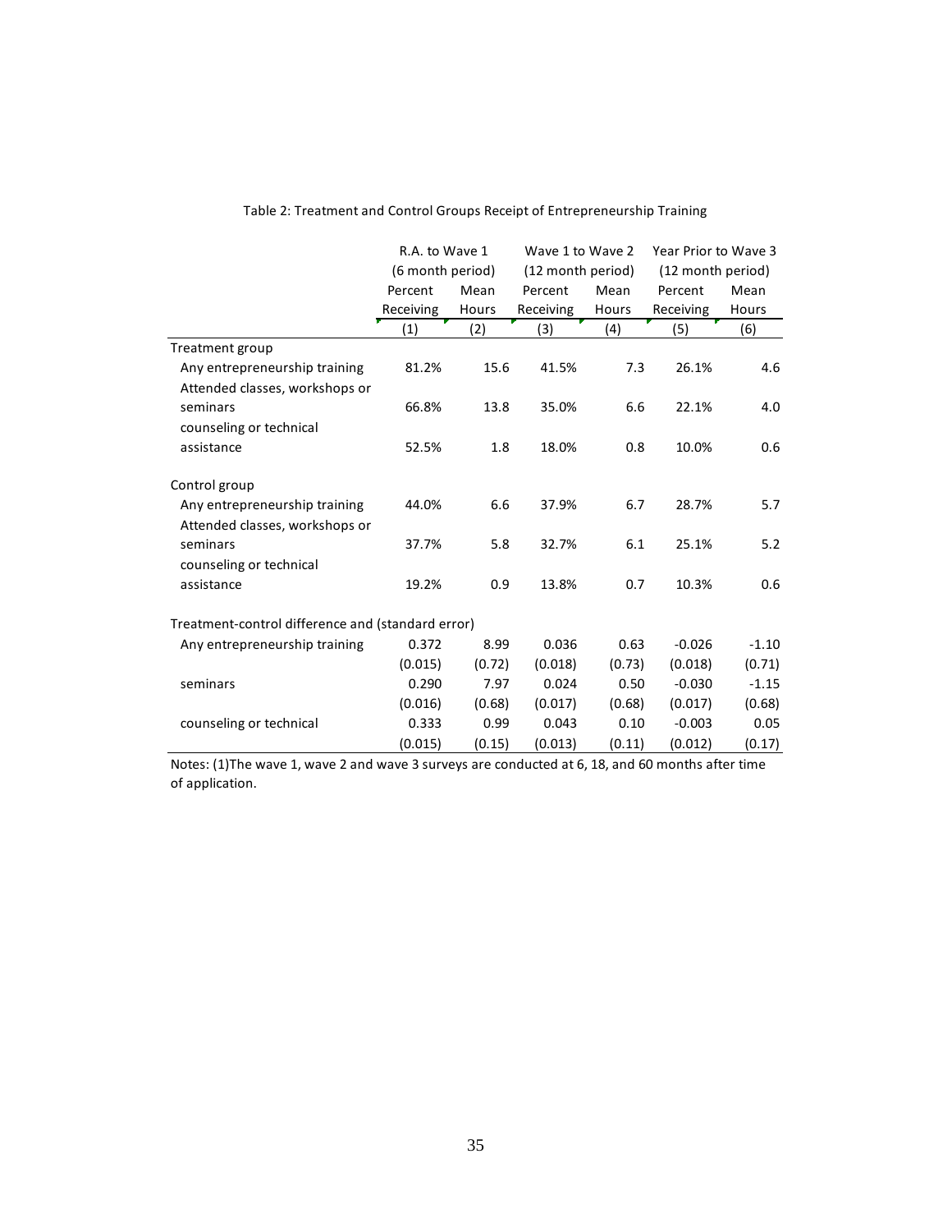Table 2: Treatment and Control Groups Receipt of Entrepreneurship Training

| | R.A. to Wave 1 (6 month period) | | Wave 1 to Wave 2 (12 month period) | | Year Prior to Wave 3 (12 month period) | |
|---|---|---|---|---|---|---|
| | Percent Receiving | Mean Hours | Percent Receiving | Mean Hours | Percent Receiving | Mean Hours |
| | (1) | (2) | (3) | (4) | (5) | (6) |
| Treatment group | | | | | | |
| Any entrepreneurship training | 81.2% | 15.6 | 41.5% | 7.3 | 26.1% | 4.6 |
| Attended classes, workshops or seminars | 66.8% | 13.8 | 35.0% | 6.6 | 22.1% | 4.0 |
| counseling or technical assistance | 52.5% | 1.8 | 18.0% | 0.8 | 10.0% | 0.6 |
| Control group | | | | | | |
| Any entrepreneurship training | 44.0% | 6.6 | 37.9% | 6.7 | 28.7% | 5.7 |
| Attended classes, workshops or seminars | 37.7% | 5.8 | 32.7% | 6.1 | 25.1% | 5.2 |
| counseling or technical assistance | 19.2% | 0.9 | 13.8% | 0.7 | 10.3% | 0.6 |
| Treatment-control difference and (standard error) | | | | | | |
| Any entrepreneurship training | 0.372 | 8.99 | 0.036 | 0.63 | -0.026 | -1.10 |
| | (0.015) | (0.72) | (0.018) | (0.73) | (0.018) | (0.71) |
| seminars | 0.290 | 7.97 | 0.024 | 0.50 | -0.030 | -1.15 |
| | (0.016) | (0.68) | (0.017) | (0.68) | (0.017) | (0.68) |
| counseling or technical | 0.333 | 0.99 | 0.043 | 0.10 | -0.003 | 0.05 |
| | (0.015) | (0.15) | (0.013) | (0.11) | (0.012) | (0.17) |

Notes: (1)The wave 1, wave 2 and wave 3 surveys are conducted at 6, 18, and 60 months after time of application.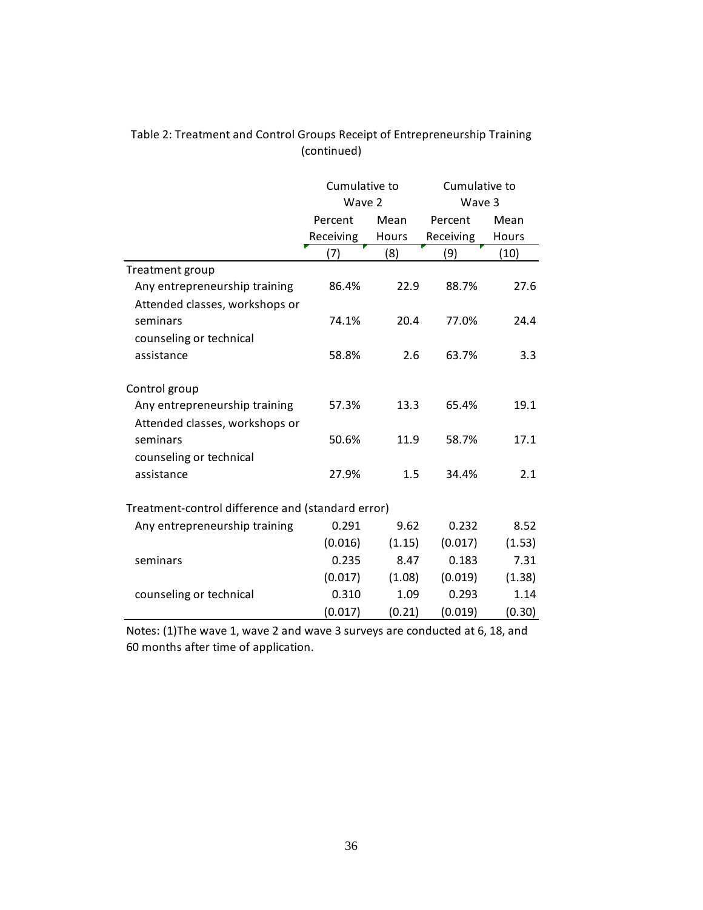Table 2: Treatment and Control Groups Receipt of Entrepreneurship Training (continued)

| | Cumulative to Wave 2 | | Cumulative to Wave 3 | |
|---|---|---|---|---|
| | Percent Receiving | Mean Hours | Percent Receiving | Mean Hours |
| | (7) | (8) | (9) | (10) |
| Treatment group | | | | |
| Any entrepreneurship training | 86.4% | 22.9 | 88.7% | 27.6 |
| Attended classes, workshops or seminars | 74.1% | 20.4 | 77.0% | 24.4 |
| counseling or technical assistance | 58.8% | 2.6 | 63.7% | 3.3 |
| | | | | |
| Control group | | | | |
| Any entrepreneurship training | 57.3% | 13.3 | 65.4% | 19.1 |
| Attended classes, workshops or seminars | 50.6% | 11.9 | 58.7% | 17.1 |
| counseling or technical assistance | 27.9% | 1.5 | 34.4% | 2.1 |
| | | | | |
| Treatment-control difference and (standard error) | | | | |
| Any entrepreneurship training | 0.291 | 9.62 | 0.232 | 8.52 |
| | (0.016) | (1.15) | (0.017) | (1.53) |
| seminars | 0.235 | 8.47 | 0.183 | 7.31 |
| | (0.017) | (1.08) | (0.019) | (1.38) |
| counseling or technical | 0.310 | 1.09 | 0.293 | 1.14 |
| | (0.017) | (0.21) | (0.019) | (0.30) |

Notes: (1)The wave 1, wave 2 and wave 3 surveys are conducted at 6, 18, and 60 months after time of application.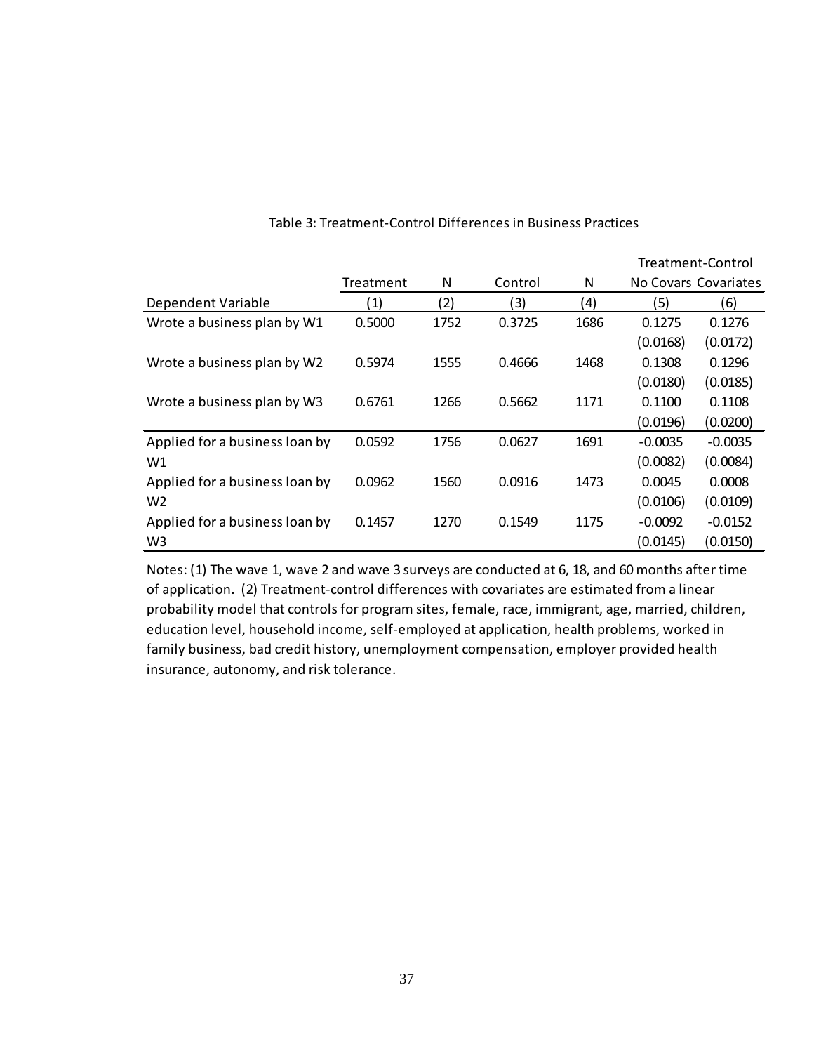Table 3: Treatment-Control Differences in Business Practices

| | Treatment | N | Control | N | Treatment-Control | |
|---|---|---|---|---|---|---|
| | | | | | No Covars | Covariates |
| Dependent Variable | (1) | (2) | (3) | (4) | (5) | (6) |
| Wrote a business plan by W1 | 0.5000 | 1752 | 0.3725 | 1686 | 0.1275 | 0.1276 |
| | | | | | (0.0168) | (0.0172) |
| Wrote a business plan by W2 | 0.5974 | 1555 | 0.4666 | 1468 | 0.1308 | 0.1296 |
| | | | | | (0.0180) | (0.0185) |
| Wrote a business plan by W3 | 0.6761 | 1266 | 0.5662 | 1171 | 0.1100 | 0.1108 |
| | | | | | (0.0196) | (0.0200) |
| Applied for a business loan by W1 | 0.0592 | 1756 | 0.0627 | 1691 | -0.0035 | -0.0035 |
| | | | | | (0.0082) | (0.0084) |
| Applied for a business loan by W2 | 0.0962 | 1560 | 0.0916 | 1473 | 0.0045 | 0.0008 |
| | | | | | (0.0106) | (0.0109) |
| Applied for a business loan by W3 | 0.1457 | 1270 | 0.1549 | 1175 | -0.0092 | -0.0152 |
| | | | | | (0.0145) | (0.0150) |

Notes: (1) The wave 1, wave 2 and wave 3 surveys are conducted at 6, 18, and 60 months after time of application. (2) Treatment-control differences with covariates are estimated from a linear probability model that controls for program sites, female, race, immigrant, age, married, children, education level, household income, self-employed at application, health problems, worked in family business, bad credit history, unemployment compensation, employer provided health insurance, autonomy, and risk tolerance.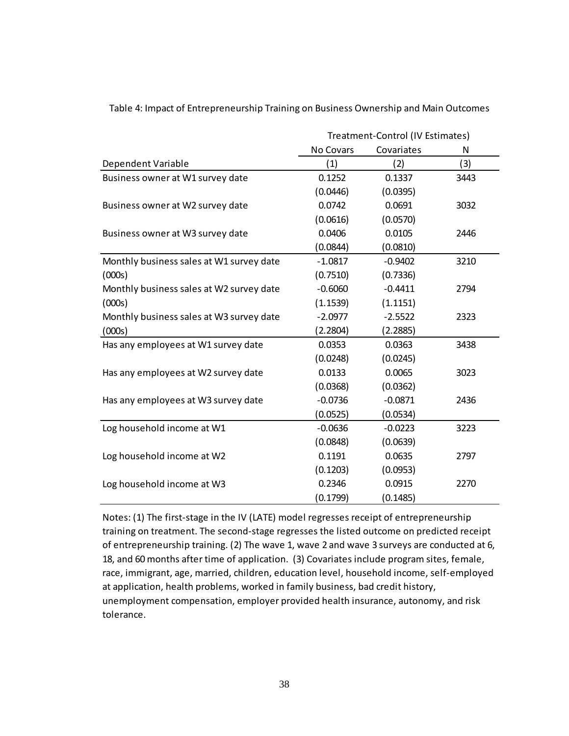Table 4: Impact of Entrepreneurship Training on Business Ownership and Main Outcomes

| | Treatment-Control (IV Estimates) | | |
|---|---|---|---|
| | No Covars | Covariates | N |
| Dependent Variable | (1) | (2) | (3) |
| Business owner at W1 survey date | 0.1252 | 0.1337 | 3443 |
| | (0.0446) | (0.0395) | |
| Business owner at W2 survey date | 0.0742 | 0.0691 | 3032 |
| | (0.0616) | (0.0570) | |
| Business owner at W3 survey date | 0.0406 | 0.0105 | 2446 |
| | (0.0844) | (0.0810) | |
| Monthly business sales at W1 survey date | -1.0817 | -0.9402 | 3210 |
| (000s) | (0.7510) | (0.7336) | |
| Monthly business sales at W2 survey date | -0.6060 | -0.4411 | 2794 |
| (000s) | (1.1539) | (1.1151) | |
| Monthly business sales at W3 survey date | -2.0977 | -2.5522 | 2323 |
| (000s) | (2.2804) | (2.2885) | |
| Has any employees at W1 survey date | 0.0353 | 0.0363 | 3438 |
| | (0.0248) | (0.0245) | |
| Has any employees at W2 survey date | 0.0133 | 0.0065 | 3023 |
| | (0.0368) | (0.0362) | |
| Has any employees at W3 survey date | -0.0736 | -0.0871 | 2436 |
| | (0.0525) | (0.0534) | |
| Log household income at W1 | -0.0636 | -0.0223 | 3223 |
| | (0.0848) | (0.0639) | |
| Log household income at W2 | 0.1191 | 0.0635 | 2797 |
| | (0.1203) | (0.0953) | |
| Log household income at W3 | 0.2346 | 0.0915 | 2270 |
| | (0.1799) | (0.1485) | |

Notes: (1) The first-stage in the IV (LATE) model regresses receipt of entrepreneurship training on treatment. The second-stage regresses the listed outcome on predicted receipt of entrepreneurship training. (2) The wave 1, wave 2 and wave 3 surveys are conducted at 6, 18, and 60 months after time of application. (3) Covariates include program sites, female, race, immigrant, age, married, children, education level, household income, self-employed at application, health problems, worked in family business, bad credit history, unemployment compensation, employer provided health insurance, autonomy, and risk tolerance.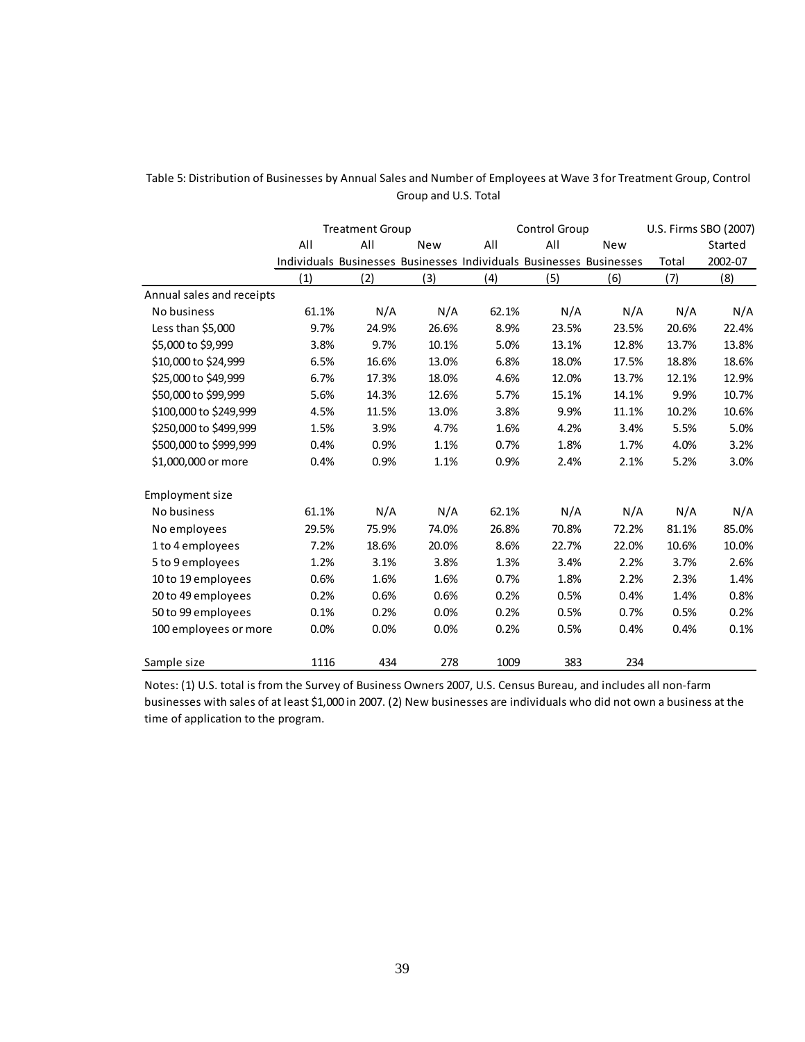Table 5: Distribution of Businesses by Annual Sales and Number of Employees at Wave 3 for Treatment Group, Control Group and U.S. Total

| | Treatment Group | | | Control Group | | | U.S. Firms SBO (2007) | |
|---|---|---|---|---|---|---|---|---|
| | All Individuals | All Businesses | New Businesses | All Individuals | All Businesses | New Businesses | Total | Started 2002-07 |
| | (1) | (2) | (3) | (4) | (5) | (6) | (7) | (8) |
| Annual sales and receipts | | | | | | | | |
| No business | 61.1% | N/A | N/A | 62.1% | N/A | N/A | N/A | N/A |
| Less than $5,000 | 9.7% | 24.9% | 26.6% | 8.9% | 23.5% | 23.5% | 20.6% | 22.4% |
| $5,000 to $9,999 | 3.8% | 9.7% | 10.1% | 5.0% | 13.1% | 12.8% | 13.7% | 13.8% |
| $10,000 to $24,999 | 6.5% | 16.6% | 13.0% | 6.8% | 18.0% | 17.5% | 18.8% | 18.6% |
| $25,000 to $49,999 | 6.7% | 17.3% | 18.0% | 4.6% | 12.0% | 13.7% | 12.1% | 12.9% |
| $50,000 to $99,999 | 5.6% | 14.3% | 12.6% | 5.7% | 15.1% | 14.1% | 9.9% | 10.7% |
| $100,000 to $249,999 | 4.5% | 11.5% | 13.0% | 3.8% | 9.9% | 11.1% | 10.2% | 10.6% |
| $250,000 to $499,999 | 1.5% | 3.9% | 4.7% | 1.6% | 4.2% | 3.4% | 5.5% | 5.0% |
| $500,000 to $999,999 | 0.4% | 0.9% | 1.1% | 0.7% | 1.8% | 1.7% | 4.0% | 3.2% |
| $1,000,000 or more | 0.4% | 0.9% | 1.1% | 0.9% | 2.4% | 2.1% | 5.2% | 3.0% |
| Employment size | | | | | | | | |
| No business | 61.1% | N/A | N/A | 62.1% | N/A | N/A | N/A | N/A |
| No employees | 29.5% | 75.9% | 74.0% | 26.8% | 70.8% | 72.2% | 81.1% | 85.0% |
| 1 to 4 employees | 7.2% | 18.6% | 20.0% | 8.6% | 22.7% | 22.0% | 10.6% | 10.0% |
| 5 to 9 employees | 1.2% | 3.1% | 3.8% | 1.3% | 3.4% | 2.2% | 3.7% | 2.6% |
| 10 to 19 employees | 0.6% | 1.6% | 1.6% | 0.7% | 1.8% | 2.2% | 2.3% | 1.4% |
| 20 to 49 employees | 0.2% | 0.6% | 0.6% | 0.2% | 0.5% | 0.4% | 1.4% | 0.8% |
| 50 to 99 employees | 0.1% | 0.2% | 0.0% | 0.2% | 0.5% | 0.7% | 0.5% | 0.2% |
| 100 employees or more | 0.0% | 0.0% | 0.0% | 0.2% | 0.5% | 0.4% | 0.4% | 0.1% |
| Sample size | 1116 | 434 | 278 | 1009 | 383 | 234 | | |

Notes: (1) U.S. total is from the Survey of Business Owners 2007, U.S. Census Bureau, and includes all non-farm businesses with sales of at least $1,000 in 2007. (2) New businesses are individuals who did not own a business at the time of application to the program.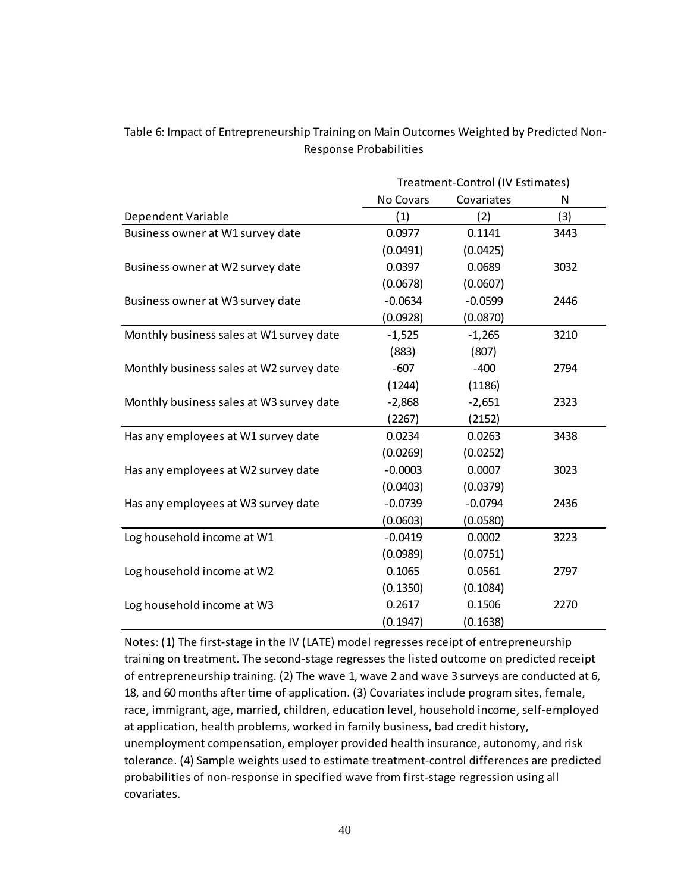Table 6: Impact of Entrepreneurship Training on Main Outcomes Weighted by Predicted Non-Response Probabilities

| | Treatment-Control (IV Estimates) | | |
|---|---|---|---|
| | No Covars | Covariates | N |
| Dependent Variable | (1) | (2) | (3) |
| Business owner at W1 survey date | 0.0977 | 0.1141 | 3443 |
| | (0.0491) | (0.0425) | |
| Business owner at W2 survey date | 0.0397 | 0.0689 | 3032 |
| | (0.0678) | (0.0607) | |
| Business owner at W3 survey date | -0.0634 | -0.0599 | 2446 |
| | (0.0928) | (0.0870) | |
| Monthly business sales at W1 survey date | -1,525 | -1,265 | 3210 |
| | (883) | (807) | |
| Monthly business sales at W2 survey date | -607 | -400 | 2794 |
| | (1244) | (1186) | |
| Monthly business sales at W3 survey date | -2,868 | -2,651 | 2323 |
| | (2267) | (2152) | |
| Has any employees at W1 survey date | 0.0234 | 0.0263 | 3438 |
| | (0.0269) | (0.0252) | |
| Has any employees at W2 survey date | -0.0003 | 0.0007 | 3023 |
| | (0.0403) | (0.0379) | |
| Has any employees at W3 survey date | -0.0739 | -0.0794 | 2436 |
| | (0.0603) | (0.0580) | |
| Log household income at W1 | -0.0419 | 0.0002 | 3223 |
| | (0.0989) | (0.0751) | |
| Log household income at W2 | 0.1065 | 0.0561 | 2797 |
| | (0.1350) | (0.1084) | |
| Log household income at W3 | 0.2617 | 0.1506 | 2270 |
| | (0.1947) | (0.1638) | |

Notes: (1) The first-stage in the IV (LATE) model regresses receipt of entrepreneurship training on treatment. The second-stage regresses the listed outcome on predicted receipt of entrepreneurship training. (2) The wave 1, wave 2 and wave 3 surveys are conducted at 6, 18, and 60 months after time of application. (3) Covariates include program sites, female, race, immigrant, age, married, children, education level, household income, self-employed at application, health problems, worked in family business, bad credit history, unemployment compensation, employer provided health insurance, autonomy, and risk tolerance. (4) Sample weights used to estimate treatment-control differences are predicted probabilities of non-response in specified wave from first-stage regression using all covariates.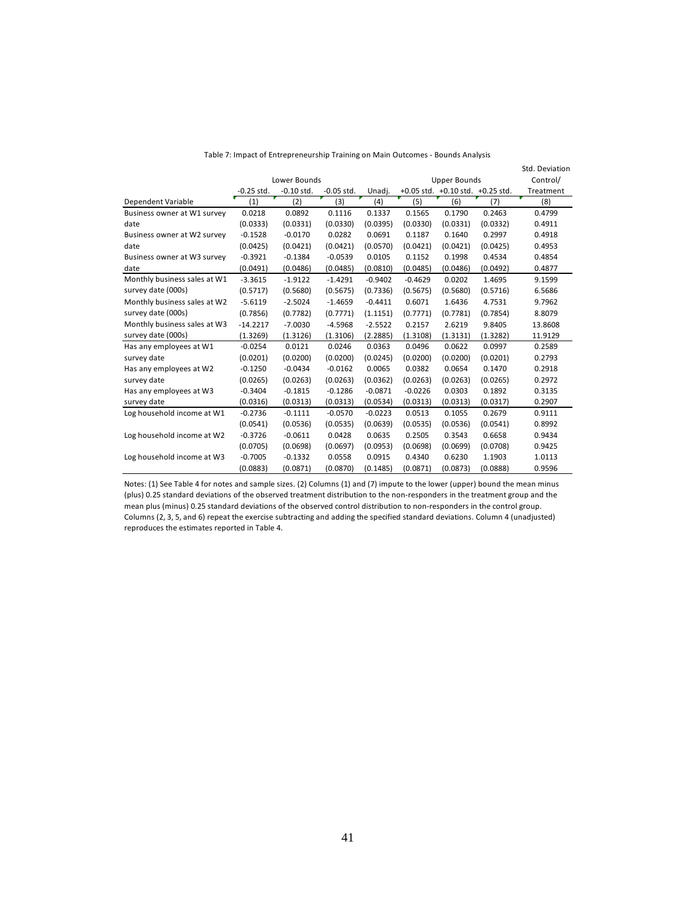Table 7: Impact of Entrepreneurship Training on Main Outcomes - Bounds Analysis

| | Lower Bounds | | | | Upper Bounds | | | Std. Deviation Control/ Treatment |
|---|---|---|---|---|---|---|---|---|
| | -0.25 std. | -0.10 std. | -0.05 std. | Unadj. | +0.05 std. | +0.10 std. | +0.25 std. | |
| Dependent Variable | (1) | (2) | (3) | (4) | (5) | (6) | (7) | (8) |
| Business owner at W1 survey | 0.0218 | 0.0892 | 0.1116 | 0.1337 | 0.1565 | 0.1790 | 0.2463 | 0.4799 |
| date | (0.0333) | (0.0331) | (0.0330) | (0.0395) | (0.0330) | (0.0331) | (0.0332) | 0.4911 |
| Business owner at W2 survey | -0.1528 | -0.0170 | 0.0282 | 0.0691 | 0.1187 | 0.1640 | 0.2997 | 0.4918 |
| date | (0.0425) | (0.0421) | (0.0421) | (0.0570) | (0.0421) | (0.0421) | (0.0425) | 0.4953 |
| Business owner at W3 survey | -0.3921 | -0.1384 | -0.0539 | 0.0105 | 0.1152 | 0.1998 | 0.4534 | 0.4854 |
| date | (0.0491) | (0.0486) | (0.0485) | (0.0810) | (0.0485) | (0.0486) | (0.0492) | 0.4877 |
| Monthly business sales at W1 | -3.3615 | -1.9122 | -1.4291 | -0.9402 | -0.4629 | 0.0202 | 1.4695 | 9.1599 |
| survey date (000s) | (0.5717) | (0.5680) | (0.5675) | (0.7336) | (0.5675) | (0.5680) | (0.5716) | 6.5686 |
| Monthly business sales at W2 | -5.6119 | -2.5024 | -1.4659 | -0.4411 | 0.6071 | 1.6436 | 4.7531 | 9.7962 |
| survey date (000s) | (0.7856) | (0.7782) | (0.7771) | (1.1151) | (0.7771) | (0.7781) | (0.7854) | 8.8079 |
| Monthly business sales at W3 | -14.2217 | -7.0030 | -4.5968 | -2.5522 | 0.2157 | 2.6219 | 9.8405 | 13.8608 |
| survey date (000s) | (1.3269) | (1.3126) | (1.3106) | (2.2885) | (1.3108) | (1.3131) | (1.3282) | 11.9129 |
| Has any employees at W1 | -0.0254 | 0.0121 | 0.0246 | 0.0363 | 0.0496 | 0.0622 | 0.0997 | 0.2589 |
| survey date | (0.0201) | (0.0200) | (0.0200) | (0.0245) | (0.0200) | (0.0200) | (0.0201) | 0.2793 |
| Has any employees at W2 | -0.1250 | -0.0434 | -0.0162 | 0.0065 | 0.0382 | 0.0654 | 0.1470 | 0.2918 |
| survey date | (0.0265) | (0.0263) | (0.0263) | (0.0362) | (0.0263) | (0.0263) | (0.0265) | 0.2972 |
| Has any employees at W3 | -0.3404 | -0.1815 | -0.1286 | -0.0871 | -0.0226 | 0.0303 | 0.1892 | 0.3135 |
| survey date | (0.0316) | (0.0313) | (0.0313) | (0.0534) | (0.0313) | (0.0313) | (0.0317) | 0.2907 |
| Log household income at W1 | -0.2736 | -0.1111 | -0.0570 | -0.0223 | 0.0513 | 0.1055 | 0.2679 | 0.9111 |
| | (0.0541) | (0.0536) | (0.0535) | (0.0639) | (0.0535) | (0.0536) | (0.0541) | 0.8992 |
| Log household income at W2 | -0.3726 | -0.0611 | 0.0428 | 0.0635 | 0.2505 | 0.3543 | 0.6658 | 0.9434 |
| | (0.0705) | (0.0698) | (0.0697) | (0.0953) | (0.0698) | (0.0699) | (0.0708) | 0.9425 |
| Log household income at W3 | -0.7005 | -0.1332 | 0.0558 | 0.0915 | 0.4340 | 0.6230 | 1.1903 | 1.0113 |
| | (0.0883) | (0.0871) | (0.0870) | (0.1485) | (0.0871) | (0.0873) | (0.0888) | 0.9596 |

Notes: (1) See Table 4 for notes and sample sizes. (2) Columns (1) and (7) impute to the lower (upper) bound the mean minus (plus) 0.25 standard deviations of the observed treatment distribution to the non-responders in the treatment group and the mean plus (minus) 0.25 standard deviations of the observed control distribution to non-responders in the control group. Columns (2, 3, 5, and 6) repeat the exercise subtracting and adding the specified standard deviations. Column 4 (unadjusted) reproduces the estimates reported in Table 4.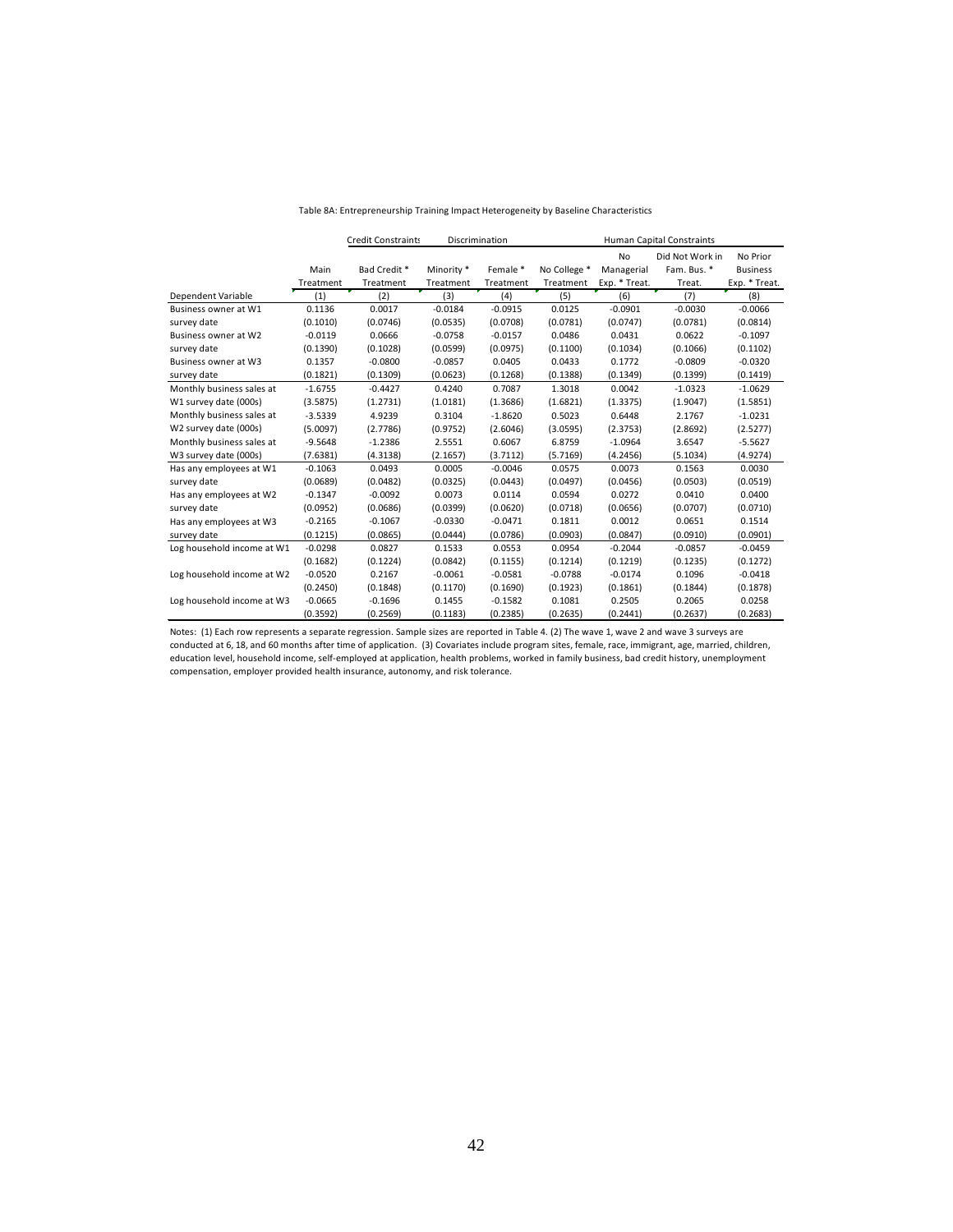Table 8A: Entrepreneurship Training Impact Heterogeneity by Baseline Characteristics

| | | Credit Constraints | Discrimination | | Human Capital Constraints | | | |
|---|---|---|---|---|---|---|---|---|
| | Main Treatment | Bad Credit * Treatment | Minority * Treatment | Female * Treatment | No College * Treatment | No Managerial Exp. * Treat. | Did Not Work in Fam. Bus. * Treat. | No Prior Business Exp. * Treat. |
| Dependent Variable | (1) | (2) | (3) | (4) | (5) | (6) | (7) | (8) |
| Business owner at W1 | 0.1136 | 0.0017 | -0.0184 | -0.0915 | 0.0125 | -0.0901 | -0.0030 | -0.0066 |
| survey date | (0.1010) | (0.0746) | (0.0535) | (0.0708) | (0.0781) | (0.0747) | (0.0781) | (0.0814) |
| Business owner at W2 | -0.0119 | 0.0666 | -0.0758 | -0.0157 | 0.0486 | 0.0431 | 0.0622 | -0.1097 |
| survey date | (0.1390) | (0.1028) | (0.0599) | (0.0975) | (0.1100) | (0.1034) | (0.1066) | (0.1102) |
| Business owner at W3 | 0.1357 | -0.0800 | -0.0857 | 0.0405 | 0.0433 | 0.1772 | -0.0809 | -0.0320 |
| survey date | (0.1821) | (0.1309) | (0.0623) | (0.1268) | (0.1388) | (0.1349) | (0.1399) | (0.1419) |
| Monthly business sales at | -1.6755 | -0.4427 | 0.4240 | 0.7087 | 1.3018 | 0.0042 | -1.0323 | -1.0629 |
| W1 survey date (000s) | (3.5875) | (1.2731) | (1.0181) | (1.3686) | (1.6821) | (1.3375) | (1.9047) | (1.5851) |
| Monthly business sales at | -3.5339 | 4.9239 | 0.3104 | -1.8620 | 0.5023 | 0.6448 | 2.1767 | -1.0231 |
| W2 survey date (000s) | (5.0097) | (2.7786) | (0.9752) | (2.6046) | (3.0595) | (2.3753) | (2.8692) | (2.5277) |
| Monthly business sales at | -9.5648 | -1.2386 | 2.5551 | 0.6067 | 6.8759 | -1.0964 | 3.6547 | -5.5627 |
| W3 survey date (000s) | (7.6381) | (4.3138) | (2.1657) | (3.7112) | (5.7169) | (4.2456) | (5.1034) | (4.9274) |
| Has any employees at W1 | -0.1063 | 0.0493 | 0.0005 | -0.0046 | 0.0575 | 0.0073 | 0.1563 | 0.0030 |
| survey date | (0.0689) | (0.0482) | (0.0325) | (0.0443) | (0.0497) | (0.0456) | (0.0503) | (0.0519) |
| Has any employees at W2 | -0.1347 | -0.0092 | 0.0073 | 0.0114 | 0.0594 | 0.0272 | 0.0410 | 0.0400 |
| survey date | (0.0952) | (0.0686) | (0.0399) | (0.0620) | (0.0718) | (0.0656) | (0.0707) | (0.0710) |
| Has any employees at W3 | -0.2165 | -0.1067 | -0.0330 | -0.0471 | 0.1811 | 0.0012 | 0.0651 | 0.1514 |
| survey date | (0.1215) | (0.0865) | (0.0444) | (0.0786) | (0.0903) | (0.0847) | (0.0910) | (0.0901) |
| Log household income at W1 | -0.0298 | 0.0827 | 0.1533 | 0.0553 | 0.0954 | -0.2044 | -0.0857 | -0.0459 |
| | (0.1682) | (0.1224) | (0.0842) | (0.1155) | (0.1214) | (0.1219) | (0.1235) | (0.1272) |
| Log household income at W2 | -0.0520 | 0.2167 | -0.0061 | -0.0581 | -0.0788 | -0.0174 | 0.1096 | -0.0418 |
| | (0.2450) | (0.1848) | (0.1170) | (0.1690) | (0.1923) | (0.1861) | (0.1844) | (0.1878) |
| Log household income at W3 | -0.0665 | -0.1696 | 0.1455 | -0.1582 | 0.1081 | 0.2505 | 0.2065 | 0.0258 |
| | (0.3592) | (0.2569) | (0.1183) | (0.2385) | (0.2635) | (0.2441) | (0.2637) | (0.2683) |

Notes: (1) Each row represents a separate regression. Sample sizes are reported in Table 4. (2) The wave 1, wave 2 and wave 3 surveys are conducted at 6, 18, and 60 months after time of application. (3) Covariates include program sites, female, race, immigrant, age, married, children, education level, household income, self-employed at application, health problems, worked in family business, bad credit history, unemployment compensation, employer provided health insurance, autonomy, and risk tolerance.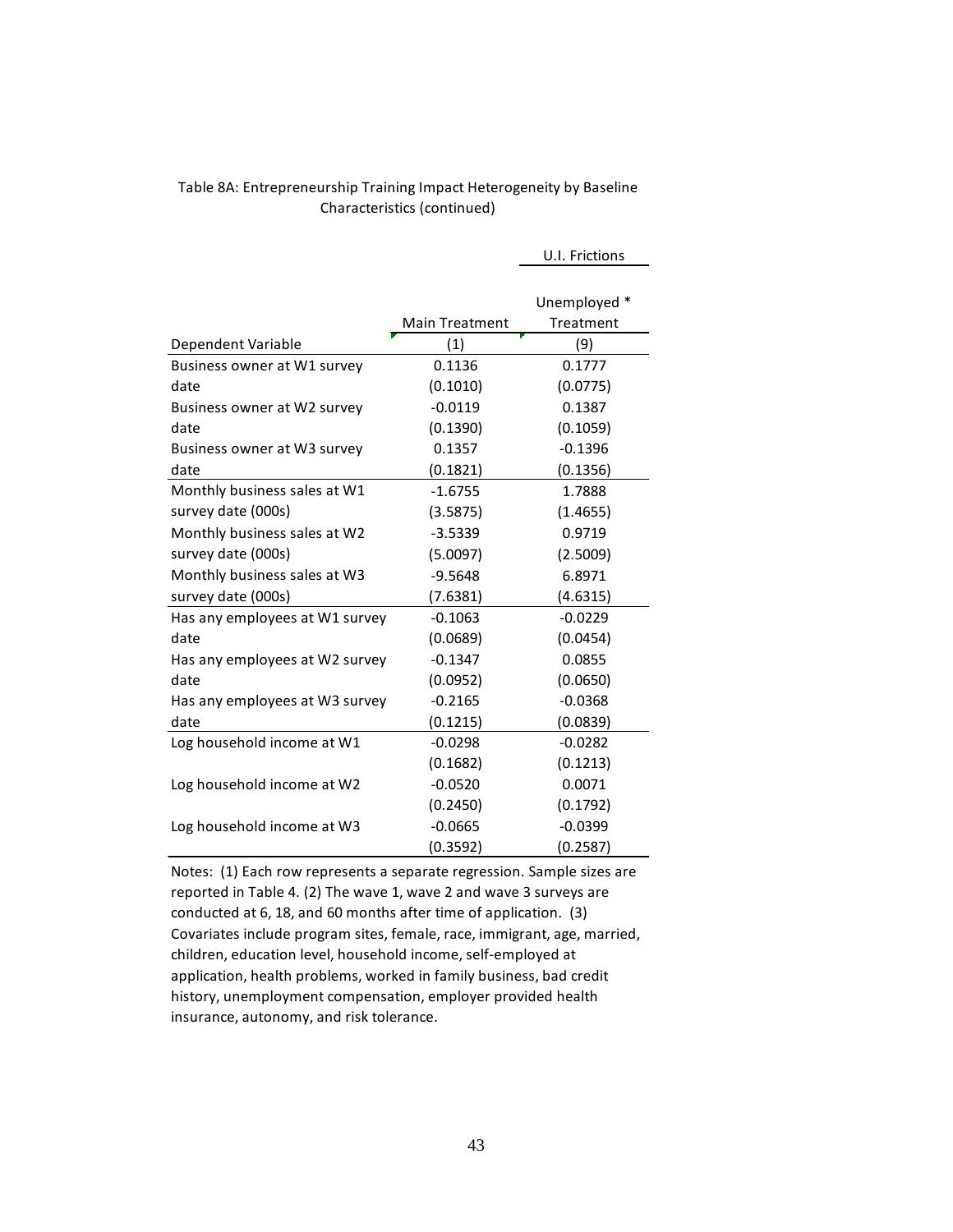Table 8A: Entrepreneurship Training Impact Heterogeneity by Baseline Characteristics (continued)

| | | U.I. Frictions |
|---|---|---|
| | Main Treatment | Unemployed * Treatment |
| Dependent Variable | (1) | (9) |
| Business owner at W1 survey date | 0.1136 | 0.1777 |
| | (0.1010) | (0.0775) |
| Business owner at W2 survey date | -0.0119 | 0.1387 |
| | (0.1390) | (0.1059) |
| Business owner at W3 survey date | 0.1357 | -0.1396 |
| | (0.1821) | (0.1356) |
| Monthly business sales at W1 survey date (000s) | -1.6755 | 1.7888 |
| | (3.5875) | (1.4655) |
| Monthly business sales at W2 survey date (000s) | -3.5339 | 0.9719 |
| | (5.0097) | (2.5009) |
| Monthly business sales at W3 survey date (000s) | -9.5648 | 6.8971 |
| | (7.6381) | (4.6315) |
| Has any employees at W1 survey date | -0.1063 | -0.0229 |
| | (0.0689) | (0.0454) |
| Has any employees at W2 survey date | -0.1347 | 0.0855 |
| | (0.0952) | (0.0650) |
| Has any employees at W3 survey date | -0.2165 | -0.0368 |
| | (0.1215) | (0.0839) |
| Log household income at W1 | -0.0298 | -0.0282 |
| | (0.1682) | (0.1213) |
| Log household income at W2 | -0.0520 | 0.0071 |
| | (0.2450) | (0.1792) |
| Log household income at W3 | -0.0665 | -0.0399 |
| | (0.3592) | (0.2587) |

Notes: (1) Each row represents a separate regression. Sample sizes are reported in Table 4. (2) The wave 1, wave 2 and wave 3 surveys are conducted at 6, 18, and 60 months after time of application. (3) Covariates include program sites, female, race, immigrant, age, married, children, education level, household income, self-employed at application, health problems, worked in family business, bad credit history, unemployment compensation, employer provided health insurance, autonomy, and risk tolerance.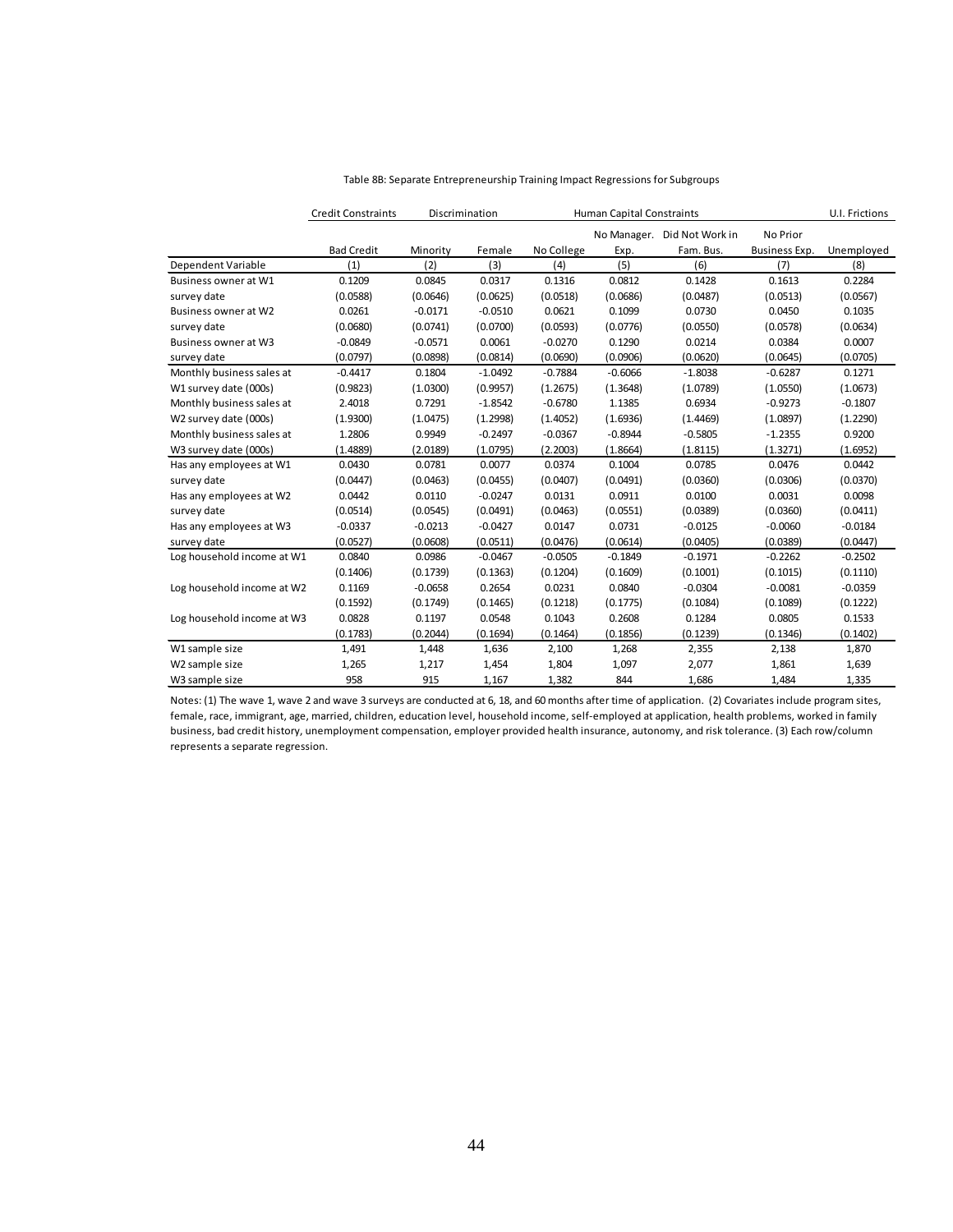Table 8B: Separate Entrepreneurship Training Impact Regressions for Subgroups

| | Credit Constraints | Discrimination | | Human Capital Constraints | | | | U.I. Frictions |
|---|---|---|---|---|---|---|---|---|
| | Bad Credit | Minority | Female | No College | No Manager. Exp. | Did Not Work in Fam. Bus. | No Prior Business Exp. | Unemployed |
| Dependent Variable | (1) | (2) | (3) | (4) | (5) | (6) | (7) | (8) |
| Business owner at W1 | 0.1209 | 0.0845 | 0.0317 | 0.1316 | 0.0812 | 0.1428 | 0.1613 | 0.2284 |
| survey date | (0.0588) | (0.0646) | (0.0625) | (0.0518) | (0.0686) | (0.0487) | (0.0513) | (0.0567) |
| Business owner at W2 | 0.0261 | -0.0171 | -0.0510 | 0.0621 | 0.1099 | 0.0730 | 0.0450 | 0.1035 |
| survey date | (0.0680) | (0.0741) | (0.0700) | (0.0593) | (0.0776) | (0.0550) | (0.0578) | (0.0634) |
| Business owner at W3 | -0.0849 | -0.0571 | 0.0061 | -0.0270 | 0.1290 | 0.0214 | 0.0384 | 0.0007 |
| survey date | (0.0797) | (0.0898) | (0.0814) | (0.0690) | (0.0906) | (0.0620) | (0.0645) | (0.0705) |
| Monthly business sales at | -0.4417 | 0.1804 | -1.0492 | -0.7884 | -0.6066 | -1.8038 | -0.6287 | 0.1271 |
| W1 survey date (000s) | (0.9823) | (1.0300) | (0.9957) | (1.2675) | (1.3648) | (1.0789) | (1.0550) | (1.0673) |
| Monthly business sales at | 2.4018 | 0.7291 | -1.8542 | -0.6780 | 1.1385 | 0.6934 | -0.9273 | -0.1807 |
| W2 survey date (000s) | (1.9300) | (1.0475) | (1.2998) | (1.4052) | (1.6936) | (1.4469) | (1.0897) | (1.2290) |
| Monthly business sales at | 1.2806 | 0.9949 | -0.2497 | -0.0367 | -0.8944 | -0.5805 | -1.2355 | 0.9200 |
| W3 survey date (000s) | (1.4889) | (2.0189) | (1.0795) | (2.2003) | (1.8664) | (1.8115) | (1.3271) | (1.6952) |
| Has any employees at W1 | 0.0430 | 0.0781 | 0.0077 | 0.0374 | 0.1004 | 0.0785 | 0.0476 | 0.0442 |
| survey date | (0.0447) | (0.0463) | (0.0455) | (0.0407) | (0.0491) | (0.0360) | (0.0306) | (0.0370) |
| Has any employees at W2 | 0.0442 | 0.0110 | -0.0247 | 0.0131 | 0.0911 | 0.0100 | 0.0031 | 0.0098 |
| survey date | (0.0514) | (0.0545) | (0.0491) | (0.0463) | (0.0551) | (0.0389) | (0.0360) | (0.0411) |
| Has any employees at W3 | -0.0337 | -0.0213 | -0.0427 | 0.0147 | 0.0731 | -0.0125 | -0.0060 | -0.0184 |
| survey date | (0.0527) | (0.0608) | (0.0511) | (0.0476) | (0.0614) | (0.0405) | (0.0389) | (0.0447) |
| Log household income at W1 | 0.0840 | 0.0986 | -0.0467 | -0.0505 | -0.1849 | -0.1971 | -0.2262 | -0.2502 |
| | (0.1406) | (0.1739) | (0.1363) | (0.1204) | (0.1609) | (0.1001) | (0.1015) | (0.1110) |
| Log household income at W2 | 0.1169 | -0.0658 | 0.2654 | 0.0231 | 0.0840 | -0.0304 | -0.0081 | -0.0359 |
| | (0.1592) | (0.1749) | (0.1465) | (0.1218) | (0.1775) | (0.1084) | (0.1089) | (0.1222) |
| Log household income at W3 | 0.0828 | 0.1197 | 0.0548 | 0.1043 | 0.2608 | 0.1284 | 0.0805 | 0.1533 |
| | (0.1783) | (0.2044) | (0.1694) | (0.1464) | (0.1856) | (0.1239) | (0.1346) | (0.1402) |
| W1 sample size | 1,491 | 1,448 | 1,636 | 2,100 | 1,268 | 2,355 | 2,138 | 1,870 |
| W2 sample size | 1,265 | 1,217 | 1,454 | 1,804 | 1,097 | 2,077 | 1,861 | 1,639 |
| W3 sample size | 958 | 915 | 1,167 | 1,382 | 844 | 1,686 | 1,484 | 1,335 |

Notes: (1) The wave 1, wave 2 and wave 3 surveys are conducted at 6, 18, and 60 months after time of application. (2) Covariates include program sites, female, race, immigrant, age, married, children, education level, household income, self-employed at application, health problems, worked in family business, bad credit history, unemployment compensation, employer provided health insurance, autonomy, and risk tolerance. (3) Each row/column represents a separate regression.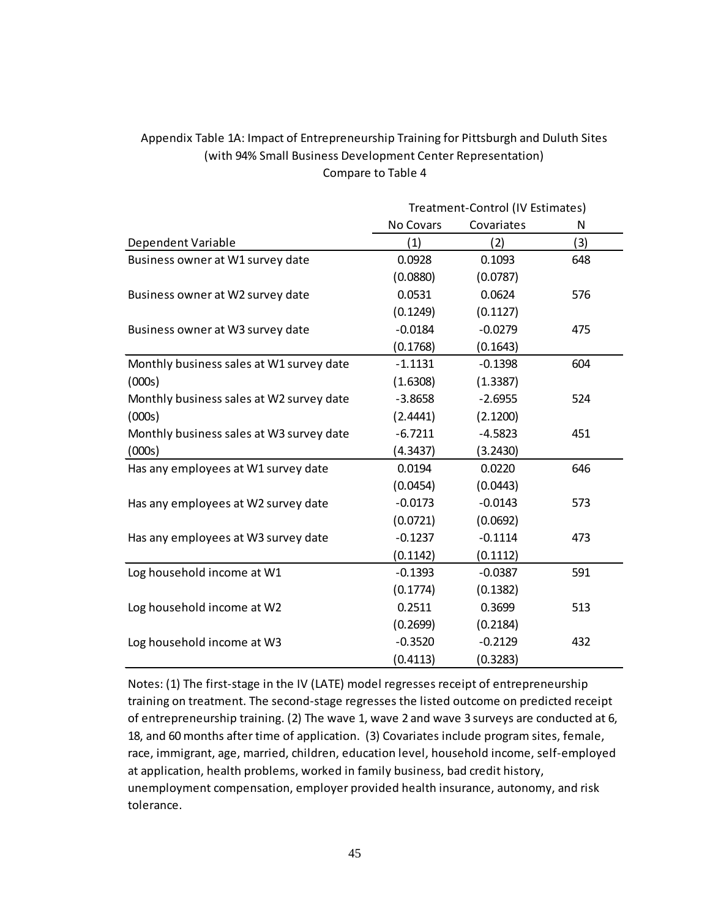Appendix Table 1A: Impact of Entrepreneurship Training for Pittsburgh and Duluth Sites (with 94% Small Business Development Center Representation)
Compare to Table 4

| | Treatment-Control (IV Estimates) | | |
|---|---|---|---|
| | No Covars | Covariates | N |
| Dependent Variable | (1) | (2) | (3) |
| Business owner at W1 survey date | 0.0928 | 0.1093 | 648 |
| | (0.0880) | (0.0787) | |
| Business owner at W2 survey date | 0.0531 | 0.0624 | 576 |
| | (0.1249) | (0.1127) | |
| Business owner at W3 survey date | -0.0184 | -0.0279 | 475 |
| | (0.1768) | (0.1643) | |
| Monthly business sales at W1 survey date (000s) | -1.1131 | -0.1398 | 604 |
| | (1.6308) | (1.3387) | |
| Monthly business sales at W2 survey date (000s) | -3.8658 | -2.6955 | 524 |
| | (2.4441) | (2.1200) | |
| Monthly business sales at W3 survey date (000s) | -6.7211 | -4.5823 | 451 |
| | (4.3437) | (3.2430) | |
| Has any employees at W1 survey date | 0.0194 | 0.0220 | 646 |
| | (0.0454) | (0.0443) | |
| Has any employees at W2 survey date | -0.0173 | -0.0143 | 573 |
| | (0.0721) | (0.0692) | |
| Has any employees at W3 survey date | -0.1237 | -0.1114 | 473 |
| | (0.1142) | (0.1112) | |
| Log household income at W1 | -0.1393 | -0.0387 | 591 |
| | (0.1774) | (0.1382) | |
| Log household income at W2 | 0.2511 | 0.3699 | 513 |
| | (0.2699) | (0.2184) | |
| Log household income at W3 | -0.3520 | -0.2129 | 432 |
| | (0.4113) | (0.3283) | |

Notes: (1) The first-stage in the IV (LATE) model regresses receipt of entrepreneurship training on treatment. The second-stage regresses the listed outcome on predicted receipt of entrepreneurship training. (2) The wave 1, wave 2 and wave 3 surveys are conducted at 6, 18, and 60 months after time of application. (3) Covariates include program sites, female, race, immigrant, age, married, children, education level, household income, self-employed at application, health problems, worked in family business, bad credit history, unemployment compensation, employer provided health insurance, autonomy, and risk tolerance.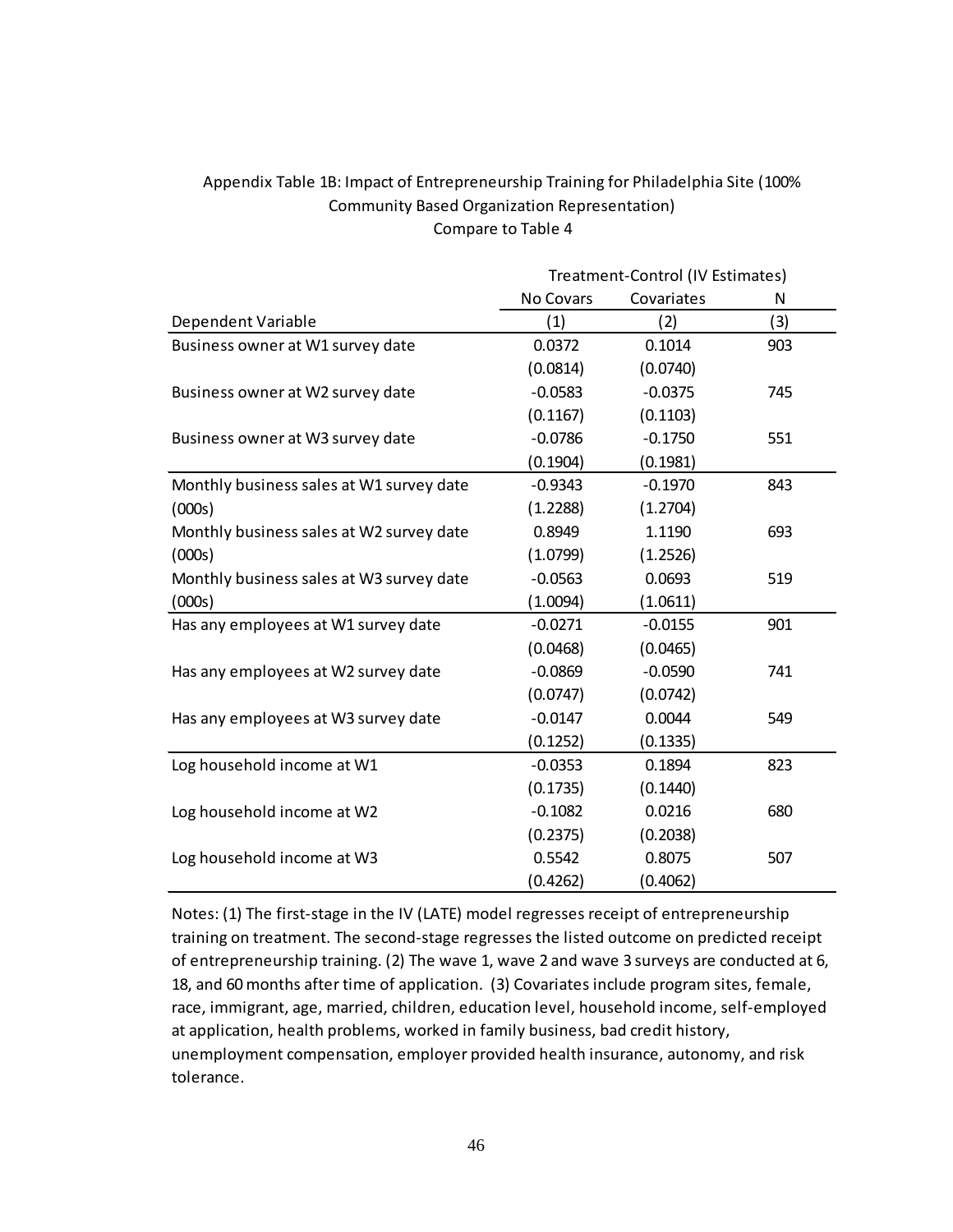Appendix Table 1B: Impact of Entrepreneurship Training for Philadelphia Site (100% Community Based Organization Representation)
Compare to Table 4

| | Treatment-Control (IV Estimates) | | |
|---|---|---|---|
| | No Covars | Covariates | N |
| Dependent Variable | (1) | (2) | (3) |
| Business owner at W1 survey date | 0.0372 | 0.1014 | 903 |
| | (0.0814) | (0.0740) | |
| Business owner at W2 survey date | -0.0583 | -0.0375 | 745 |
| | (0.1167) | (0.1103) | |
| Business owner at W3 survey date | -0.0786 | -0.1750 | 551 |
| | (0.1904) | (0.1981) | |
| Monthly business sales at W1 survey date (000s) | -0.9343 | -0.1970 | 843 |
| | (1.2288) | (1.2704) | |
| Monthly business sales at W2 survey date (000s) | 0.8949 | 1.1190 | 693 |
| | (1.0799) | (1.2526) | |
| Monthly business sales at W3 survey date (000s) | -0.0563 | 0.0693 | 519 |
| | (1.0094) | (1.0611) | |
| Has any employees at W1 survey date | -0.0271 | -0.0155 | 901 |
| | (0.0468) | (0.0465) | |
| Has any employees at W2 survey date | -0.0869 | -0.0590 | 741 |
| | (0.0747) | (0.0742) | |
| Has any employees at W3 survey date | -0.0147 | 0.0044 | 549 |
| | (0.1252) | (0.1335) | |
| Log household income at W1 | -0.0353 | 0.1894 | 823 |
| | (0.1735) | (0.1440) | |
| Log household income at W2 | -0.1082 | 0.0216 | 680 |
| | (0.2375) | (0.2038) | |
| Log household income at W3 | 0.5542 | 0.8075 | 507 |
| | (0.4262) | (0.4062) | |

Notes: (1) The first-stage in the IV (LATE) model regresses receipt of entrepreneurship training on treatment. The second-stage regresses the listed outcome on predicted receipt of entrepreneurship training. (2) The wave 1, wave 2 and wave 3 surveys are conducted at 6, 18, and 60 months after time of application. (3) Covariates include program sites, female, race, immigrant, age, married, children, education level, household income, self-employed at application, health problems, worked in family business, bad credit history, unemployment compensation, employer provided health insurance, autonomy, and risk tolerance.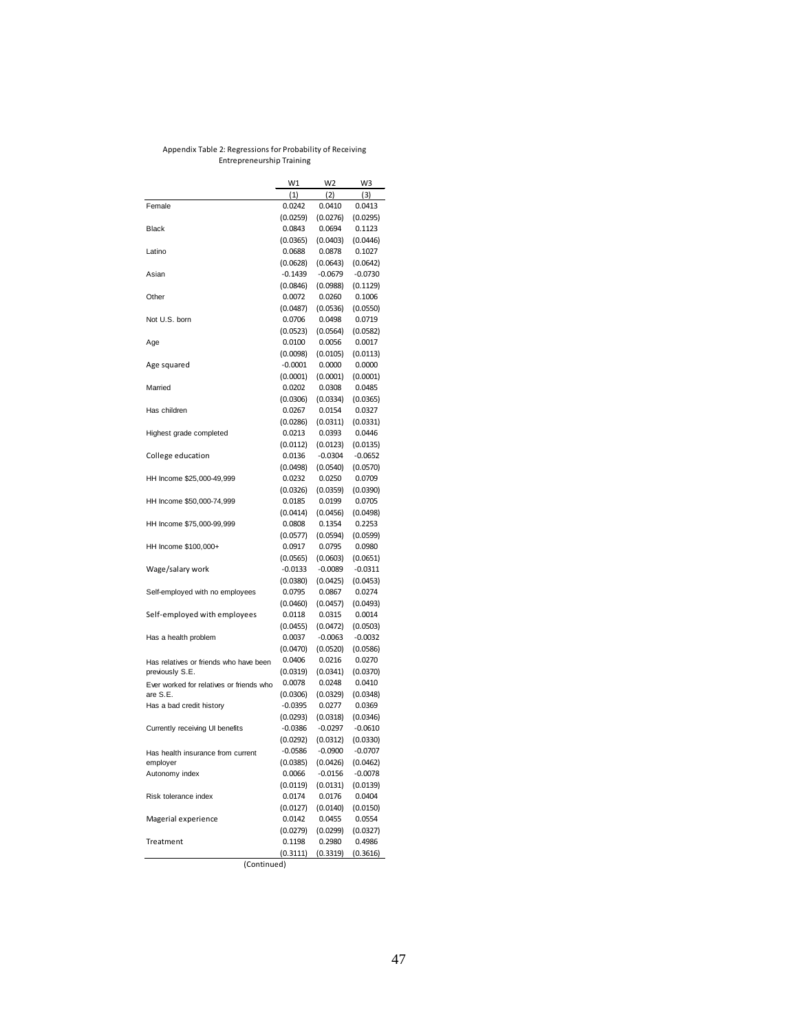Appendix Table 2: Regressions for Probability of Receiving Entrepreneurship Training

| | W1 | W2 | W3 |
|---|---|---|---|
| | (1) | (2) | (3) |
| Female | 0.0242 | 0.0410 | 0.0413 |
| | (0.0259) | (0.0276) | (0.0295) |
| Black | 0.0843 | 0.0694 | 0.1123 |
| | (0.0365) | (0.0403) | (0.0446) |
| Latino | 0.0688 | 0.0878 | 0.1027 |
| | (0.0628) | (0.0643) | (0.0642) |
| Asian | -0.1439 | -0.0679 | -0.0730 |
| | (0.0846) | (0.0988) | (0.1129) |
| Other | 0.0072 | 0.0260 | 0.1006 |
| | (0.0487) | (0.0536) | (0.0550) |
| Not U.S. born | 0.0706 | 0.0498 | 0.0719 |
| | (0.0523) | (0.0564) | (0.0582) |
| Age | 0.0100 | 0.0056 | 0.0017 |
| | (0.0098) | (0.0105) | (0.0113) |
| Age squared | -0.0001 | 0.0000 | 0.0000 |
| | (0.0001) | (0.0001) | (0.0001) |
| Married | 0.0202 | 0.0308 | 0.0485 |
| | (0.0306) | (0.0334) | (0.0365) |
| Has children | 0.0267 | 0.0154 | 0.0327 |
| | (0.0286) | (0.0311) | (0.0331) |
| Highest grade completed | 0.0213 | 0.0393 | 0.0446 |
| | (0.0112) | (0.0123) | (0.0135) |
| College education | 0.0136 | -0.0304 | -0.0652 |
| | (0.0498) | (0.0540) | (0.0570) |
| HH Income $25,000-49,999 | 0.0232 | 0.0250 | 0.0709 |
| | (0.0326) | (0.0359) | (0.0390) |
| HH Income $50,000-74,999 | 0.0185 | 0.0199 | 0.0705 |
| | (0.0414) | (0.0456) | (0.0498) |
| HH Income $75,000-99,999 | 0.0808 | 0.1354 | 0.2253 |
| | (0.0577) | (0.0594) | (0.0599) |
| HH Income $100,000+ | 0.0917 | 0.0795 | 0.0980 |
| | (0.0565) | (0.0603) | (0.0651) |
| Wage/salary work | -0.0133 | -0.0089 | -0.0311 |
| | (0.0380) | (0.0425) | (0.0453) |
| Self-employed with no employees | 0.0795 | 0.0867 | 0.0274 |
| | (0.0460) | (0.0457) | (0.0493) |
| Self-employed with employees | 0.0118 | 0.0315 | 0.0014 |
| | (0.0455) | (0.0472) | (0.0503) |
| Has a health problem | 0.0037 | -0.0063 | -0.0032 |
| | (0.0470) | (0.0520) | (0.0586) |
| Has relatives or friends who have been previously S.E. | 0.0406 | 0.0216 | 0.0270 |
| | (0.0319) | (0.0341) | (0.0370) |
| Ever worked for relatives or friends who are S.E. | 0.0078 | 0.0248 | 0.0410 |
| | (0.0306) | (0.0329) | (0.0348) |
| Has a bad credit history | -0.0395 | 0.0277 | 0.0369 |
| | (0.0293) | (0.0318) | (0.0346) |
| Currently receiving UI benefits | -0.0386 | -0.0297 | -0.0610 |
| | (0.0292) | (0.0312) | (0.0330) |
| Has health insurance from current employer | -0.0586 | -0.0900 | -0.0707 |
| | (0.0385) | (0.0426) | (0.0462) |
| Autonomy index | 0.0066 | -0.0156 | -0.0078 |
| | (0.0119) | (0.0131) | (0.0139) |
| Risk tolerance index | 0.0174 | 0.0176 | 0.0404 |
| | (0.0127) | (0.0140) | (0.0150) |
| Magerial experience | 0.0142 | 0.0455 | 0.0554 |
| | (0.0279) | (0.0299) | (0.0327) |
| Treatment | 0.1198 | 0.2980 | 0.4986 |
| | (0.3111) | (0.3319) | (0.3616) |

(Continued)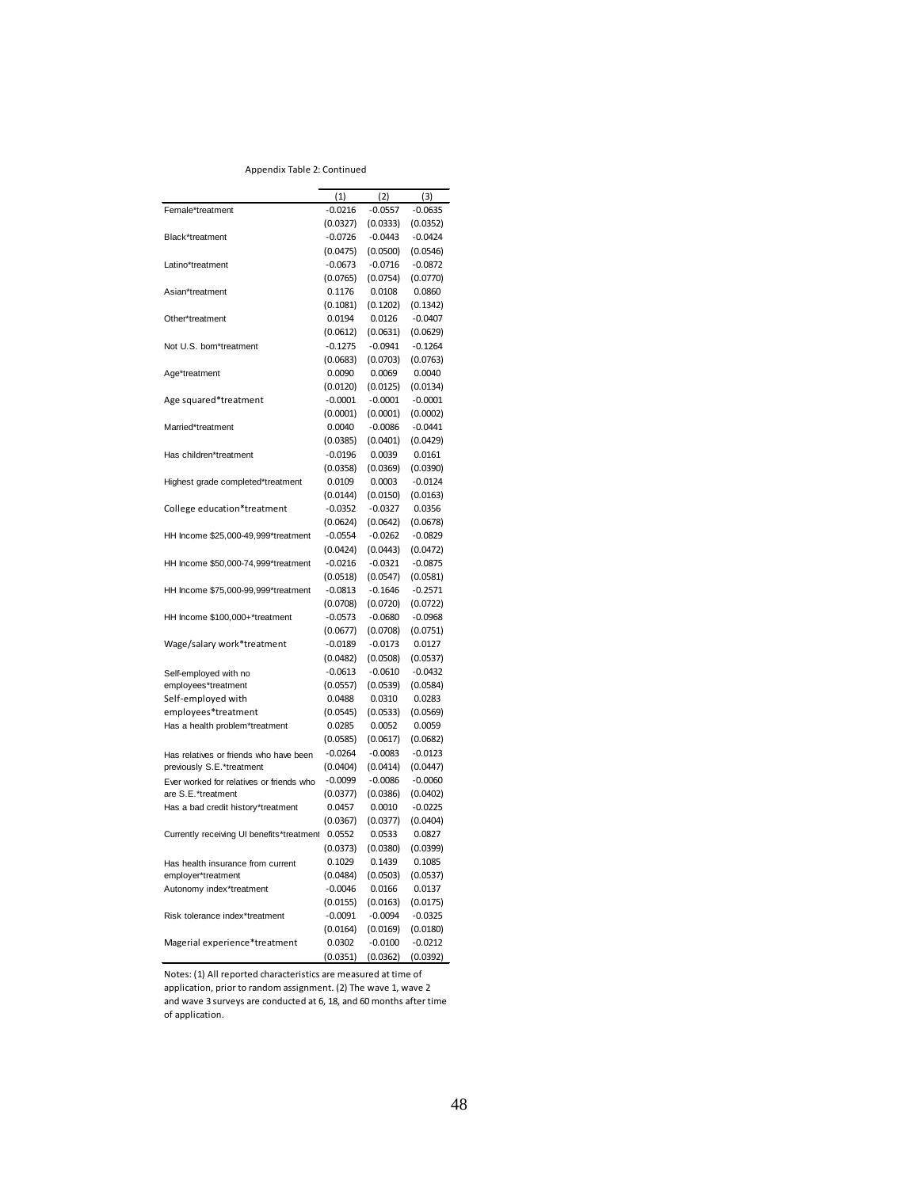Appendix Table 2: Continued

| | (1) | (2) | (3) |
|---|---|---|---|
| Female*treatment | -0.0216 | -0.0557 | -0.0635 |
| | (0.0327) | (0.0333) | (0.0352) |
| Black*treatment | -0.0726 | -0.0443 | -0.0424 |
| | (0.0475) | (0.0500) | (0.0546) |
| Latino*treatment | -0.0673 | -0.0716 | -0.0872 |
| | (0.0765) | (0.0754) | (0.0770) |
| Asian*treatment | 0.1176 | 0.0108 | 0.0860 |
| | (0.1081) | (0.1202) | (0.1342) |
| Other*treatment | 0.0194 | 0.0126 | -0.0407 |
| | (0.0612) | (0.0631) | (0.0629) |
| Not U.S. born*treatment | -0.1275 | -0.0941 | -0.1264 |
| | (0.0683) | (0.0703) | (0.0763) |
| Age*treatment | 0.0090 | 0.0069 | 0.0040 |
| | (0.0120) | (0.0125) | (0.0134) |
| Age squared*treatment | -0.0001 | -0.0001 | -0.0001 |
| | (0.0001) | (0.0001) | (0.0002) |
| Married*treatment | 0.0040 | -0.0086 | -0.0441 |
| | (0.0385) | (0.0401) | (0.0429) |
| Has children*treatment | -0.0196 | 0.0039 | 0.0161 |
| | (0.0358) | (0.0369) | (0.0390) |
| Highest grade completed*treatment | 0.0109 | 0.0003 | -0.0124 |
| | (0.0144) | (0.0150) | (0.0163) |
| College education*treatment | -0.0352 | -0.0327 | 0.0356 |
| | (0.0624) | (0.0642) | (0.0678) |
| HH Income $25,000-49,999*treatment | -0.0554 | -0.0262 | -0.0829 |
| | (0.0424) | (0.0443) | (0.0472) |
| HH Income $50,000-74,999*treatment | -0.0216 | -0.0321 | -0.0875 |
| | (0.0518) | (0.0547) | (0.0581) |
| HH Income $75,000-99,999*treatment | -0.0813 | -0.1646 | -0.2571 |
| | (0.0708) | (0.0720) | (0.0722) |
| HH Income $100,000+*treatment | -0.0573 | -0.0680 | -0.0968 |
| | (0.0677) | (0.0708) | (0.0751) |
| Wage/salary work*treatment | -0.0189 | -0.0173 | 0.0127 |
| | (0.0482) | (0.0508) | (0.0537) |
| Self-employed with no employees*treatment | -0.0613 | -0.0610 | -0.0432 |
| | (0.0557) | (0.0539) | (0.0584) |
| Self-employed with employees*treatment | 0.0488 | 0.0310 | 0.0283 |
| | (0.0545) | (0.0533) | (0.0569) |
| Has a health problem*treatment | 0.0285 | 0.0052 | 0.0059 |
| | (0.0585) | (0.0617) | (0.0682) |
| Has relatives or friends who have been previously S.E.*treatment | -0.0264 | -0.0083 | -0.0123 |
| | (0.0404) | (0.0414) | (0.0447) |
| Ever worked for relatives or friends who are S.E.*treatment | -0.0099 | -0.0086 | -0.0060 |
| | (0.0377) | (0.0386) | (0.0402) |
| Has a bad credit history*treatment | 0.0457 | 0.0010 | -0.0225 |
| | (0.0367) | (0.0377) | (0.0404) |
| Currently receiving UI benefits*treatment | 0.0552 | 0.0533 | 0.0827 |
| | (0.0373) | (0.0380) | (0.0399) |
| Has health insurance from current employer*treatment | 0.1029 | 0.1439 | 0.1085 |
| | (0.0484) | (0.0503) | (0.0537) |
| Autonomy index*treatment | -0.0046 | 0.0166 | 0.0137 |
| | (0.0155) | (0.0163) | (0.0175) |
| Risk tolerance index*treatment | -0.0091 | -0.0094 | -0.0325 |
| | (0.0164) | (0.0169) | (0.0180) |
| Magerial experience*treatment | 0.0302 | -0.0100 | -0.0212 |
| | (0.0351) | (0.0362) | (0.0392) |

Notes: (1) All reported characteristics are measured at time of application, prior to random assignment. (2) The wave 1, wave 2 and wave 3 surveys are conducted at 6, 18, and 60 months after time of application.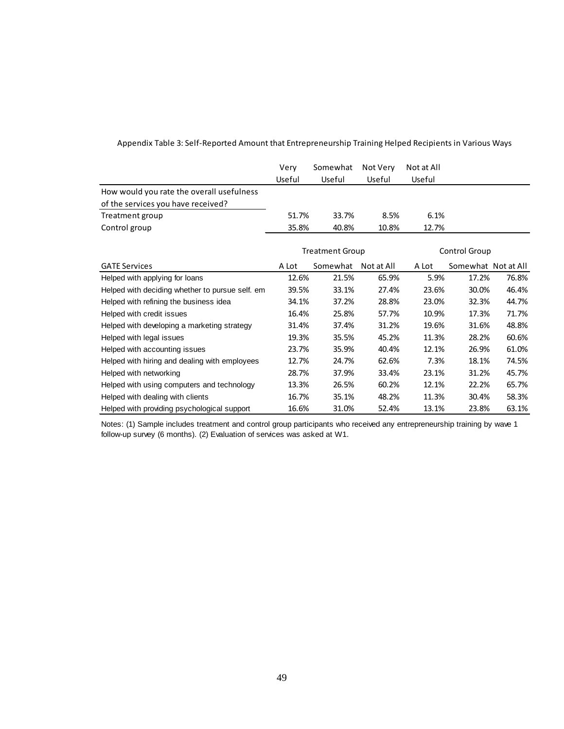Appendix Table 3: Self-Reported Amount that Entrepreneurship Training Helped Recipients in Various Ways

| | Very Useful | Somewhat Useful | Not Very Useful | Not at All Useful |
|---|---|---|---|---|
| How would you rate the overall usefulness of the services you have received? | | | | |
| Treatment group | 51.7% | 33.7% | 8.5% | 6.1% |
| Control group | 35.8% | 40.8% | 10.8% | 12.7% |

| | Treatment Group | | | Control Group | | |
|---|---|---|---|---|---|---|
| GATE Services | A Lot | Somewhat | Not at All | A Lot | Somewhat | Not at All |
| Helped with applying for loans | 12.6% | 21.5% | 65.9% | 5.9% | 17.2% | 76.8% |
| Helped with deciding whether to pursue self. em | 39.5% | 33.1% | 27.4% | 23.6% | 30.0% | 46.4% |
| Helped with refining the business idea | 34.1% | 37.2% | 28.8% | 23.0% | 32.3% | 44.7% |
| Helped with credit issues | 16.4% | 25.8% | 57.7% | 10.9% | 17.3% | 71.7% |
| Helped with developing a marketing strategy | 31.4% | 37.4% | 31.2% | 19.6% | 31.6% | 48.8% |
| Helped with legal issues | 19.3% | 35.5% | 45.2% | 11.3% | 28.2% | 60.6% |
| Helped with accounting issues | 23.7% | 35.9% | 40.4% | 12.1% | 26.9% | 61.0% |
| Helped with hiring and dealing with employees | 12.7% | 24.7% | 62.6% | 7.3% | 18.1% | 74.5% |
| Helped with networking | 28.7% | 37.9% | 33.4% | 23.1% | 31.2% | 45.7% |
| Helped with using computers and technology | 13.3% | 26.5% | 60.2% | 12.1% | 22.2% | 65.7% |
| Helped with dealing with clients | 16.7% | 35.1% | 48.2% | 11.3% | 30.4% | 58.3% |
| Helped with providing psychological support | 16.6% | 31.0% | 52.4% | 13.1% | 23.8% | 63.1% |

Notes: (1) Sample includes treatment and control group participants who received any entrepreneurship training by wave 1 follow-up survey (6 months). (2) Evaluation of services was asked at W1.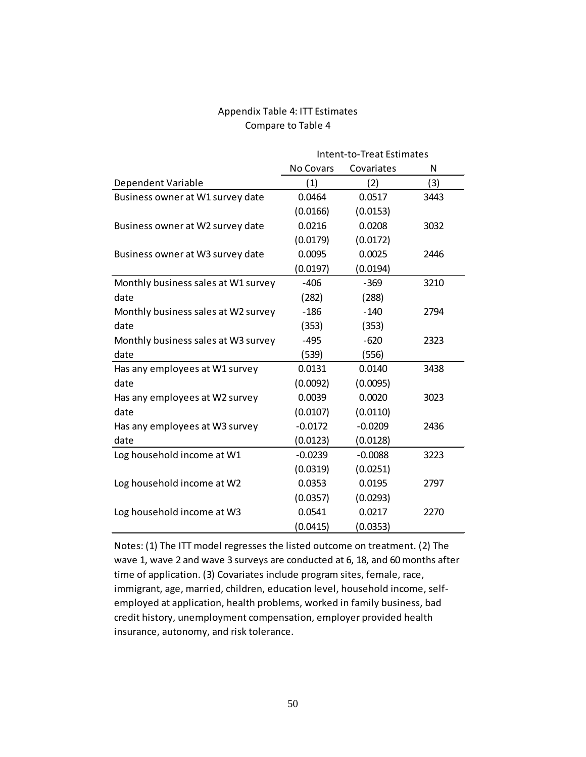Appendix Table 4: ITT Estimates

Compare to Table 4

| | Intent-to-Treat Estimates | | |
|---|---|---|---|
| | No Covars | Covariates | N |
| Dependent Variable | (1) | (2) | (3) |
| Business owner at W1 survey date | 0.0464 | 0.0517 | 3443 |
| | (0.0166) | (0.0153) | |
| Business owner at W2 survey date | 0.0216 | 0.0208 | 3032 |
| | (0.0179) | (0.0172) | |
| Business owner at W3 survey date | 0.0095 | 0.0025 | 2446 |
| | (0.0197) | (0.0194) | |
| Monthly business sales at W1 survey date | -406 | -369 | 3210 |
| | (282) | (288) | |
| Monthly business sales at W2 survey date | -186 | -140 | 2794 |
| | (353) | (353) | |
| Monthly business sales at W3 survey date | -495 | -620 | 2323 |
| | (539) | (556) | |
| Has any employees at W1 survey date | 0.0131 | 0.0140 | 3438 |
| | (0.0092) | (0.0095) | |
| Has any employees at W2 survey date | 0.0039 | 0.0020 | 3023 |
| | (0.0107) | (0.0110) | |
| Has any employees at W3 survey date | -0.0172 | -0.0209 | 2436 |
| | (0.0123) | (0.0128) | |
| Log household income at W1 | -0.0239 | -0.0088 | 3223 |
| | (0.0319) | (0.0251) | |
| Log household income at W2 | 0.0353 | 0.0195 | 2797 |
| | (0.0357) | (0.0293) | |
| Log household income at W3 | 0.0541 | 0.0217 | 2270 |
| | (0.0415) | (0.0353) | |

Notes: (1) The ITT model regresses the listed outcome on treatment. (2) The wave 1, wave 2 and wave 3 surveys are conducted at 6, 18, and 60 months after time of application. (3) Covariates include program sites, female, race, immigrant, age, married, children, education level, household income, self-employed at application, health problems, worked in family business, bad credit history, unemployment compensation, employer provided health insurance, autonomy, and risk tolerance.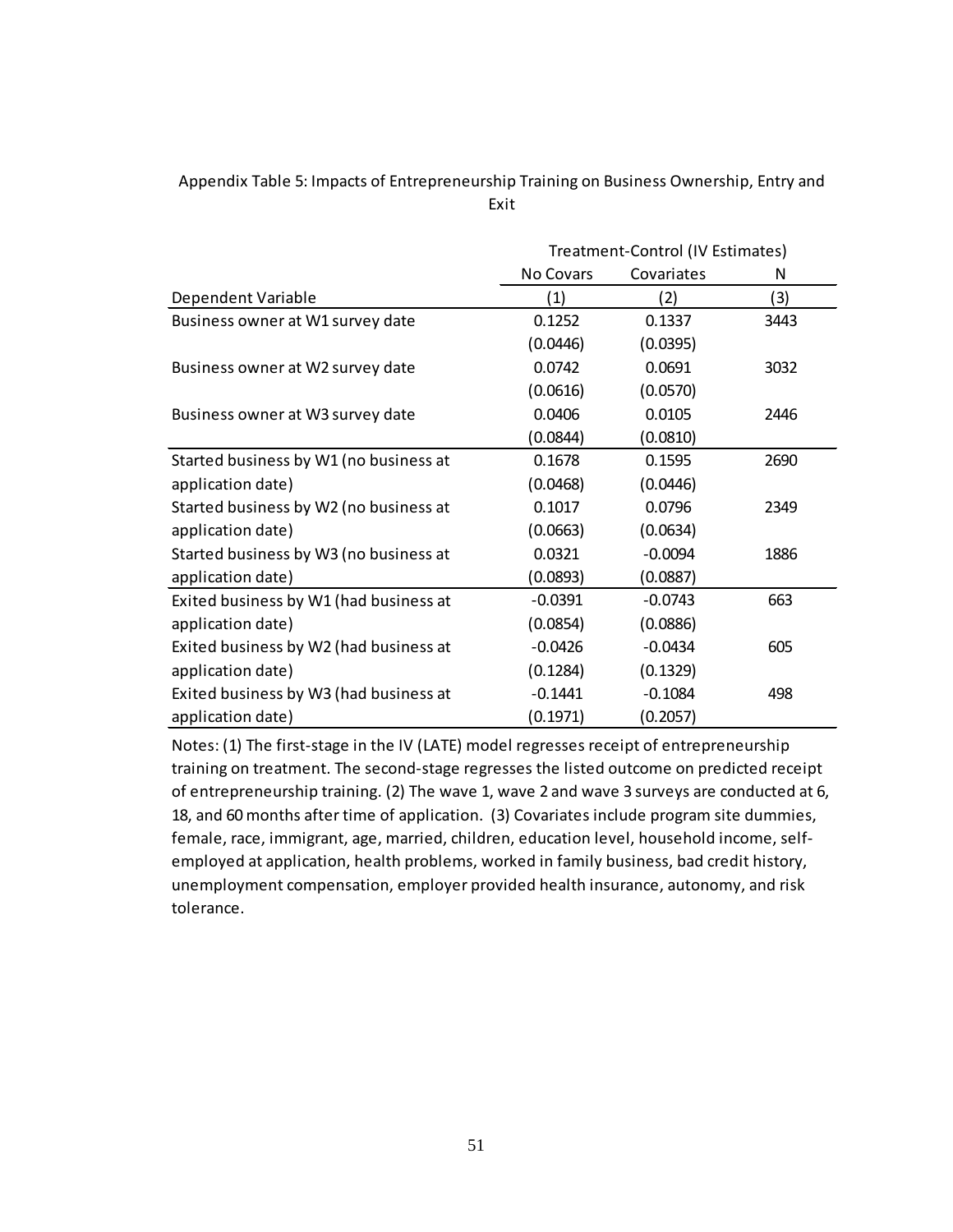Appendix Table 5: Impacts of Entrepreneurship Training on Business Ownership, Entry and Exit

| | Treatment-Control (IV Estimates) | | |
|---|---|---|---|
| | No Covars | Covariates | N |
| Dependent Variable | (1) | (2) | (3) |
| Business owner at W1 survey date | 0.1252 | 0.1337 | 3443 |
| | (0.0446) | (0.0395) | |
| Business owner at W2 survey date | 0.0742 | 0.0691 | 3032 |
| | (0.0616) | (0.0570) | |
| Business owner at W3 survey date | 0.0406 | 0.0105 | 2446 |
| | (0.0844) | (0.0810) | |
| Started business by W1 (no business at application date) | 0.1678 | 0.1595 | 2690 |
| | (0.0468) | (0.0446) | |
| Started business by W2 (no business at application date) | 0.1017 | 0.0796 | 2349 |
| | (0.0663) | (0.0634) | |
| Started business by W3 (no business at application date) | 0.0321 | -0.0094 | 1886 |
| | (0.0893) | (0.0887) | |
| Exited business by W1 (had business at application date) | -0.0391 | -0.0743 | 663 |
| | (0.0854) | (0.0886) | |
| Exited business by W2 (had business at application date) | -0.0426 | -0.0434 | 605 |
| | (0.1284) | (0.1329) | |
| Exited business by W3 (had business at application date) | -0.1441 | -0.1084 | 498 |
| | (0.1971) | (0.2057) | |

Notes: (1) The first-stage in the IV (LATE) model regresses receipt of entrepreneurship training on treatment. The second-stage regresses the listed outcome on predicted receipt of entrepreneurship training. (2) The wave 1, wave 2 and wave 3 surveys are conducted at 6, 18, and 60 months after time of application. (3) Covariates include program site dummies, female, race, immigrant, age, married, children, education level, household income, self-employed at application, health problems, worked in family business, bad credit history, unemployment compensation, employer provided health insurance, autonomy, and risk tolerance.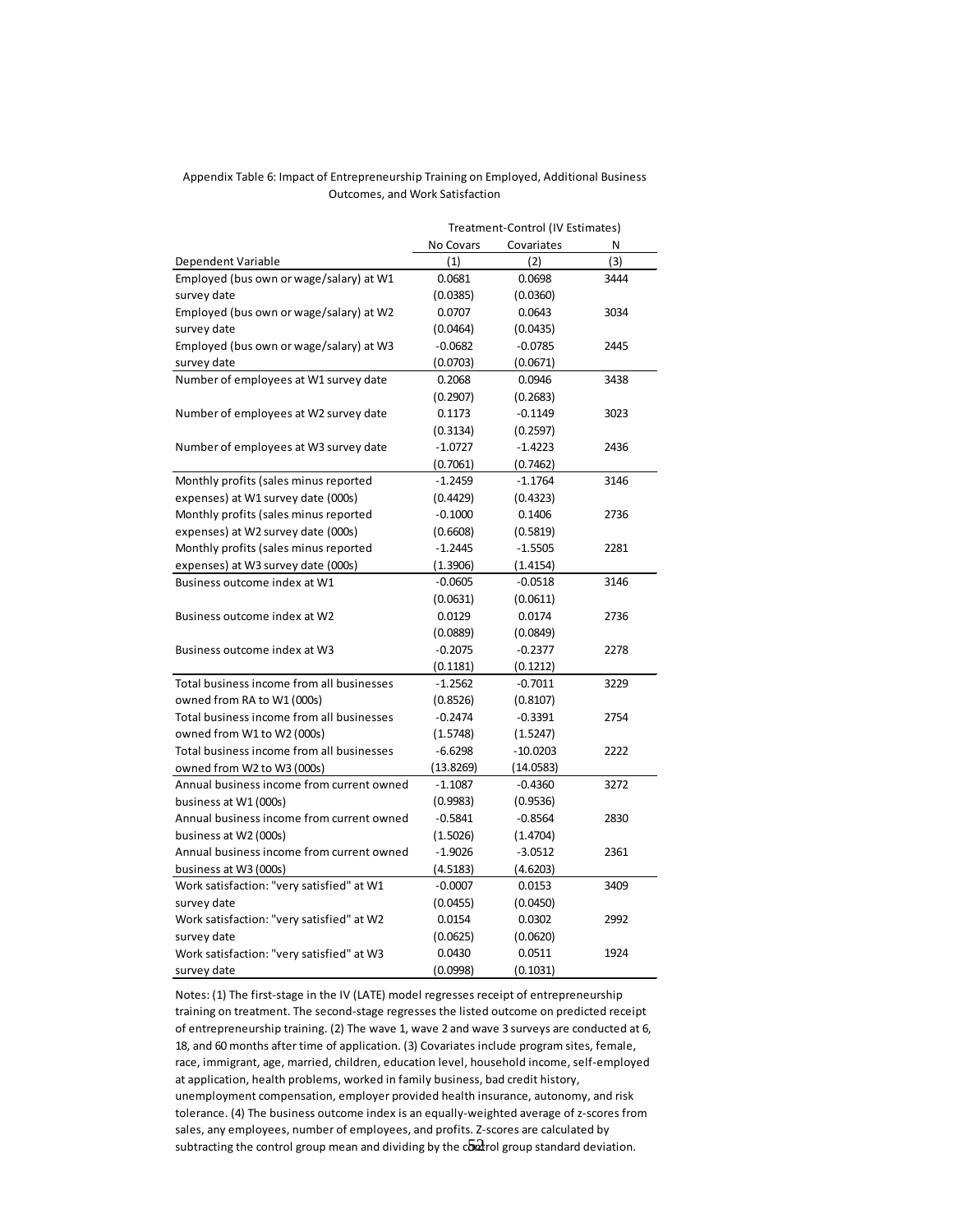Appendix Table 6: Impact of Entrepreneurship Training on Employed, Additional Business Outcomes, and Work Satisfaction

| | Treatment-Control (IV Estimates) | | |
|---|---|---|---|
| | No Covars | Covariates | N |
| Dependent Variable | (1) | (2) | (3) |
| Employed (bus own or wage/salary) at W1 survey date | 0.0681 | 0.0698 | 3444 |
| | (0.0385) | (0.0360) | |
| Employed (bus own or wage/salary) at W2 survey date | 0.0707 | 0.0643 | 3034 |
| | (0.0464) | (0.0435) | |
| Employed (bus own or wage/salary) at W3 survey date | -0.0682 | -0.0785 | 2445 |
| | (0.0703) | (0.0671) | |
| Number of employees at W1 survey date | 0.2068 | 0.0946 | 3438 |
| | (0.2907) | (0.2683) | |
| Number of employees at W2 survey date | 0.1173 | -0.1149 | 3023 |
| | (0.3134) | (0.2597) | |
| Number of employees at W3 survey date | -1.0727 | -1.4223 | 2436 |
| | (0.7061) | (0.7462) | |
| Monthly profits (sales minus reported expenses) at W1 survey date (000s) | -1.2459 | -1.1764 | 3146 |
| | (0.4429) | (0.4323) | |
| Monthly profits (sales minus reported expenses) at W2 survey date (000s) | -0.1000 | 0.1406 | 2736 |
| | (0.6608) | (0.5819) | |
| Monthly profits (sales minus reported expenses) at W3 survey date (000s) | -1.2445 | -1.5505 | 2281 |
| | (1.3906) | (1.4154) | |
| Business outcome index at W1 | -0.0605 | -0.0518 | 3146 |
| | (0.0631) | (0.0611) | |
| Business outcome index at W2 | 0.0129 | 0.0174 | 2736 |
| | (0.0889) | (0.0849) | |
| Business outcome index at W3 | -0.2075 | -0.2377 | 2278 |
| | (0.1181) | (0.1212) | |
| Total business income from all businesses owned from RA to W1 (000s) | -1.2562 | -0.7011 | 3229 |
| | (0.8526) | (0.8107) | |
| Total business income from all businesses owned from W1 to W2 (000s) | -0.2474 | -0.3391 | 2754 |
| | (1.5748) | (1.5247) | |
| Total business income from all businesses owned from W2 to W3 (000s) | -6.6298 | -10.0203 | 2222 |
| | (13.8269) | (14.0583) | |
| Annual business income from current owned business at W1 (000s) | -1.1087 | -0.4360 | 3272 |
| | (0.9983) | (0.9536) | |
| Annual business income from current owned business at W2 (000s) | -0.5841 | -0.8564 | 2830 |
| | (1.5026) | (1.4704) | |
| Annual business income from current owned business at W3 (000s) | -1.9026 | -3.0512 | 2361 |
| | (4.5183) | (4.6203) | |
| Work satisfaction: "very satisfied" at W1 survey date | -0.0007 | 0.0153 | 3409 |
| | (0.0455) | (0.0450) | |
| Work satisfaction: "very satisfied" at W2 survey date | 0.0154 | 0.0302 | 2992 |
| | (0.0625) | (0.0620) | |
| Work satisfaction: "very satisfied" at W3 survey date | 0.0430 | 0.0511 | 1924 |
| | (0.0998) | (0.1031) | |

Notes: (1) The first-stage in the IV (LATE) model regresses receipt of entrepreneurship training on treatment. The second-stage regresses the listed outcome on predicted receipt of entrepreneurship training. (2) The wave 1, wave 2 and wave 3 surveys are conducted at 6, 18, and 60 months after time of application. (3) Covariates include program sites, female, race, immigrant, age, married, children, education level, household income, self-employed at application, health problems, worked in family business, bad credit history, unemployment compensation, employer provided health insurance, autonomy, and risk tolerance. (4) The business outcome index is an equally-weighted average of z-scores from sales, any employees, number of employees, and profits. Z-scores are calculated by subtracting the control group mean and dividing by the control group standard deviation.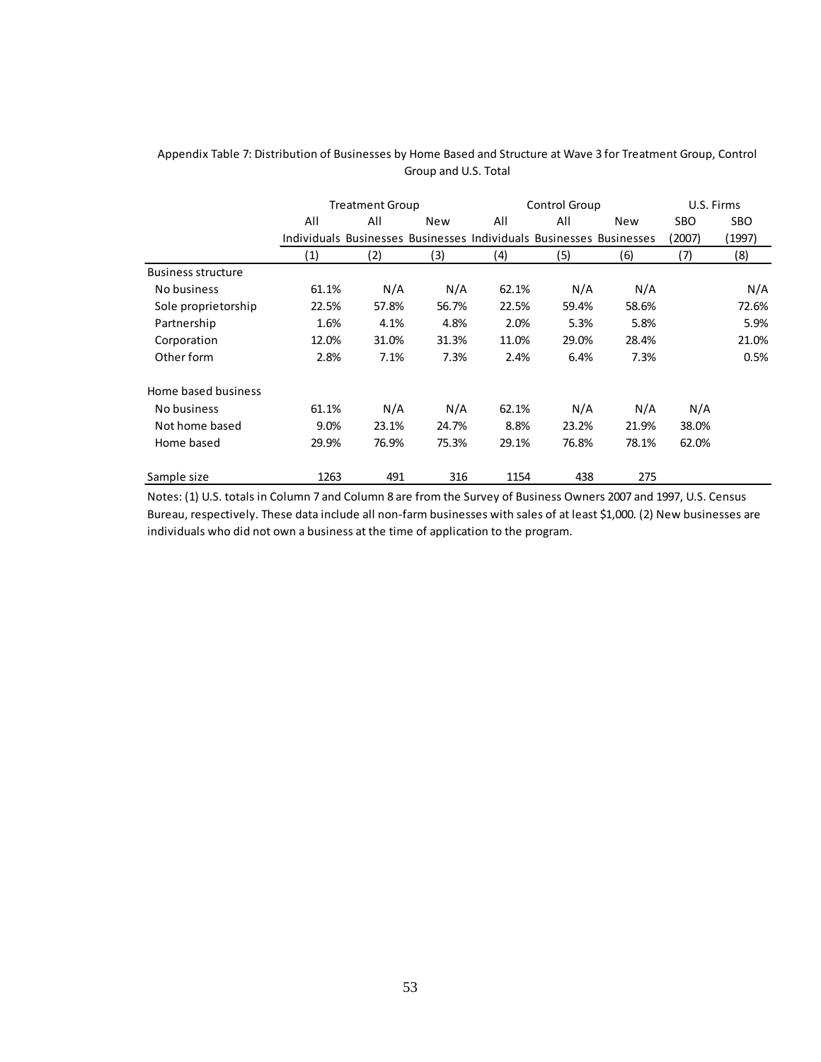Appendix Table 7: Distribution of Businesses by Home Based and Structure at Wave 3 for Treatment Group, Control Group and U.S. Total

| | Treatment Group | | | Control Group | | | U.S. Firms | |
|---|---|---|---|---|---|---|---|---|
| | All Individuals | All Businesses | New Businesses | All Individuals | All Businesses | New Businesses | SBO (2007) | SBO (1997) |
| | (1) | (2) | (3) | (4) | (5) | (6) | (7) | (8) |
| Business structure | | | | | | | | |
| No business | 61.1% | N/A | N/A | 62.1% | N/A | N/A | | N/A |
| Sole proprietorship | 22.5% | 57.8% | 56.7% | 22.5% | 59.4% | 58.6% | | 72.6% |
| Partnership | 1.6% | 4.1% | 4.8% | 2.0% | 5.3% | 5.8% | | 5.9% |
| Corporation | 12.0% | 31.0% | 31.3% | 11.0% | 29.0% | 28.4% | | 21.0% |
| Other form | 2.8% | 7.1% | 7.3% | 2.4% | 6.4% | 7.3% | | 0.5% |
| Home based business | | | | | | | | |
| No business | 61.1% | N/A | N/A | 62.1% | N/A | N/A | N/A | |
| Not home based | 9.0% | 23.1% | 24.7% | 8.8% | 23.2% | 21.9% | 38.0% | |
| Home based | 29.9% | 76.9% | 75.3% | 29.1% | 76.8% | 78.1% | 62.0% | |
| Sample size | 1263 | 491 | 316 | 1154 | 438 | 275 | | |

Notes: (1) U.S. totals in Column 7 and Column 8 are from the Survey of Business Owners 2007 and 1997, U.S. Census Bureau, respectively. These data include all non-farm businesses with sales of at least $1,000. (2) New businesses are individuals who did not own a business at the time of application to the program.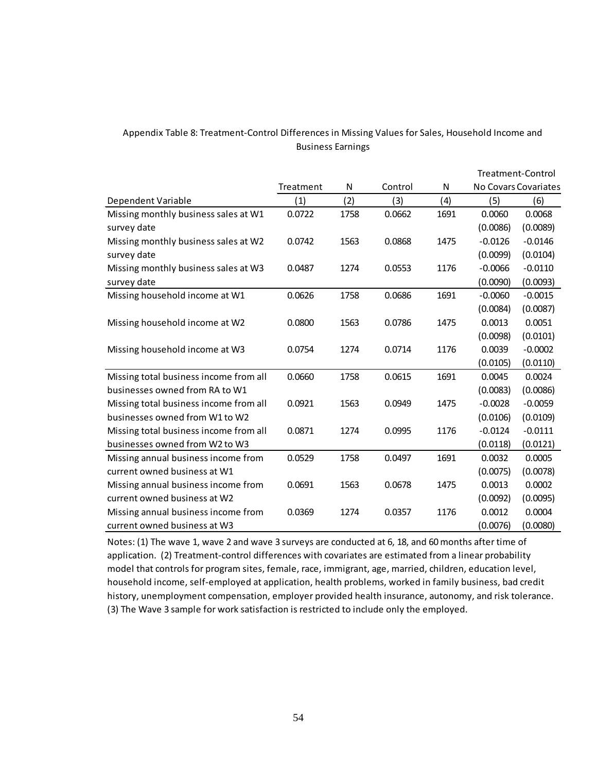Appendix Table 8: Treatment-Control Differences in Missing Values for Sales, Household Income and Business Earnings

| | Treatment | N | Control | N | Treatment-Control | |
|---|---|---|---|---|---|---|
| | | | | | No Covars | Covariates |
| Dependent Variable | (1) | (2) | (3) | (4) | (5) | (6) |
| Missing monthly business sales at W1 survey date | 0.0722 | 1758 | 0.0662 | 1691 | 0.0060 | 0.0068 |
| | | | | | (0.0086) | (0.0089) |
| Missing monthly business sales at W2 survey date | 0.0742 | 1563 | 0.0868 | 1475 | -0.0126 | -0.0146 |
| | | | | | (0.0099) | (0.0104) |
| Missing monthly business sales at W3 survey date | 0.0487 | 1274 | 0.0553 | 1176 | -0.0066 | -0.0110 |
| | | | | | (0.0090) | (0.0093) |
| Missing household income at W1 | 0.0626 | 1758 | 0.0686 | 1691 | -0.0060 | -0.0015 |
| | | | | | (0.0084) | (0.0087) |
| Missing household income at W2 | 0.0800 | 1563 | 0.0786 | 1475 | 0.0013 | 0.0051 |
| | | | | | (0.0098) | (0.0101) |
| Missing household income at W3 | 0.0754 | 1274 | 0.0714 | 1176 | 0.0039 | -0.0002 |
| | | | | | (0.0105) | (0.0110) |
| Missing total business income from all businesses owned from RA to W1 | 0.0660 | 1758 | 0.0615 | 1691 | 0.0045 | 0.0024 |
| | | | | | (0.0083) | (0.0086) |
| Missing total business income from all businesses owned from W1 to W2 | 0.0921 | 1563 | 0.0949 | 1475 | -0.0028 | -0.0059 |
| | | | | | (0.0106) | (0.0109) |
| Missing total business income from all businesses owned from W2 to W3 | 0.0871 | 1274 | 0.0995 | 1176 | -0.0124 | -0.0111 |
| | | | | | (0.0118) | (0.0121) |
| Missing annual business income from current owned business at W1 | 0.0529 | 1758 | 0.0497 | 1691 | 0.0032 | 0.0005 |
| | | | | | (0.0075) | (0.0078) |
| Missing annual business income from current owned business at W2 | 0.0691 | 1563 | 0.0678 | 1475 | 0.0013 | 0.0002 |
| | | | | | (0.0092) | (0.0095) |
| Missing annual business income from current owned business at W3 | 0.0369 | 1274 | 0.0357 | 1176 | 0.0012 | 0.0004 |
| | | | | | (0.0076) | (0.0080) |

Notes: (1) The wave 1, wave 2 and wave 3 surveys are conducted at 6, 18, and 60 months after time of application. (2) Treatment-control differences with covariates are estimated from a linear probability model that controls for program sites, female, race, immigrant, age, married, children, education level, household income, self-employed at application, health problems, worked in family business, bad credit history, unemployment compensation, employer provided health insurance, autonomy, and risk tolerance. (3) The Wave 3 sample for work satisfaction is restricted to include only the employed.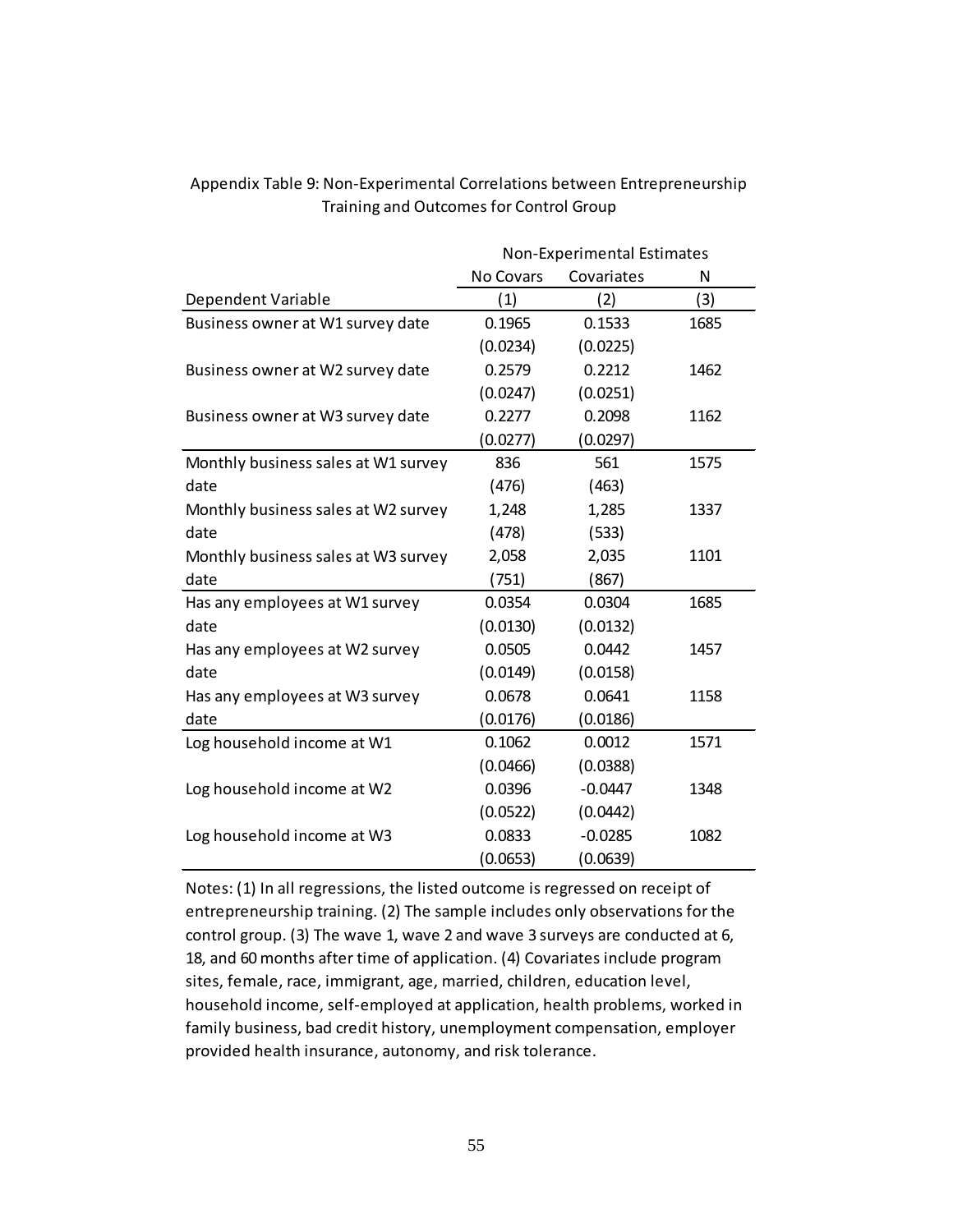Appendix Table 9: Non-Experimental Correlations between Entrepreneurship Training and Outcomes for Control Group

| | Non-Experimental Estimates | | |
|---|---|---|---|
| | No Covars | Covariates | N |
| Dependent Variable | (1) | (2) | (3) |
| Business owner at W1 survey date | 0.1965 | 0.1533 | 1685 |
| | (0.0234) | (0.0225) | |
| Business owner at W2 survey date | 0.2579 | 0.2212 | 1462 |
| | (0.0247) | (0.0251) | |
| Business owner at W3 survey date | 0.2277 | 0.2098 | 1162 |
| | (0.0277) | (0.0297) | |
| Monthly business sales at W1 survey date | 836 | 561 | 1575 |
| | (476) | (463) | |
| Monthly business sales at W2 survey date | 1,248 | 1,285 | 1337 |
| | (478) | (533) | |
| Monthly business sales at W3 survey date | 2,058 | 2,035 | 1101 |
| | (751) | (867) | |
| Has any employees at W1 survey date | 0.0354 | 0.0304 | 1685 |
| | (0.0130) | (0.0132) | |
| Has any employees at W2 survey date | 0.0505 | 0.0442 | 1457 |
| | (0.0149) | (0.0158) | |
| Has any employees at W3 survey date | 0.0678 | 0.0641 | 1158 |
| | (0.0176) | (0.0186) | |
| Log household income at W1 | 0.1062 | 0.0012 | 1571 |
| | (0.0466) | (0.0388) | |
| Log household income at W2 | 0.0396 | -0.0447 | 1348 |
| | (0.0522) | (0.0442) | |
| Log household income at W3 | 0.0833 | -0.0285 | 1082 |
| | (0.0653) | (0.0639) | |

Notes: (1) In all regressions, the listed outcome is regressed on receipt of entrepreneurship training. (2) The sample includes only observations for the control group. (3) The wave 1, wave 2 and wave 3 surveys are conducted at 6, 18, and 60 months after time of application. (4) Covariates include program sites, female, race, immigrant, age, married, children, education level, household income, self-employed at application, health problems, worked in family business, bad credit history, unemployment compensation, employer provided health insurance, autonomy, and risk tolerance.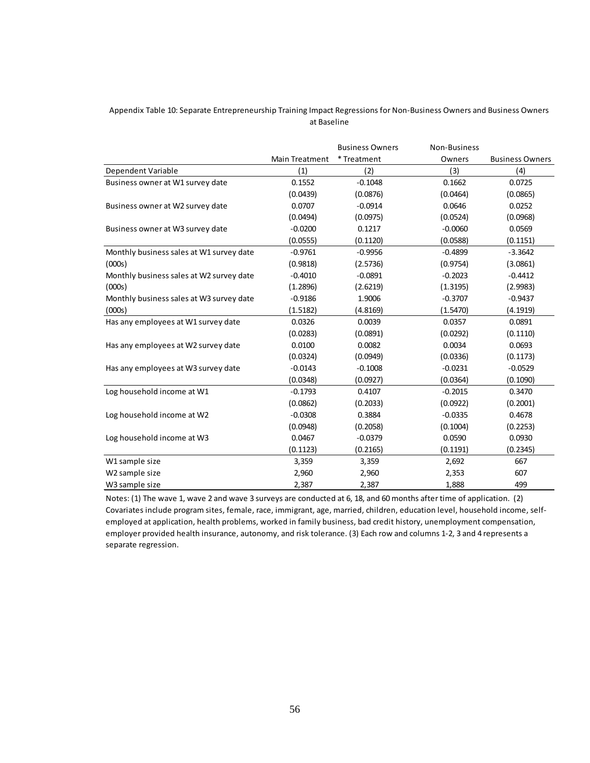Appendix Table 10: Separate Entrepreneurship Training Impact Regressions for Non-Business Owners and Business Owners at Baseline

| | Main Treatment | Business Owners * Treatment | Non-Business Owners | Business Owners |
|---|---|---|---|---|
| Dependent Variable | (1) | (2) | (3) | (4) |
| Business owner at W1 survey date | 0.1552 | -0.1048 | 0.1662 | 0.0725 |
| | (0.0439) | (0.0876) | (0.0464) | (0.0865) |
| Business owner at W2 survey date | 0.0707 | -0.0914 | 0.0646 | 0.0252 |
| | (0.0494) | (0.0975) | (0.0524) | (0.0968) |
| Business owner at W3 survey date | -0.0200 | 0.1217 | -0.0060 | 0.0569 |
| | (0.0555) | (0.1120) | (0.0588) | (0.1151) |
| Monthly business sales at W1 survey date | -0.9761 | -0.9956 | -0.4899 | -3.3642 |
| (000s) | (0.9818) | (2.5736) | (0.9754) | (3.0861) |
| Monthly business sales at W2 survey date | -0.4010 | -0.0891 | -0.2023 | -0.4412 |
| (000s) | (1.2896) | (2.6219) | (1.3195) | (2.9983) |
| Monthly business sales at W3 survey date | -0.9186 | 1.9006 | -0.3707 | -0.9437 |
| (000s) | (1.5182) | (4.8169) | (1.5470) | (4.1919) |
| Has any employees at W1 survey date | 0.0326 | 0.0039 | 0.0357 | 0.0891 |
| | (0.0283) | (0.0891) | (0.0292) | (0.1110) |
| Has any employees at W2 survey date | 0.0100 | 0.0082 | 0.0034 | 0.0693 |
| | (0.0324) | (0.0949) | (0.0336) | (0.1173) |
| Has any employees at W3 survey date | -0.0143 | -0.1008 | -0.0231 | -0.0529 |
| | (0.0348) | (0.0927) | (0.0364) | (0.1090) |
| Log household income at W1 | -0.1793 | 0.4107 | -0.2015 | 0.3470 |
| | (0.0862) | (0.2033) | (0.0922) | (0.2001) |
| Log household income at W2 | -0.0308 | 0.3884 | -0.0335 | 0.4678 |
| | (0.0948) | (0.2058) | (0.1004) | (0.2253) |
| Log household income at W3 | 0.0467 | -0.0379 | 0.0590 | 0.0930 |
| | (0.1123) | (0.2165) | (0.1191) | (0.2345) |
| W1 sample size | 3,359 | 3,359 | 2,692 | 667 |
| W2 sample size | 2,960 | 2,960 | 2,353 | 607 |
| W3 sample size | 2,387 | 2,387 | 1,888 | 499 |

Notes: (1) The wave 1, wave 2 and wave 3 surveys are conducted at 6, 18, and 60 months after time of application. (2) Covariates include program sites, female, race, immigrant, age, married, children, education level, household income, self-employed at application, health problems, worked in family business, bad credit history, unemployment compensation, employer provided health insurance, autonomy, and risk tolerance. (3) Each row and columns 1-2, 3 and 4 represents a separate regression.